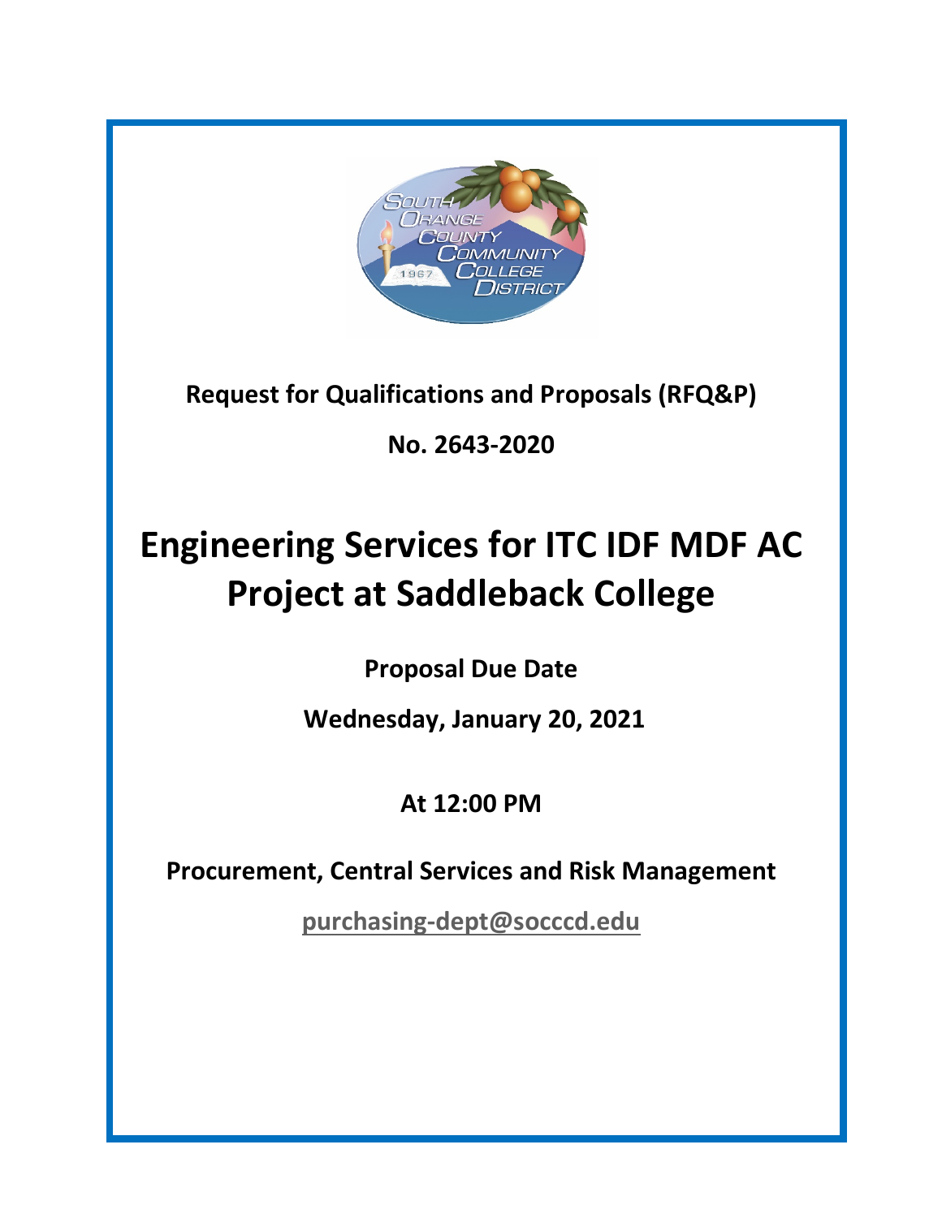**Request for Qualifications and Proposals (RFQ&P)**

**No. 2643-2020**

# Engineering Services for ITC IDF MDF AC Project at Saddleback College

**Proposal Due Date**

**Wednesday, January 20, 2021**

**At 12:00 PM**

**Procurement, Central Services and Risk Management**

**purchasing-dept@socccd.edu**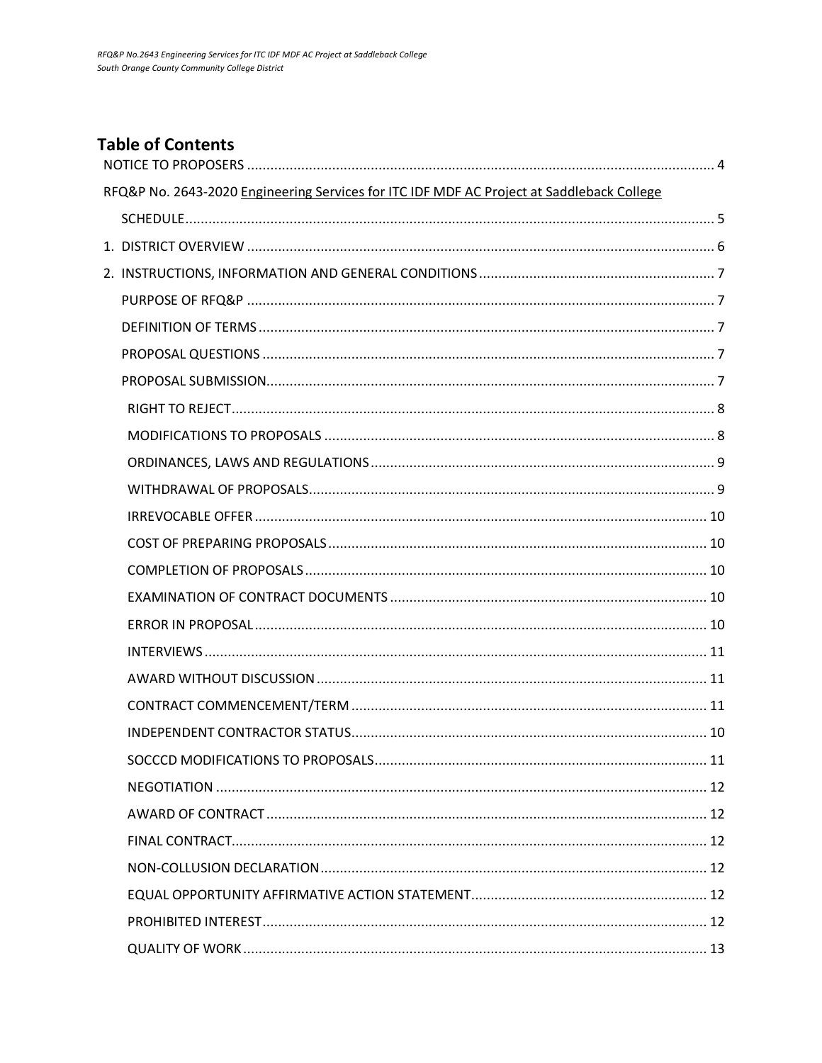## Table of Contents

NOTICE TO PROPOSERS ........................................................................................................................ 4

RFQ&P No. 2643-2020 Engineering Services for ITC IDF MDF AC Project at Saddleback College

- SCHEDULE........................................................................................................................................ 5
- 1. DISTRICT OVERVIEW ........................................................................................................................ 6
- 2. INSTRUCTIONS, INFORMATION AND GENERAL CONDITIONS ............................................................. 7
  - PURPOSE OF RFQ&P ......................................................................................................................... 7
  - DEFINITION OF TERMS ..................................................................................................................... 7
  - PROPOSAL QUESTIONS ..................................................................................................................... 7
  - PROPOSAL SUBMISSION..................................................................................................................... 7
    - RIGHT TO REJECT............................................................................................................................ 8
    - MODIFICATIONS TO PROPOSALS ..................................................................................................... 8
    - ORDINANCES, LAWS AND REGULATIONS ......................................................................................... 9
    - WITHDRAWAL OF PROPOSALS......................................................................................................... 9
    - IRREVOCABLE OFFER ..................................................................................................................... 10
    - COST OF PREPARING PROPOSALS .................................................................................................. 10
    - COMPLETION OF PROPOSALS ........................................................................................................ 10
    - EXAMINATION OF CONTRACT DOCUMENTS .................................................................................. 10
    - ERROR IN PROPOSAL ..................................................................................................................... 10
    - INTERVIEWS .................................................................................................................................. 11
    - AWARD WITHOUT DISCUSSION ..................................................................................................... 11
    - CONTRACT COMMENCEMENT/TERM ............................................................................................ 11
    - INDEPENDENT CONTRACTOR STATUS............................................................................................ 10
    - SOCCCD MODIFICATIONS TO PROPOSALS...................................................................................... 11
    - NEGOTIATION ............................................................................................................................... 12
    - AWARD OF CONTRACT .................................................................................................................. 12
    - FINAL CONTRACT........................................................................................................................... 12
    - NON-COLLUSION DECLARATION .................................................................................................... 12
    - EQUAL OPPORTUNITY AFFIRMATIVE ACTION STATEMENT............................................................. 12
    - PROHIBITED INTEREST................................................................................................................... 12
    - QUALITY OF WORK ........................................................................................................................ 13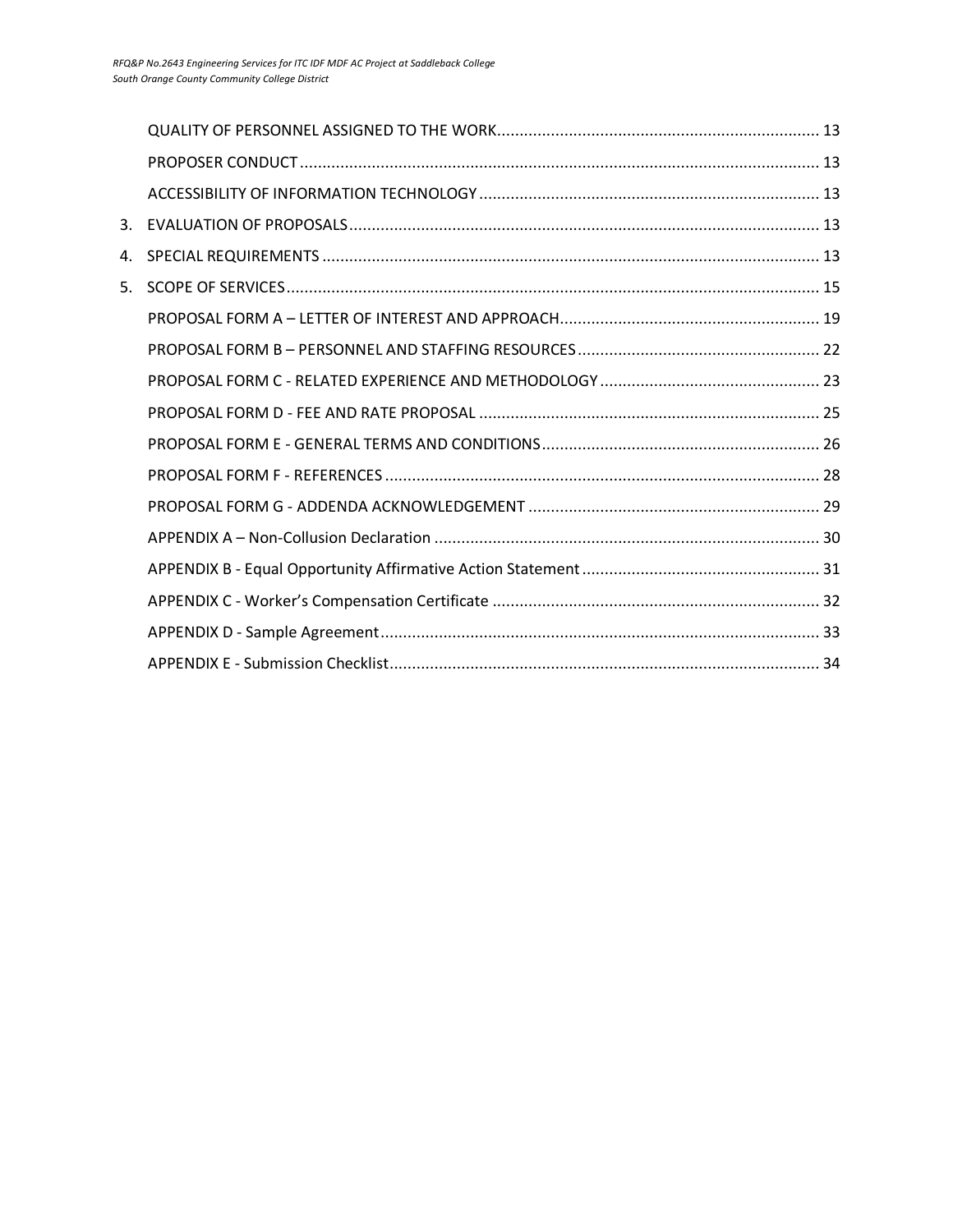QUALITY OF PERSONNEL ASSIGNED TO THE WORK ........ 13

PROPOSER CONDUCT ........ 13

ACCESSIBILITY OF INFORMATION TECHNOLOGY ........ 13

3. EVALUATION OF PROPOSALS ........ 13

4. SPECIAL REQUIREMENTS ........ 13

5. SCOPE OF SERVICES ........ 15

PROPOSAL FORM A – LETTER OF INTEREST AND APPROACH ........ 19

PROPOSAL FORM B – PERSONNEL AND STAFFING RESOURCES ........ 22

PROPOSAL FORM C - RELATED EXPERIENCE AND METHODOLOGY ........ 23

PROPOSAL FORM D - FEE AND RATE PROPOSAL ........ 25

PROPOSAL FORM E - GENERAL TERMS AND CONDITIONS ........ 26

PROPOSAL FORM F - REFERENCES ........ 28

PROPOSAL FORM G - ADDENDA ACKNOWLEDGEMENT ........ 29

APPENDIX A – Non-Collusion Declaration ........ 30

APPENDIX B - Equal Opportunity Affirmative Action Statement ........ 31

APPENDIX C - Worker's Compensation Certificate ........ 32

APPENDIX D - Sample Agreement ........ 33

APPENDIX E - Submission Checklist ........ 34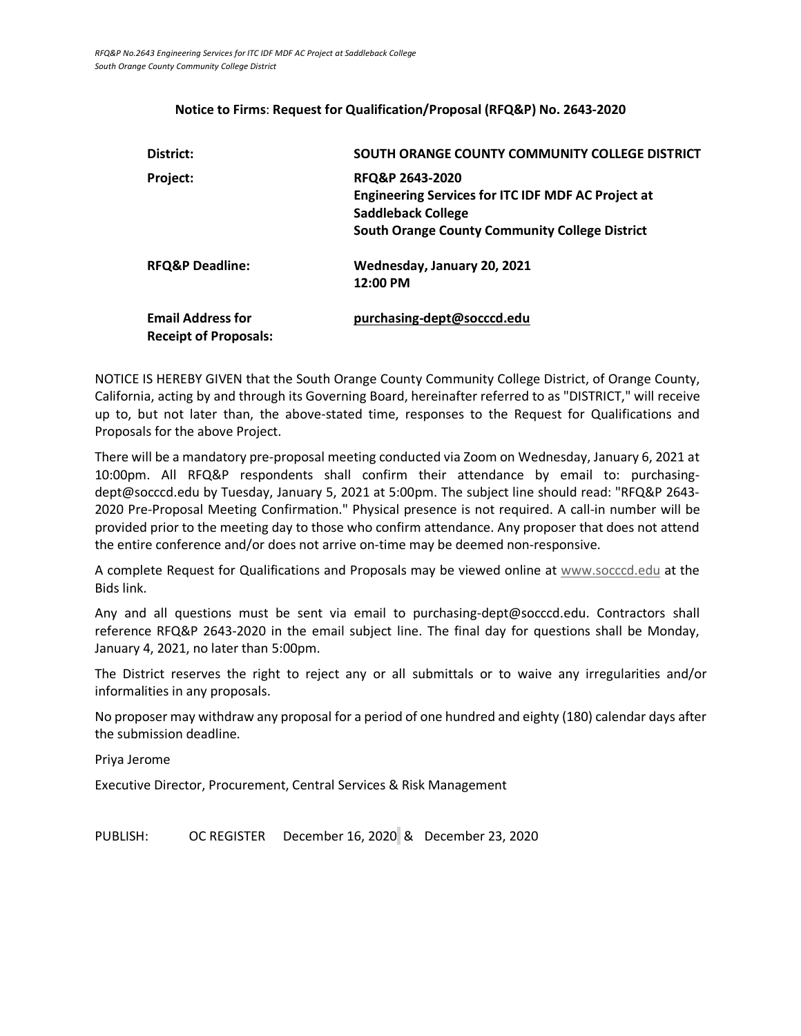**Notice to Firms**: **Request for Qualification/Proposal (RFQ&P) No. 2643-2020**

| | |
|---|---|
| **District:** | **SOUTH ORANGE COUNTY COMMUNITY COLLEGE DISTRICT** |
| **Project:** | **RFQ&P 2643-2020**<br>**Engineering Services for ITC IDF MDF AC Project at Saddleback College**<br>**South Orange County Community College District** |
| **RFQ&P Deadline:** | **Wednesday, January 20, 2021**<br>**12:00 PM** |
| **Email Address for Receipt of Proposals:** | **purchasing-dept@socccd.edu** |

NOTICE IS HEREBY GIVEN that the South Orange County Community College District, of Orange County, California, acting by and through its Governing Board, hereinafter referred to as "DISTRICT," will receive up to, but not later than, the above-stated time, responses to the Request for Qualifications and Proposals for the above Project.

There will be a mandatory pre-proposal meeting conducted via Zoom on Wednesday, January 6, 2021 at 10:00pm. All RFQ&P respondents shall confirm their attendance by email to: purchasing-dept@socccd.edu by Tuesday, January 5, 2021 at 5:00pm. The subject line should read: "RFQ&P 2643-2020 Pre-Proposal Meeting Confirmation." Physical presence is not required. A call-in number will be provided prior to the meeting day to those who confirm attendance. Any proposer that does not attend the entire conference and/or does not arrive on-time may be deemed non-responsive.

A complete Request for Qualifications and Proposals may be viewed online at www.socccd.edu at the Bids link.

Any and all questions must be sent via email to purchasing-dept@socccd.edu. Contractors shall reference RFQ&P 2643-2020 in the email subject line. The final day for questions shall be Monday, January 4, 2021, no later than 5:00pm.

The District reserves the right to reject any or all submittals or to waive any irregularities and/or informalities in any proposals.

No proposer may withdraw any proposal for a period of one hundred and eighty (180) calendar days after the submission deadline.

Priya Jerome

Executive Director, Procurement, Central Services & Risk Management

PUBLISH: OC REGISTER December 16, 2020 & December 23, 2020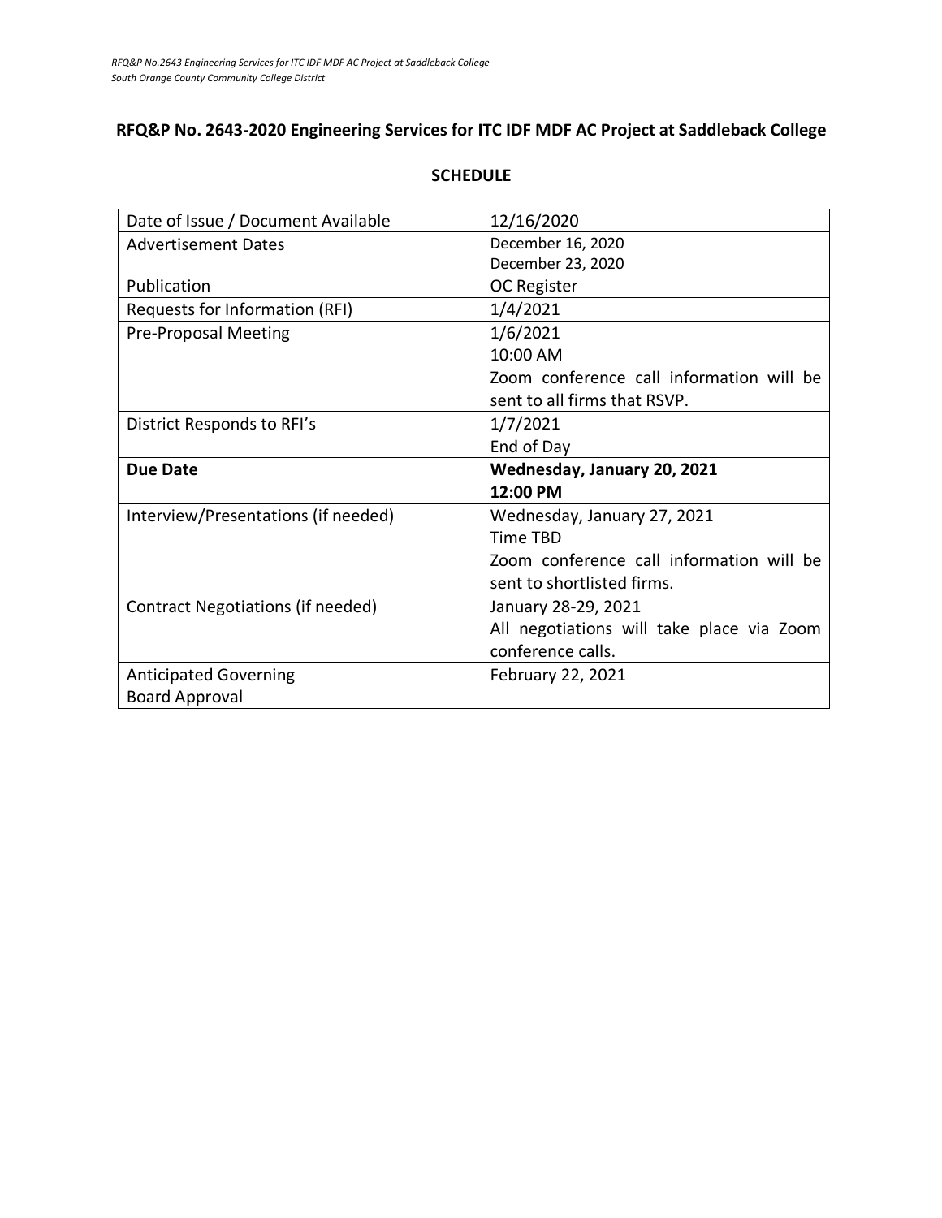# RFQ&P No. 2643-2020 Engineering Services for ITC IDF MDF AC Project at Saddleback College

## SCHEDULE

| | |
|---|---|
| Date of Issue / Document Available | 12/16/2020 |
| Advertisement Dates | December 16, 2020<br>December 23, 2020 |
| Publication | OC Register |
| Requests for Information (RFI) | 1/4/2021 |
| Pre-Proposal Meeting | 1/6/2021<br>10:00 AM<br>Zoom conference call information will be sent to all firms that RSVP. |
| District Responds to RFI's | 1/7/2021<br>End of Day |
| **Due Date** | **Wednesday, January 20, 2021**<br>**12:00 PM** |
| Interview/Presentations (if needed) | Wednesday, January 27, 2021<br>Time TBD<br>Zoom conference call information will be sent to shortlisted firms. |
| Contract Negotiations (if needed) | January 28-29, 2021<br>All negotiations will take place via Zoom conference calls. |
| Anticipated Governing Board Approval | February 22, 2021 |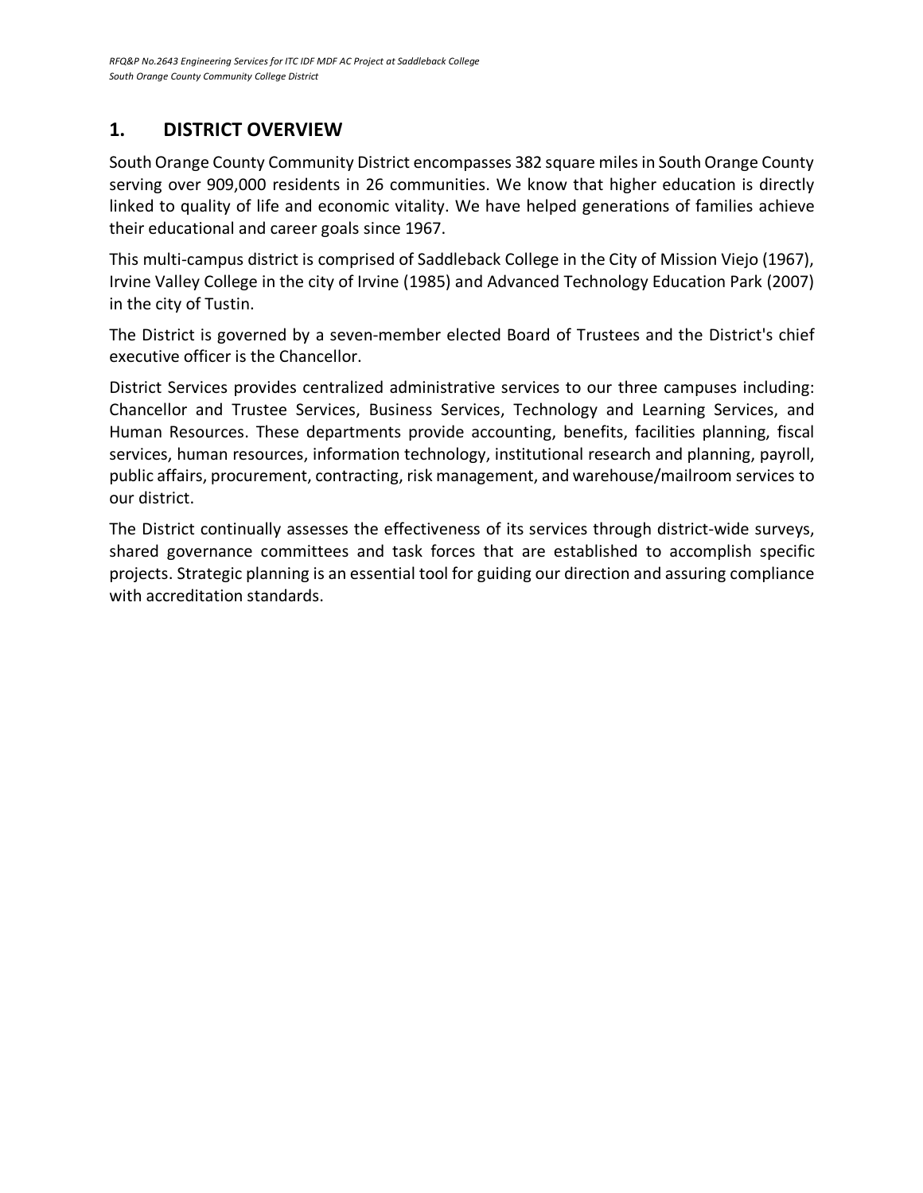## 1. DISTRICT OVERVIEW

South Orange County Community District encompasses 382 square miles in South Orange County serving over 909,000 residents in 26 communities. We know that higher education is directly linked to quality of life and economic vitality. We have helped generations of families achieve their educational and career goals since 1967.

This multi-campus district is comprised of Saddleback College in the City of Mission Viejo (1967), Irvine Valley College in the city of Irvine (1985) and Advanced Technology Education Park (2007) in the city of Tustin.

The District is governed by a seven-member elected Board of Trustees and the District's chief executive officer is the Chancellor.

District Services provides centralized administrative services to our three campuses including: Chancellor and Trustee Services, Business Services, Technology and Learning Services, and Human Resources. These departments provide accounting, benefits, facilities planning, fiscal services, human resources, information technology, institutional research and planning, payroll, public affairs, procurement, contracting, risk management, and warehouse/mailroom services to our district.

The District continually assesses the effectiveness of its services through district-wide surveys, shared governance committees and task forces that are established to accomplish specific projects. Strategic planning is an essential tool for guiding our direction and assuring compliance with accreditation standards.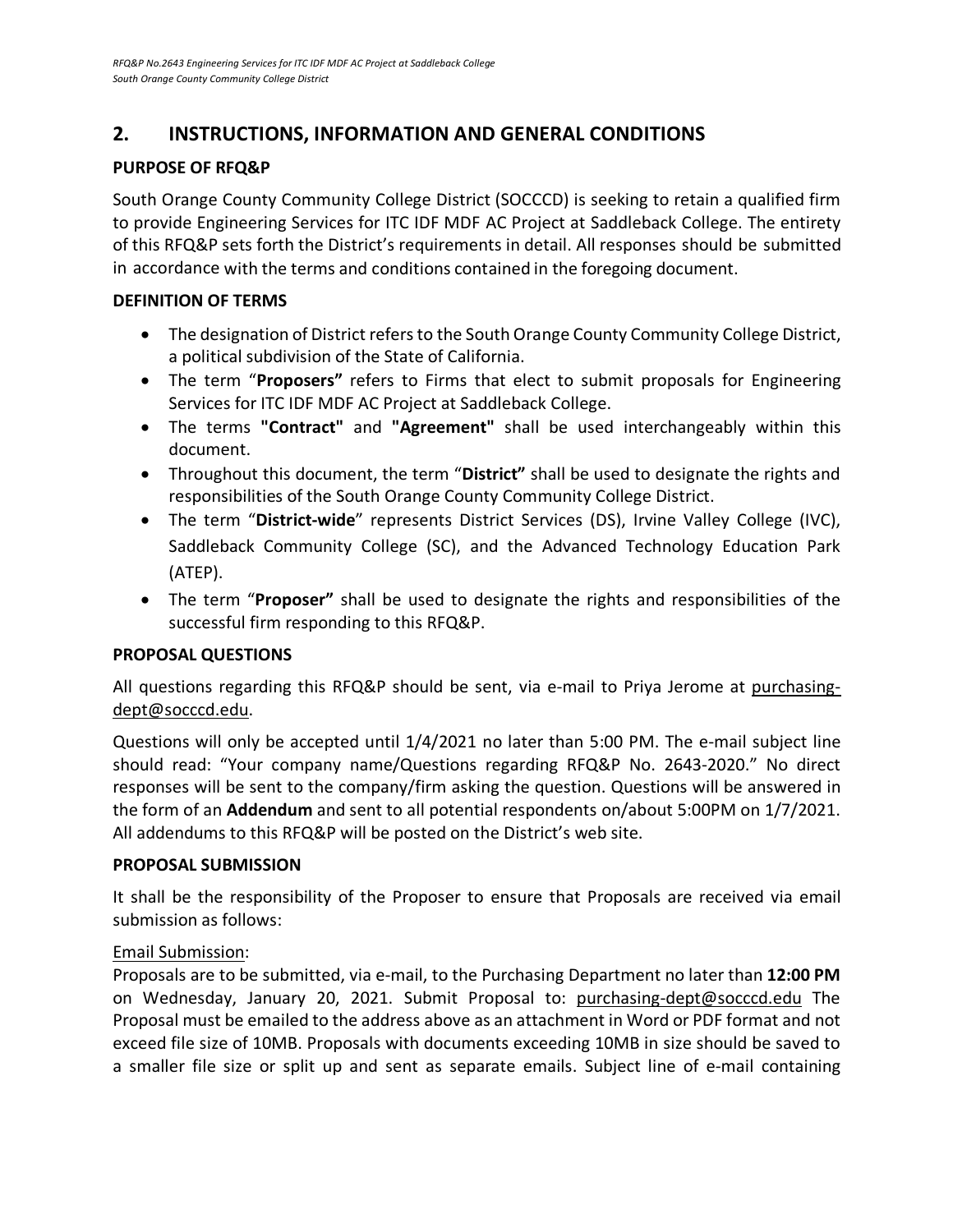## 2. INSTRUCTIONS, INFORMATION AND GENERAL CONDITIONS

### PURPOSE OF RFQ&P

South Orange County Community College District (SOCCCD) is seeking to retain a qualified firm to provide Engineering Services for ITC IDF MDF AC Project at Saddleback College. The entirety of this RFQ&P sets forth the District's requirements in detail. All responses should be submitted in accordance with the terms and conditions contained in the foregoing document.

### DEFINITION OF TERMS

- The designation of District refers to the South Orange County Community College District, a political subdivision of the State of California.
- The term "**Proposers"** refers to Firms that elect to submit proposals for Engineering Services for ITC IDF MDF AC Project at Saddleback College.
- The terms **"Contract"** and **"Agreement"** shall be used interchangeably within this document.
- Throughout this document, the term "**District"** shall be used to designate the rights and responsibilities of the South Orange County Community College District.
- The term "**District-wide**" represents District Services (DS), Irvine Valley College (IVC), Saddleback Community College (SC), and the Advanced Technology Education Park (ATEP).
- The term "**Proposer"** shall be used to designate the rights and responsibilities of the successful firm responding to this RFQ&P.

### PROPOSAL QUESTIONS

All questions regarding this RFQ&P should be sent, via e-mail to Priya Jerome at purchasing-dept@socccd.edu.

Questions will only be accepted until 1/4/2021 no later than 5:00 PM. The e-mail subject line should read: "Your company name/Questions regarding RFQ&P No. 2643-2020." No direct responses will be sent to the company/firm asking the question. Questions will be answered in the form of an **Addendum** and sent to all potential respondents on/about 5:00PM on 1/7/2021. All addendums to this RFQ&P will be posted on the District's web site.

### PROPOSAL SUBMISSION

It shall be the responsibility of the Proposer to ensure that Proposals are received via email submission as follows:

Email Submission:

Proposals are to be submitted, via e-mail, to the Purchasing Department no later than **12:00 PM** on Wednesday, January 20, 2021. Submit Proposal to: purchasing-dept@socccd.edu The Proposal must be emailed to the address above as an attachment in Word or PDF format and not exceed file size of 10MB. Proposals with documents exceeding 10MB in size should be saved to a smaller file size or split up and sent as separate emails. Subject line of e-mail containing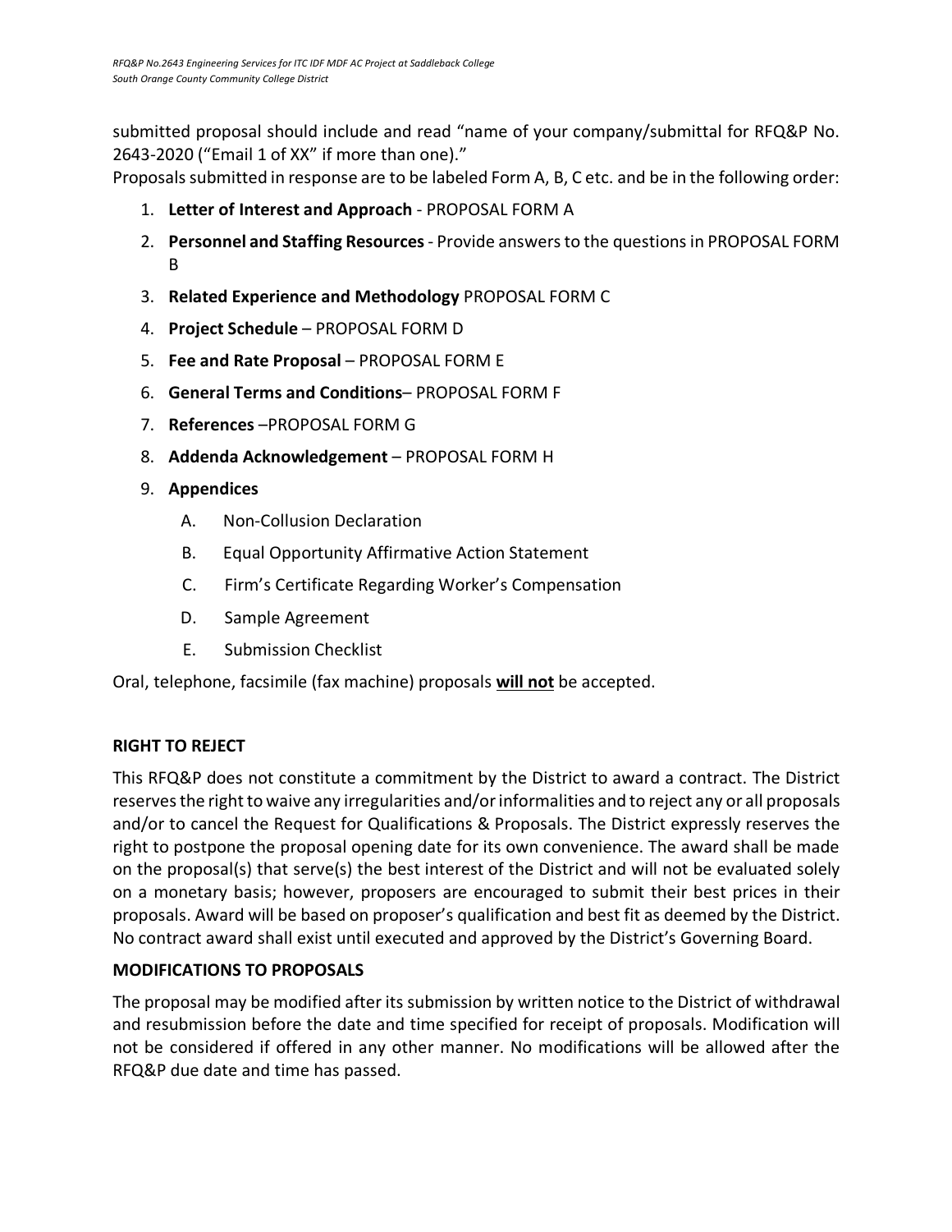submitted proposal should include and read "name of your company/submittal for RFQ&P No. 2643-2020 ("Email 1 of XX" if more than one)."

Proposals submitted in response are to be labeled Form A, B, C etc. and be in the following order:

1. **Letter of Interest and Approach** - PROPOSAL FORM A
2. **Personnel and Staffing Resources** - Provide answers to the questions in PROPOSAL FORM B
3. **Related Experience and Methodology** PROPOSAL FORM C
4. **Project Schedule** – PROPOSAL FORM D
5. **Fee and Rate Proposal** – PROPOSAL FORM E
6. **General Terms and Conditions**– PROPOSAL FORM F
7. **References** –PROPOSAL FORM G
8. **Addenda Acknowledgement** – PROPOSAL FORM H
9. **Appendices**
   - A. Non-Collusion Declaration
   - B. Equal Opportunity Affirmative Action Statement
   - C. Firm's Certificate Regarding Worker's Compensation
   - D. Sample Agreement
   - E. Submission Checklist

Oral, telephone, facsimile (fax machine) proposals **will not** be accepted.

**RIGHT TO REJECT**

This RFQ&P does not constitute a commitment by the District to award a contract. The District reserves the right to waive any irregularities and/or informalities and to reject any or all proposals and/or to cancel the Request for Qualifications & Proposals. The District expressly reserves the right to postpone the proposal opening date for its own convenience. The award shall be made on the proposal(s) that serve(s) the best interest of the District and will not be evaluated solely on a monetary basis; however, proposers are encouraged to submit their best prices in their proposals. Award will be based on proposer's qualification and best fit as deemed by the District. No contract award shall exist until executed and approved by the District's Governing Board.

**MODIFICATIONS TO PROPOSALS**

The proposal may be modified after its submission by written notice to the District of withdrawal and resubmission before the date and time specified for receipt of proposals. Modification will not be considered if offered in any other manner. No modifications will be allowed after the RFQ&P due date and time has passed.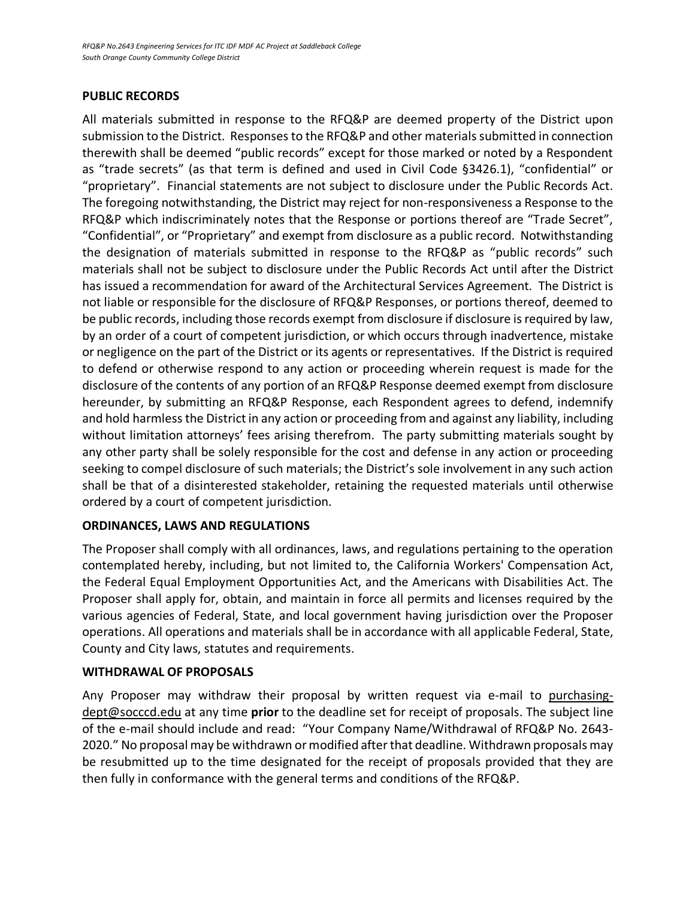## PUBLIC RECORDS

All materials submitted in response to the RFQ&P are deemed property of the District upon submission to the District. Responses to the RFQ&P and other materials submitted in connection therewith shall be deemed "public records" except for those marked or noted by a Respondent as "trade secrets" (as that term is defined and used in Civil Code §3426.1), "confidential" or "proprietary". Financial statements are not subject to disclosure under the Public Records Act. The foregoing notwithstanding, the District may reject for non-responsiveness a Response to the RFQ&P which indiscriminately notes that the Response or portions thereof are "Trade Secret", "Confidential", or "Proprietary" and exempt from disclosure as a public record. Notwithstanding the designation of materials submitted in response to the RFQ&P as "public records" such materials shall not be subject to disclosure under the Public Records Act until after the District has issued a recommendation for award of the Architectural Services Agreement. The District is not liable or responsible for the disclosure of RFQ&P Responses, or portions thereof, deemed to be public records, including those records exempt from disclosure if disclosure is required by law, by an order of a court of competent jurisdiction, or which occurs through inadvertence, mistake or negligence on the part of the District or its agents or representatives. If the District is required to defend or otherwise respond to any action or proceeding wherein request is made for the disclosure of the contents of any portion of an RFQ&P Response deemed exempt from disclosure hereunder, by submitting an RFQ&P Response, each Respondent agrees to defend, indemnify and hold harmless the District in any action or proceeding from and against any liability, including without limitation attorneys' fees arising therefrom. The party submitting materials sought by any other party shall be solely responsible for the cost and defense in any action or proceeding seeking to compel disclosure of such materials; the District's sole involvement in any such action shall be that of a disinterested stakeholder, retaining the requested materials until otherwise ordered by a court of competent jurisdiction.

## ORDINANCES, LAWS AND REGULATIONS

The Proposer shall comply with all ordinances, laws, and regulations pertaining to the operation contemplated hereby, including, but not limited to, the California Workers' Compensation Act, the Federal Equal Employment Opportunities Act, and the Americans with Disabilities Act. The Proposer shall apply for, obtain, and maintain in force all permits and licenses required by the various agencies of Federal, State, and local government having jurisdiction over the Proposer operations. All operations and materials shall be in accordance with all applicable Federal, State, County and City laws, statutes and requirements.

## WITHDRAWAL OF PROPOSALS

Any Proposer may withdraw their proposal by written request via e-mail to purchasing-dept@socccd.edu at any time **prior** to the deadline set for receipt of proposals. The subject line of the e-mail should include and read: "Your Company Name/Withdrawal of RFQ&P No. 2643-2020." No proposal may be withdrawn or modified after that deadline. Withdrawn proposals may be resubmitted up to the time designated for the receipt of proposals provided that they are then fully in conformance with the general terms and conditions of the RFQ&P.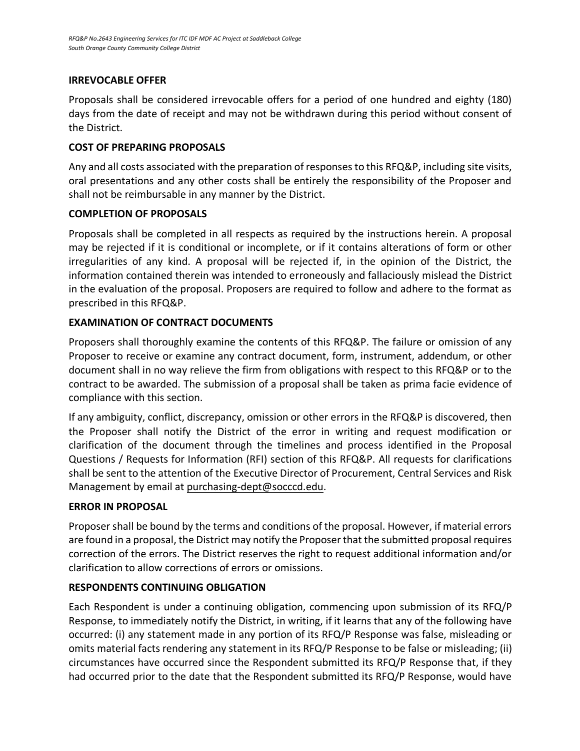**IRREVOCABLE OFFER**

Proposals shall be considered irrevocable offers for a period of one hundred and eighty (180) days from the date of receipt and may not be withdrawn during this period without consent of the District.

**COST OF PREPARING PROPOSALS**

Any and all costs associated with the preparation of responses to this RFQ&P, including site visits, oral presentations and any other costs shall be entirely the responsibility of the Proposer and shall not be reimbursable in any manner by the District.

**COMPLETION OF PROPOSALS**

Proposals shall be completed in all respects as required by the instructions herein. A proposal may be rejected if it is conditional or incomplete, or if it contains alterations of form or other irregularities of any kind. A proposal will be rejected if, in the opinion of the District, the information contained therein was intended to erroneously and fallaciously mislead the District in the evaluation of the proposal. Proposers are required to follow and adhere to the format as prescribed in this RFQ&P.

**EXAMINATION OF CONTRACT DOCUMENTS**

Proposers shall thoroughly examine the contents of this RFQ&P. The failure or omission of any Proposer to receive or examine any contract document, form, instrument, addendum, or other document shall in no way relieve the firm from obligations with respect to this RFQ&P or to the contract to be awarded. The submission of a proposal shall be taken as prima facie evidence of compliance with this section.

If any ambiguity, conflict, discrepancy, omission or other errors in the RFQ&P is discovered, then the Proposer shall notify the District of the error in writing and request modification or clarification of the document through the timelines and process identified in the Proposal Questions / Requests for Information (RFI) section of this RFQ&P. All requests for clarifications shall be sent to the attention of the Executive Director of Procurement, Central Services and Risk Management by email at purchasing-dept@socccd.edu.

**ERROR IN PROPOSAL**

Proposer shall be bound by the terms and conditions of the proposal. However, if material errors are found in a proposal, the District may notify the Proposer that the submitted proposal requires correction of the errors. The District reserves the right to request additional information and/or clarification to allow corrections of errors or omissions.

**RESPONDENTS CONTINUING OBLIGATION**

Each Respondent is under a continuing obligation, commencing upon submission of its RFQ/P Response, to immediately notify the District, in writing, if it learns that any of the following have occurred: (i) any statement made in any portion of its RFQ/P Response was false, misleading or omits material facts rendering any statement in its RFQ/P Response to be false or misleading; (ii) circumstances have occurred since the Respondent submitted its RFQ/P Response that, if they had occurred prior to the date that the Respondent submitted its RFQ/P Response, would have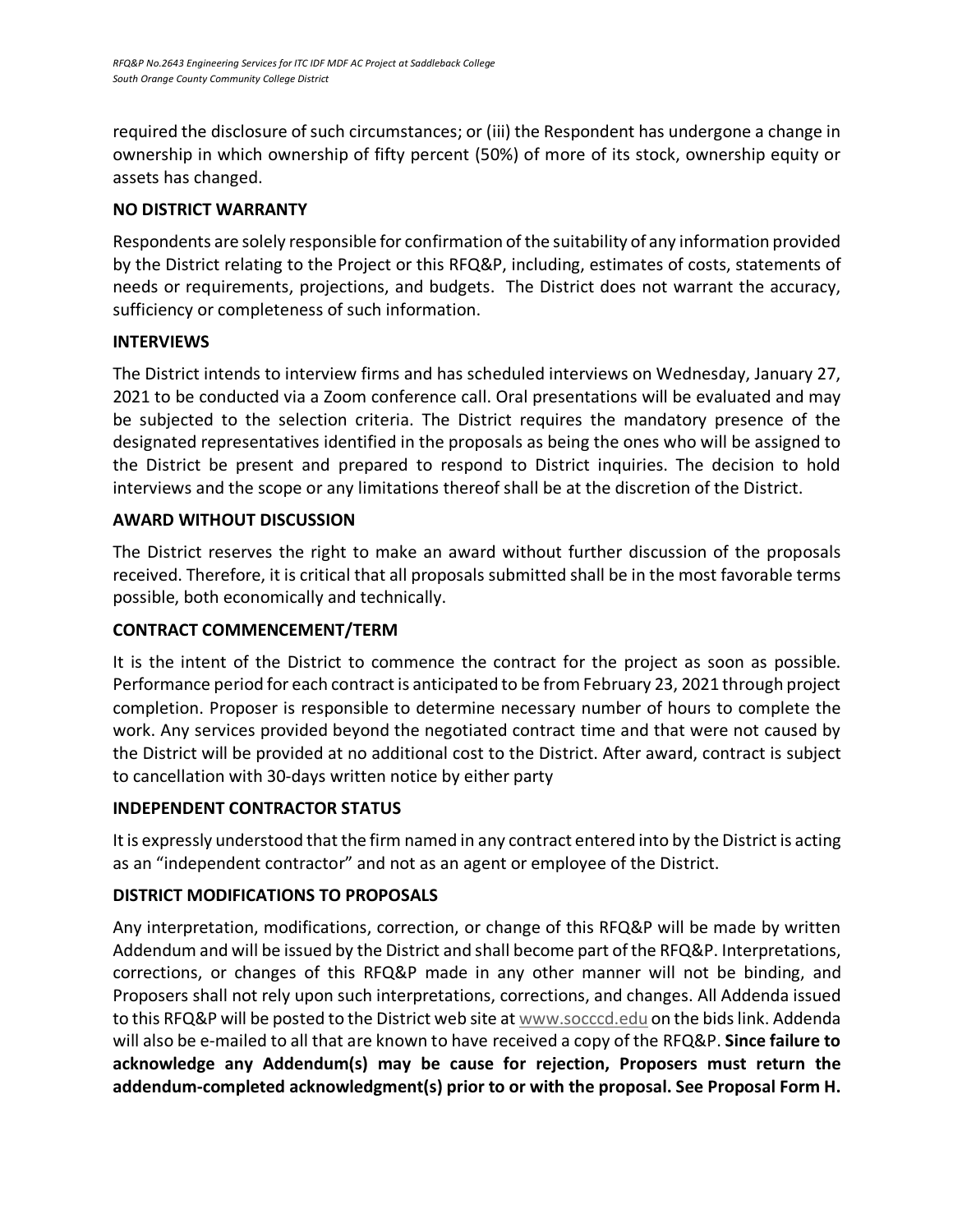required the disclosure of such circumstances; or (iii) the Respondent has undergone a change in ownership in which ownership of fifty percent (50%) of more of its stock, ownership equity or assets has changed.

## NO DISTRICT WARRANTY

Respondents are solely responsible for confirmation of the suitability of any information provided by the District relating to the Project or this RFQ&P, including, estimates of costs, statements of needs or requirements, projections, and budgets. The District does not warrant the accuracy, sufficiency or completeness of such information.

## INTERVIEWS

The District intends to interview firms and has scheduled interviews on Wednesday, January 27, 2021 to be conducted via a Zoom conference call. Oral presentations will be evaluated and may be subjected to the selection criteria. The District requires the mandatory presence of the designated representatives identified in the proposals as being the ones who will be assigned to the District be present and prepared to respond to District inquiries. The decision to hold interviews and the scope or any limitations thereof shall be at the discretion of the District.

## AWARD WITHOUT DISCUSSION

The District reserves the right to make an award without further discussion of the proposals received. Therefore, it is critical that all proposals submitted shall be in the most favorable terms possible, both economically and technically.

## CONTRACT COMMENCEMENT/TERM

It is the intent of the District to commence the contract for the project as soon as possible. Performance period for each contract is anticipated to be from February 23, 2021 through project completion. Proposer is responsible to determine necessary number of hours to complete the work. Any services provided beyond the negotiated contract time and that were not caused by the District will be provided at no additional cost to the District. After award, contract is subject to cancellation with 30-days written notice by either party

## INDEPENDENT CONTRACTOR STATUS

It is expressly understood that the firm named in any contract entered into by the District is acting as an "independent contractor" and not as an agent or employee of the District.

## DISTRICT MODIFICATIONS TO PROPOSALS

Any interpretation, modifications, correction, or change of this RFQ&P will be made by written Addendum and will be issued by the District and shall become part of the RFQ&P. Interpretations, corrections, or changes of this RFQ&P made in any other manner will not be binding, and Proposers shall not rely upon such interpretations, corrections, and changes. All Addenda issued to this RFQ&P will be posted to the District web site at www.socccd.edu on the bids link. Addenda will also be e-mailed to all that are known to have received a copy of the RFQ&P. **Since failure to acknowledge any Addendum(s) may be cause for rejection, Proposers must return the addendum-completed acknowledgment(s) prior to or with the proposal. See Proposal Form H.**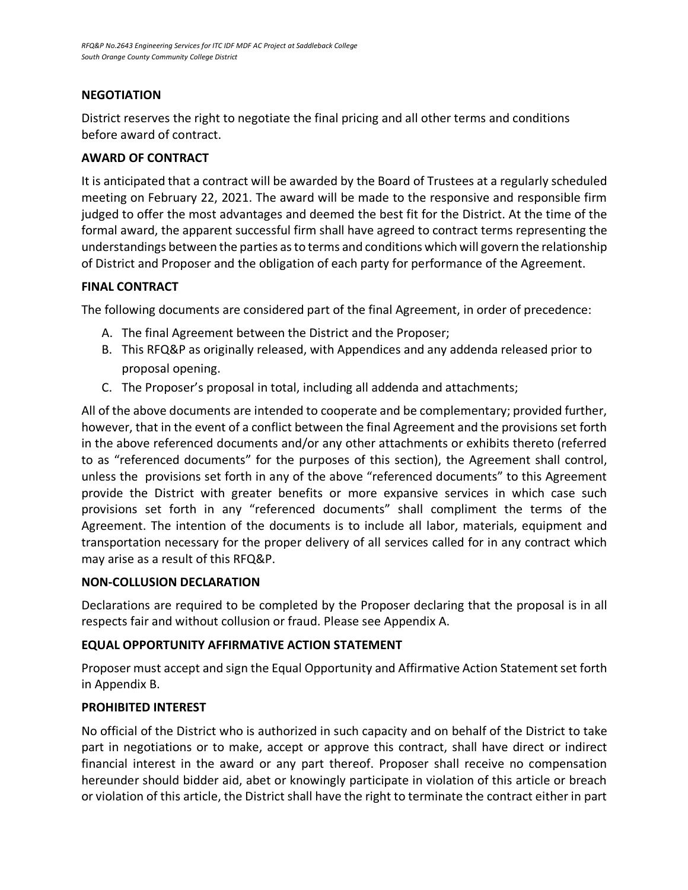## NEGOTIATION

District reserves the right to negotiate the final pricing and all other terms and conditions before award of contract.

## AWARD OF CONTRACT

It is anticipated that a contract will be awarded by the Board of Trustees at a regularly scheduled meeting on February 22, 2021. The award will be made to the responsive and responsible firm judged to offer the most advantages and deemed the best fit for the District. At the time of the formal award, the apparent successful firm shall have agreed to contract terms representing the understandings between the parties as to terms and conditions which will govern the relationship of District and Proposer and the obligation of each party for performance of the Agreement.

## FINAL CONTRACT

The following documents are considered part of the final Agreement, in order of precedence:

A. The final Agreement between the District and the Proposer;
B. This RFQ&P as originally released, with Appendices and any addenda released prior to proposal opening.
C. The Proposer's proposal in total, including all addenda and attachments;

All of the above documents are intended to cooperate and be complementary; provided further, however, that in the event of a conflict between the final Agreement and the provisions set forth in the above referenced documents and/or any other attachments or exhibits thereto (referred to as "referenced documents" for the purposes of this section), the Agreement shall control, unless the provisions set forth in any of the above "referenced documents" to this Agreement provide the District with greater benefits or more expansive services in which case such provisions set forth in any "referenced documents" shall compliment the terms of the Agreement. The intention of the documents is to include all labor, materials, equipment and transportation necessary for the proper delivery of all services called for in any contract which may arise as a result of this RFQ&P.

## NON-COLLUSION DECLARATION

Declarations are required to be completed by the Proposer declaring that the proposal is in all respects fair and without collusion or fraud. Please see Appendix A.

## EQUAL OPPORTUNITY AFFIRMATIVE ACTION STATEMENT

Proposer must accept and sign the Equal Opportunity and Affirmative Action Statement set forth in Appendix B.

## PROHIBITED INTEREST

No official of the District who is authorized in such capacity and on behalf of the District to take part in negotiations or to make, accept or approve this contract, shall have direct or indirect financial interest in the award or any part thereof. Proposer shall receive no compensation hereunder should bidder aid, abet or knowingly participate in violation of this article or breach or violation of this article, the District shall have the right to terminate the contract either in part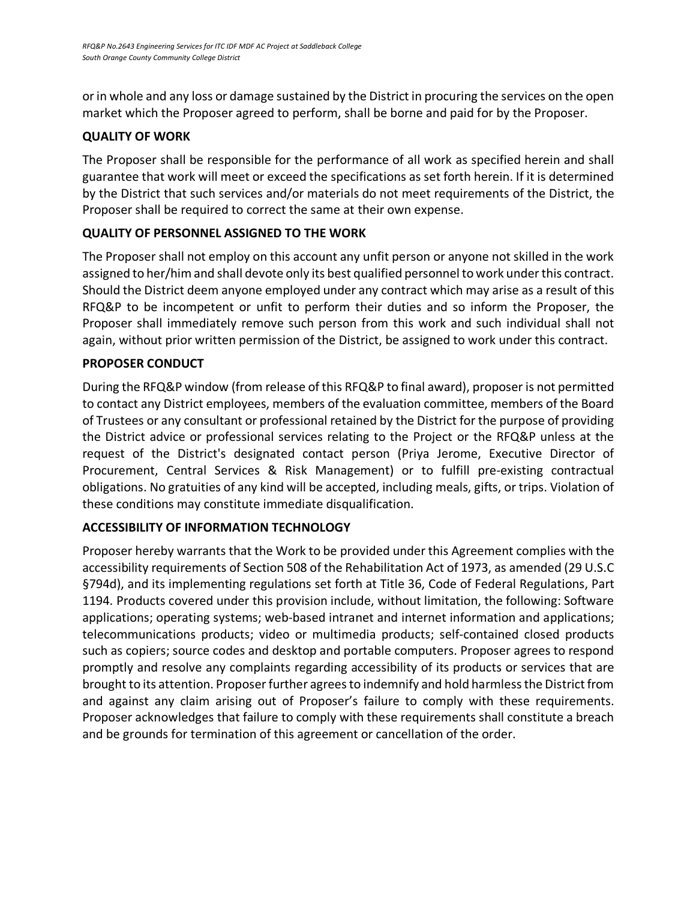or in whole and any loss or damage sustained by the District in procuring the services on the open market which the Proposer agreed to perform, shall be borne and paid for by the Proposer.

**QUALITY OF WORK**

The Proposer shall be responsible for the performance of all work as specified herein and shall guarantee that work will meet or exceed the specifications as set forth herein. If it is determined by the District that such services and/or materials do not meet requirements of the District, the Proposer shall be required to correct the same at their own expense.

**QUALITY OF PERSONNEL ASSIGNED TO THE WORK**

The Proposer shall not employ on this account any unfit person or anyone not skilled in the work assigned to her/him and shall devote only its best qualified personnel to work under this contract. Should the District deem anyone employed under any contract which may arise as a result of this RFQ&P to be incompetent or unfit to perform their duties and so inform the Proposer, the Proposer shall immediately remove such person from this work and such individual shall not again, without prior written permission of the District, be assigned to work under this contract.

**PROPOSER CONDUCT**

During the RFQ&P window (from release of this RFQ&P to final award), proposer is not permitted to contact any District employees, members of the evaluation committee, members of the Board of Trustees or any consultant or professional retained by the District for the purpose of providing the District advice or professional services relating to the Project or the RFQ&P unless at the request of the District's designated contact person (Priya Jerome, Executive Director of Procurement, Central Services & Risk Management) or to fulfill pre-existing contractual obligations. No gratuities of any kind will be accepted, including meals, gifts, or trips. Violation of these conditions may constitute immediate disqualification.

**ACCESSIBILITY OF INFORMATION TECHNOLOGY**

Proposer hereby warrants that the Work to be provided under this Agreement complies with the accessibility requirements of Section 508 of the Rehabilitation Act of 1973, as amended (29 U.S.C §794d), and its implementing regulations set forth at Title 36, Code of Federal Regulations, Part 1194. Products covered under this provision include, without limitation, the following: Software applications; operating systems; web-based intranet and internet information and applications; telecommunications products; video or multimedia products; self-contained closed products such as copiers; source codes and desktop and portable computers. Proposer agrees to respond promptly and resolve any complaints regarding accessibility of its products or services that are brought to its attention. Proposer further agrees to indemnify and hold harmless the District from and against any claim arising out of Proposer's failure to comply with these requirements. Proposer acknowledges that failure to comply with these requirements shall constitute a breach and be grounds for termination of this agreement or cancellation of the order.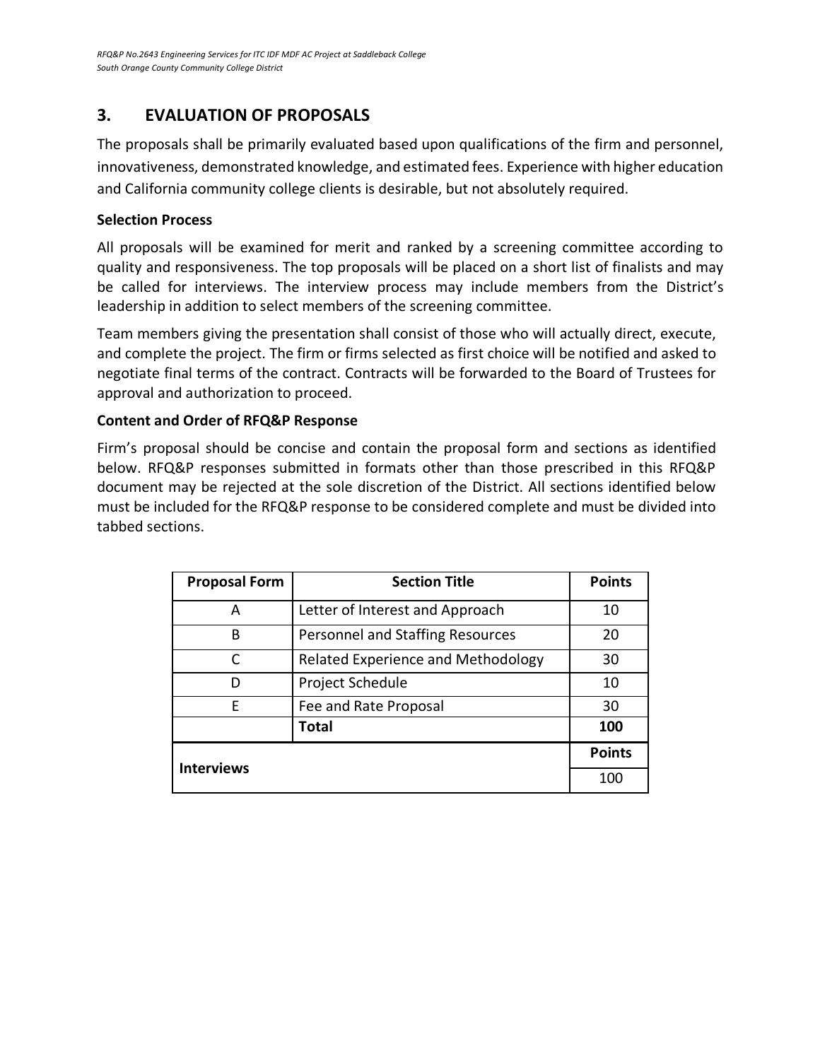## 3. EVALUATION OF PROPOSALS

The proposals shall be primarily evaluated based upon qualifications of the firm and personnel, innovativeness, demonstrated knowledge, and estimated fees. Experience with higher education and California community college clients is desirable, but not absolutely required.

**Selection Process**

All proposals will be examined for merit and ranked by a screening committee according to quality and responsiveness. The top proposals will be placed on a short list of finalists and may be called for interviews. The interview process may include members from the District's leadership in addition to select members of the screening committee.

Team members giving the presentation shall consist of those who will actually direct, execute, and complete the project. The firm or firms selected as first choice will be notified and asked to negotiate final terms of the contract. Contracts will be forwarded to the Board of Trustees for approval and authorization to proceed.

**Content and Order of RFQ&P Response**

Firm's proposal should be concise and contain the proposal form and sections as identified below. RFQ&P responses submitted in formats other than those prescribed in this RFQ&P document may be rejected at the sole discretion of the District. All sections identified below must be included for the RFQ&P response to be considered complete and must be divided into tabbed sections.

| Proposal Form | Section Title | Points |
|---|---|---|
| A | Letter of Interest and Approach | 10 |
| B | Personnel and Staffing Resources | 20 |
| C | Related Experience and Methodology | 30 |
| D | Project Schedule | 10 |
| E | Fee and Rate Proposal | 30 |
| | **Total** | **100** |
| **Interviews** | | **Points** |
| | | 100 |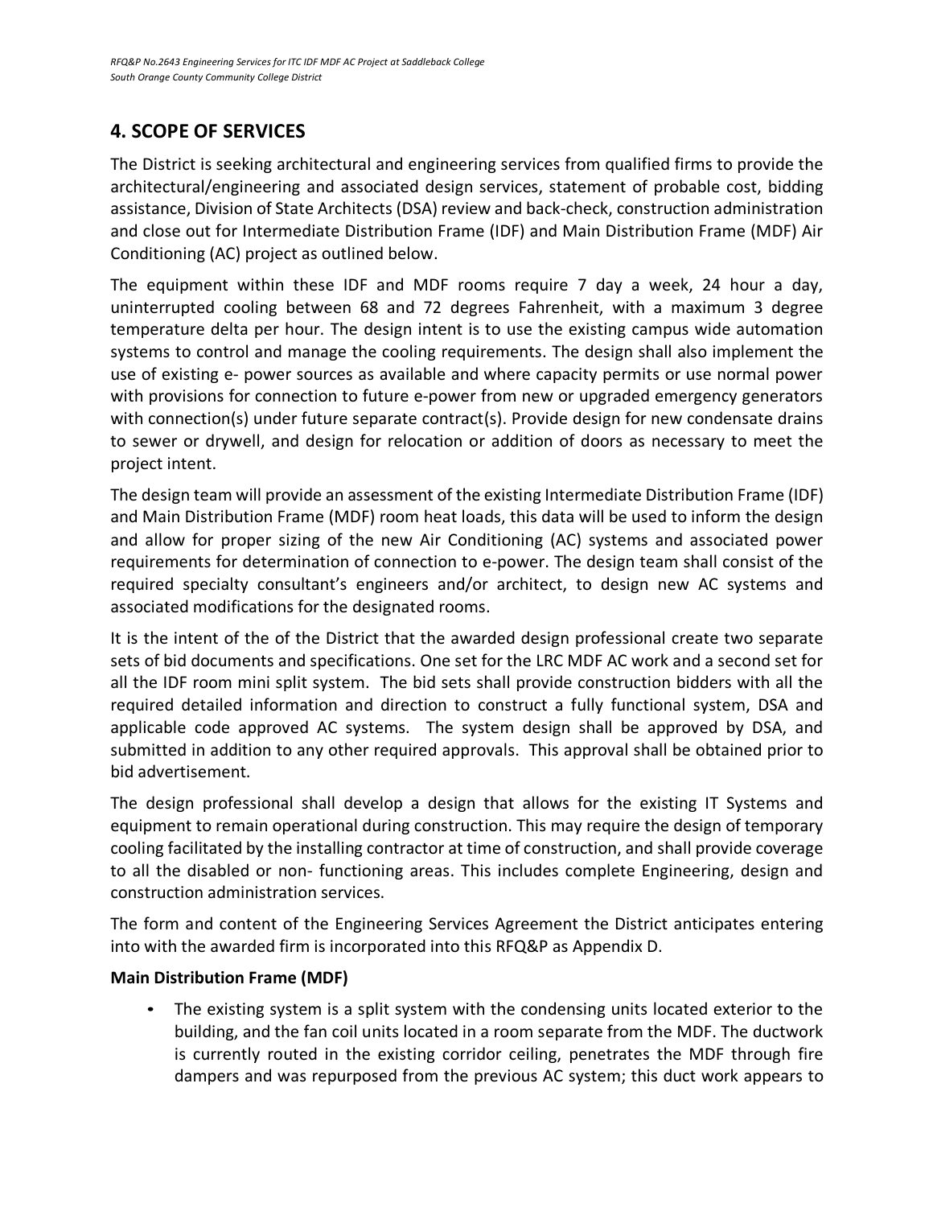## 4. SCOPE OF SERVICES

The District is seeking architectural and engineering services from qualified firms to provide the architectural/engineering and associated design services, statement of probable cost, bidding assistance, Division of State Architects (DSA) review and back-check, construction administration and close out for Intermediate Distribution Frame (IDF) and Main Distribution Frame (MDF) Air Conditioning (AC) project as outlined below.

The equipment within these IDF and MDF rooms require 7 day a week, 24 hour a day, uninterrupted cooling between 68 and 72 degrees Fahrenheit, with a maximum 3 degree temperature delta per hour. The design intent is to use the existing campus wide automation systems to control and manage the cooling requirements. The design shall also implement the use of existing e- power sources as available and where capacity permits or use normal power with provisions for connection to future e-power from new or upgraded emergency generators with connection(s) under future separate contract(s). Provide design for new condensate drains to sewer or drywell, and design for relocation or addition of doors as necessary to meet the project intent.

The design team will provide an assessment of the existing Intermediate Distribution Frame (IDF) and Main Distribution Frame (MDF) room heat loads, this data will be used to inform the design and allow for proper sizing of the new Air Conditioning (AC) systems and associated power requirements for determination of connection to e-power. The design team shall consist of the required specialty consultant's engineers and/or architect, to design new AC systems and associated modifications for the designated rooms.

It is the intent of the of the District that the awarded design professional create two separate sets of bid documents and specifications. One set for the LRC MDF AC work and a second set for all the IDF room mini split system. The bid sets shall provide construction bidders with all the required detailed information and direction to construct a fully functional system, DSA and applicable code approved AC systems. The system design shall be approved by DSA, and submitted in addition to any other required approvals. This approval shall be obtained prior to bid advertisement.

The design professional shall develop a design that allows for the existing IT Systems and equipment to remain operational during construction. This may require the design of temporary cooling facilitated by the installing contractor at time of construction, and shall provide coverage to all the disabled or non- functioning areas. This includes complete Engineering, design and construction administration services.

The form and content of the Engineering Services Agreement the District anticipates entering into with the awarded firm is incorporated into this RFQ&P as Appendix D.

**Main Distribution Frame (MDF)**

- The existing system is a split system with the condensing units located exterior to the building, and the fan coil units located in a room separate from the MDF. The ductwork is currently routed in the existing corridor ceiling, penetrates the MDF through fire dampers and was repurposed from the previous AC system; this duct work appears to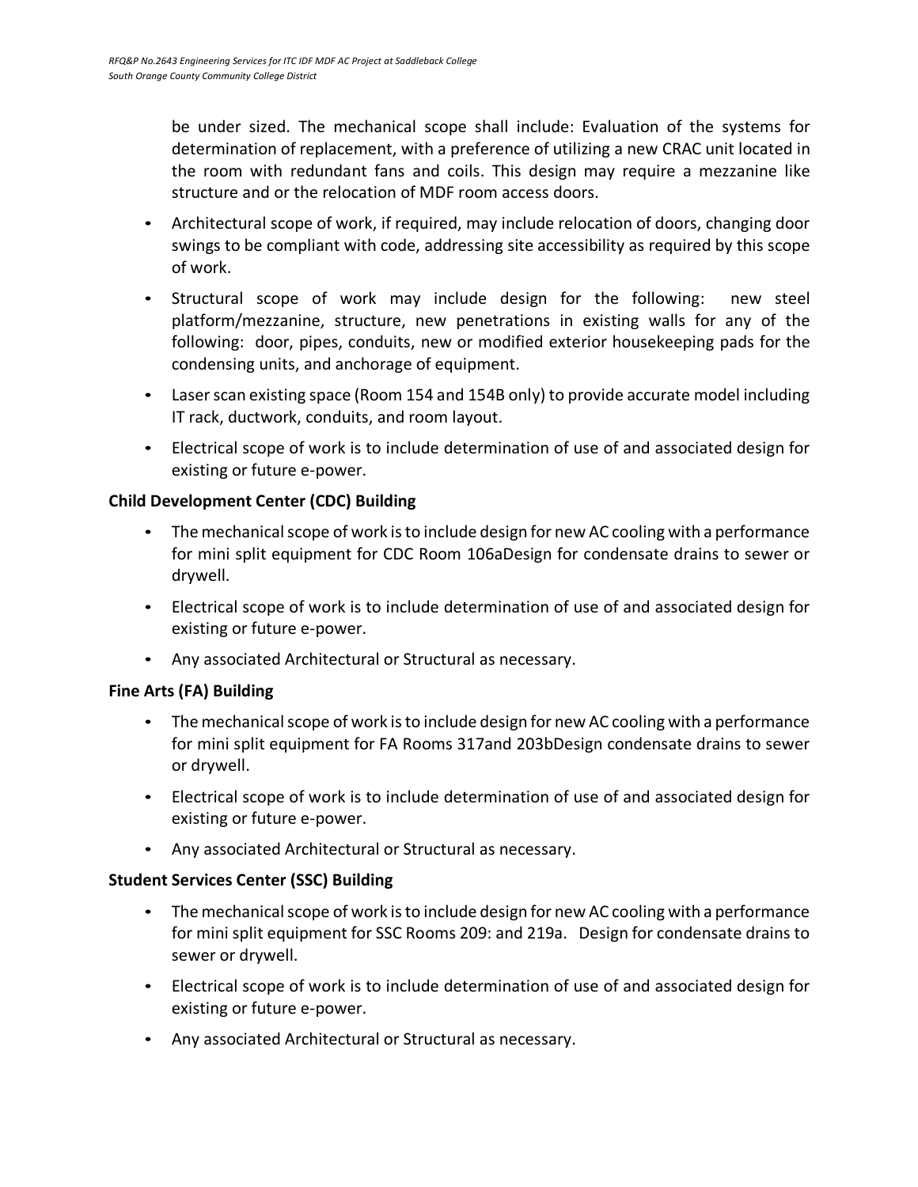be under sized. The mechanical scope shall include: Evaluation of the systems for determination of replacement, with a preference of utilizing a new CRAC unit located in the room with redundant fans and coils. This design may require a mezzanine like structure and or the relocation of MDF room access doors.

- Architectural scope of work, if required, may include relocation of doors, changing door swings to be compliant with code, addressing site accessibility as required by this scope of work.
- Structural scope of work may include design for the following: new steel platform/mezzanine, structure, new penetrations in existing walls for any of the following: door, pipes, conduits, new or modified exterior housekeeping pads for the condensing units, and anchorage of equipment.
- Laser scan existing space (Room 154 and 154B only) to provide accurate model including IT rack, ductwork, conduits, and room layout.
- Electrical scope of work is to include determination of use of and associated design for existing or future e-power.

**Child Development Center (CDC) Building**

- The mechanical scope of work is to include design for new AC cooling with a performance for mini split equipment for CDC Room 106aDesign for condensate drains to sewer or drywell.
- Electrical scope of work is to include determination of use of and associated design for existing or future e-power.
- Any associated Architectural or Structural as necessary.

**Fine Arts (FA) Building**

- The mechanical scope of work is to include design for new AC cooling with a performance for mini split equipment for FA Rooms 317and 203bDesign condensate drains to sewer or drywell.
- Electrical scope of work is to include determination of use of and associated design for existing or future e-power.
- Any associated Architectural or Structural as necessary.

**Student Services Center (SSC) Building**

- The mechanical scope of work is to include design for new AC cooling with a performance for mini split equipment for SSC Rooms 209: and 219a. Design for condensate drains to sewer or drywell.
- Electrical scope of work is to include determination of use of and associated design for existing or future e-power.
- Any associated Architectural or Structural as necessary.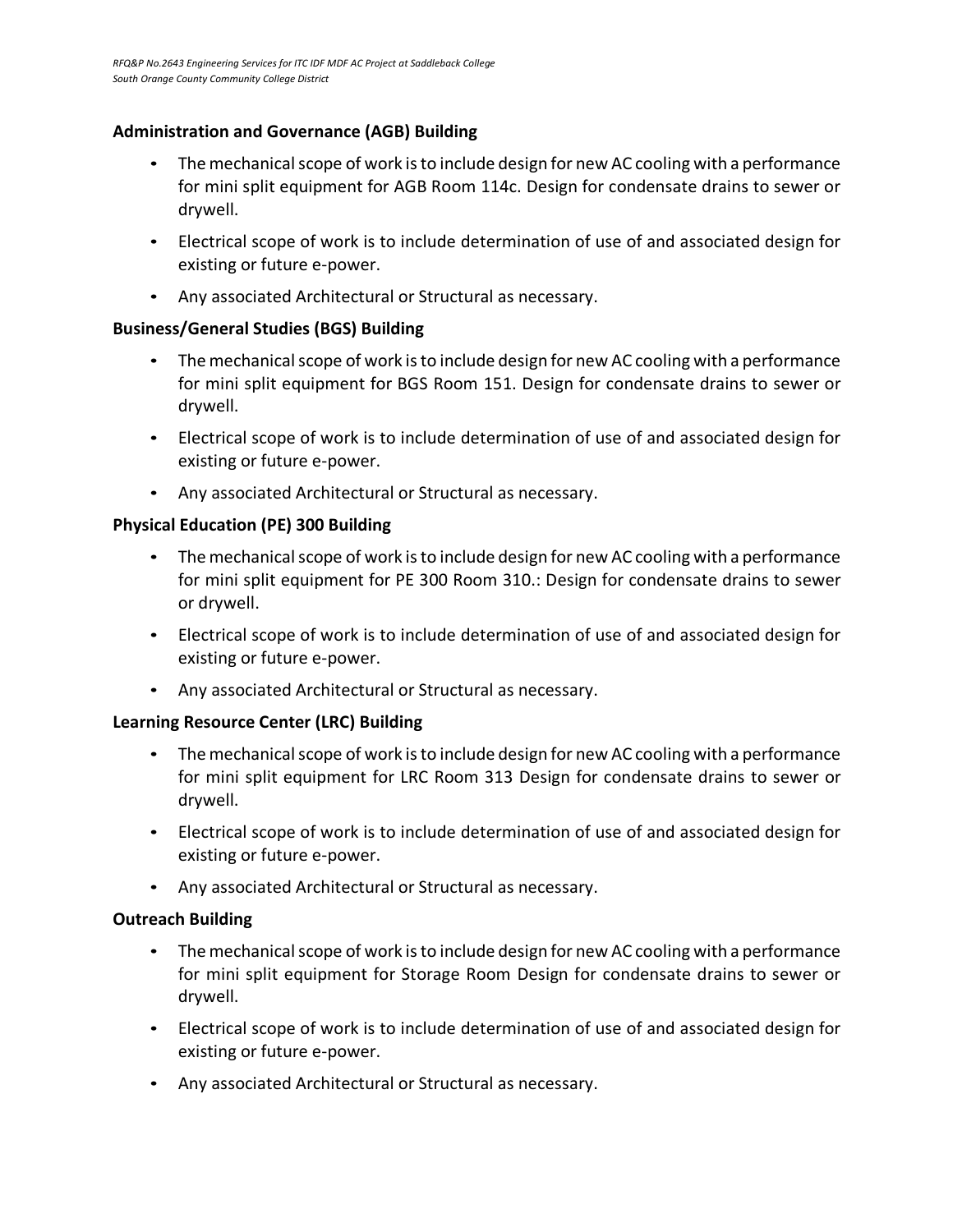**Administration and Governance (AGB) Building**

- The mechanical scope of work is to include design for new AC cooling with a performance for mini split equipment for AGB Room 114c. Design for condensate drains to sewer or drywell.
- Electrical scope of work is to include determination of use of and associated design for existing or future e-power.
- Any associated Architectural or Structural as necessary.

**Business/General Studies (BGS) Building**

- The mechanical scope of work is to include design for new AC cooling with a performance for mini split equipment for BGS Room 151. Design for condensate drains to sewer or drywell.
- Electrical scope of work is to include determination of use of and associated design for existing or future e-power.
- Any associated Architectural or Structural as necessary.

**Physical Education (PE) 300 Building**

- The mechanical scope of work is to include design for new AC cooling with a performance for mini split equipment for PE 300 Room 310.: Design for condensate drains to sewer or drywell.
- Electrical scope of work is to include determination of use of and associated design for existing or future e-power.
- Any associated Architectural or Structural as necessary.

**Learning Resource Center (LRC) Building**

- The mechanical scope of work is to include design for new AC cooling with a performance for mini split equipment for LRC Room 313 Design for condensate drains to sewer or drywell.
- Electrical scope of work is to include determination of use of and associated design for existing or future e-power.
- Any associated Architectural or Structural as necessary.

**Outreach Building**

- The mechanical scope of work is to include design for new AC cooling with a performance for mini split equipment for Storage Room Design for condensate drains to sewer or drywell.
- Electrical scope of work is to include determination of use of and associated design for existing or future e-power.
- Any associated Architectural or Structural as necessary.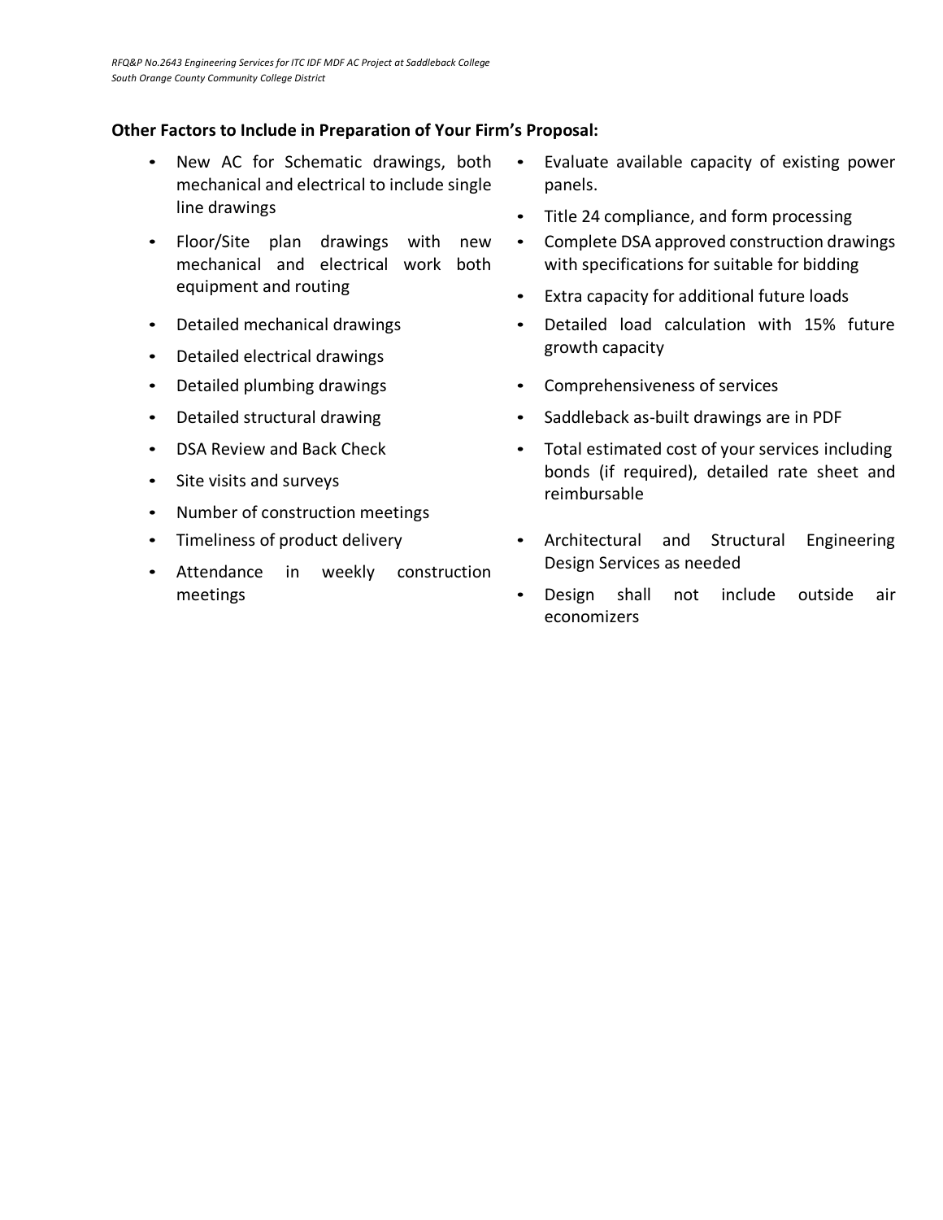**Other Factors to Include in Preparation of Your Firm's Proposal:**

- New AC for Schematic drawings, both mechanical and electrical to include single line drawings
- Floor/Site plan drawings with new mechanical and electrical work both equipment and routing
- Detailed mechanical drawings
- Detailed electrical drawings
- Detailed plumbing drawings
- Detailed structural drawing
- DSA Review and Back Check
- Site visits and surveys
- Number of construction meetings
- Timeliness of product delivery
- Attendance in weekly construction meetings
- Evaluate available capacity of existing power panels.
- Title 24 compliance, and form processing
- Complete DSA approved construction drawings with specifications for suitable for bidding
- Extra capacity for additional future loads
- Detailed load calculation with 15% future growth capacity
- Comprehensiveness of services
- Saddleback as-built drawings are in PDF
- Total estimated cost of your services including bonds (if required), detailed rate sheet and reimbursable
- Architectural and Structural Engineering Design Services as needed
- Design shall not include outside air economizers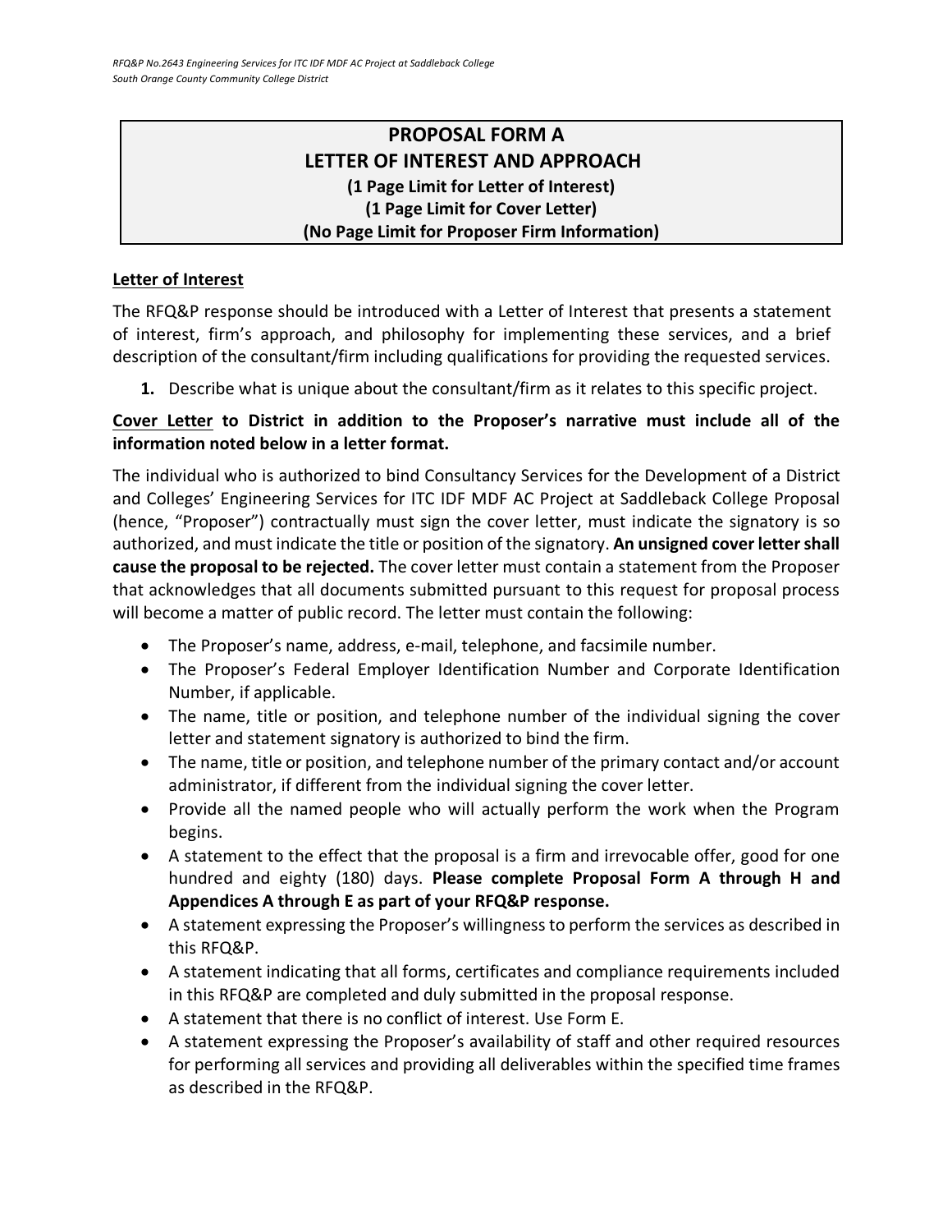# PROPOSAL FORM A
## LETTER OF INTEREST AND APPROACH
**(1 Page Limit for Letter of Interest)**
**(1 Page Limit for Cover Letter)**
**(No Page Limit for Proposer Firm Information)**

**Letter of Interest**

The RFQ&P response should be introduced with a Letter of Interest that presents a statement of interest, firm's approach, and philosophy for implementing these services, and a brief description of the consultant/firm including qualifications for providing the requested services.

1. Describe what is unique about the consultant/firm as it relates to this specific project.

**Cover Letter to District in addition to the Proposer's narrative must include all of the information noted below in a letter format.**

The individual who is authorized to bind Consultancy Services for the Development of a District and Colleges' Engineering Services for ITC IDF MDF AC Project at Saddleback College Proposal (hence, "Proposer") contractually must sign the cover letter, must indicate the signatory is so authorized, and must indicate the title or position of the signatory. **An unsigned cover letter shall cause the proposal to be rejected.** The cover letter must contain a statement from the Proposer that acknowledges that all documents submitted pursuant to this request for proposal process will become a matter of public record. The letter must contain the following:

- The Proposer's name, address, e-mail, telephone, and facsimile number.
- The Proposer's Federal Employer Identification Number and Corporate Identification Number, if applicable.
- The name, title or position, and telephone number of the individual signing the cover letter and statement signatory is authorized to bind the firm.
- The name, title or position, and telephone number of the primary contact and/or account administrator, if different from the individual signing the cover letter.
- Provide all the named people who will actually perform the work when the Program begins.
- A statement to the effect that the proposal is a firm and irrevocable offer, good for one hundred and eighty (180) days. **Please complete Proposal Form A through H and Appendices A through E as part of your RFQ&P response.**
- A statement expressing the Proposer's willingness to perform the services as described in this RFQ&P.
- A statement indicating that all forms, certificates and compliance requirements included in this RFQ&P are completed and duly submitted in the proposal response.
- A statement that there is no conflict of interest. Use Form E.
- A statement expressing the Proposer's availability of staff and other required resources for performing all services and providing all deliverables within the specified time frames as described in the RFQ&P.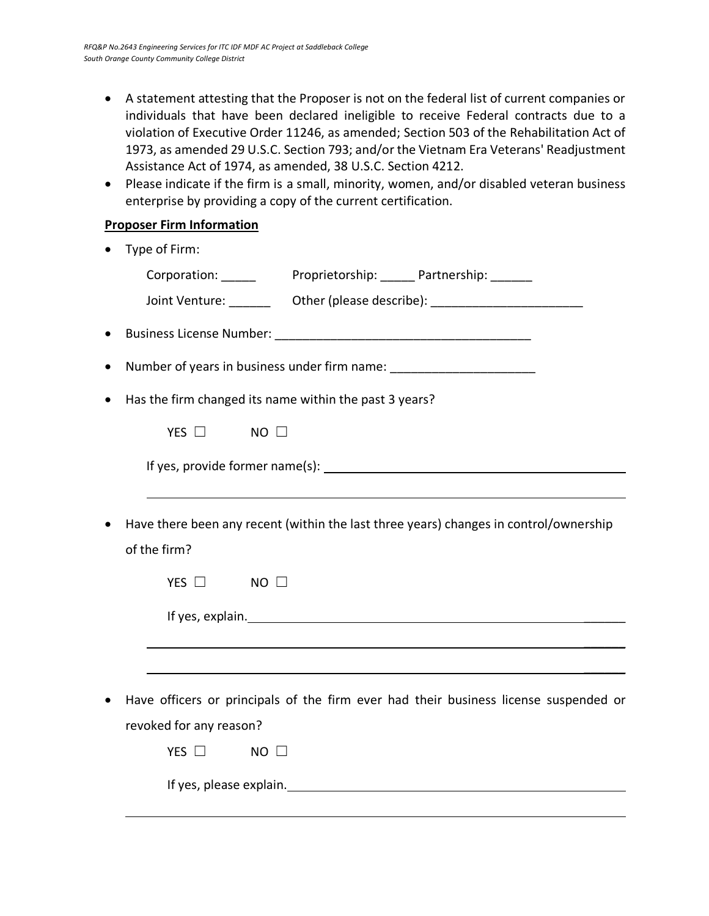- A statement attesting that the Proposer is not on the federal list of current companies or individuals that have been declared ineligible to receive Federal contracts due to a violation of Executive Order 11246, as amended; Section 503 of the Rehabilitation Act of 1973, as amended 29 U.S.C. Section 793; and/or the Vietnam Era Veterans' Readjustment Assistance Act of 1974, as amended, 38 U.S.C. Section 4212.
- Please indicate if the firm is a small, minority, women, and/or disabled veteran business enterprise by providing a copy of the current certification.

**Proposer Firm Information**

- Type of Firm:

  Corporation: _____ Proprietorship: _____ Partnership: ______

  Joint Venture: ______ Other (please describe): ______________________

- Business License Number: _____________________________________

- Number of years in business under firm name: ____________________

- Has the firm changed its name within the past 3 years?

  YES ☐ NO ☐

  If yes, provide former name(s): ______________________________________________

  ________________________________________________________________________

- Have there been any recent (within the last three years) changes in control/ownership of the firm?

  YES ☐ NO ☐

  If yes, explain. _________________________________________________________

  ________________________________________________________________________

  ________________________________________________________________________

- Have officers or principals of the firm ever had their business license suspended or revoked for any reason?

  YES ☐ NO ☐

  If yes, please explain. ___________________________________________________

  ________________________________________________________________________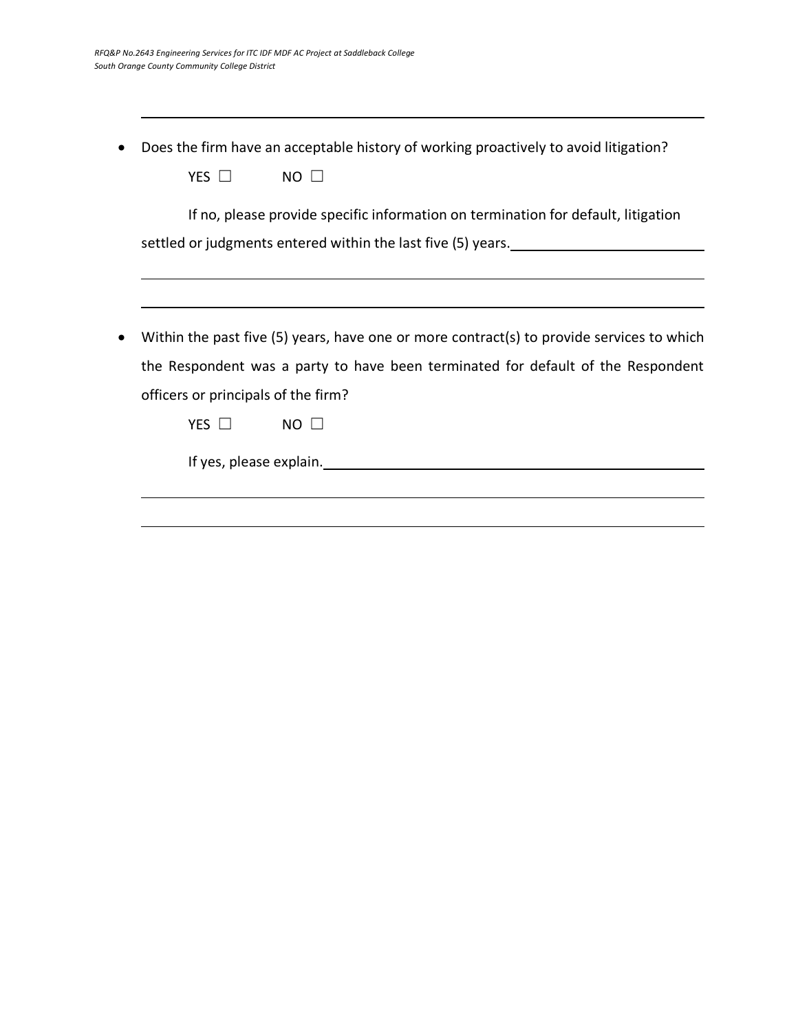- Does the firm have an acceptable history of working proactively to avoid litigation?

  YES ☐ NO ☐

  If no, please provide specific information on termination for default, litigation settled or judgments entered within the last five (5) years.

- Within the past five (5) years, have one or more contract(s) to provide services to which the Respondent was a party to have been terminated for default of the Respondent officers or principals of the firm?

  YES ☐ NO ☐

  If yes, please explain.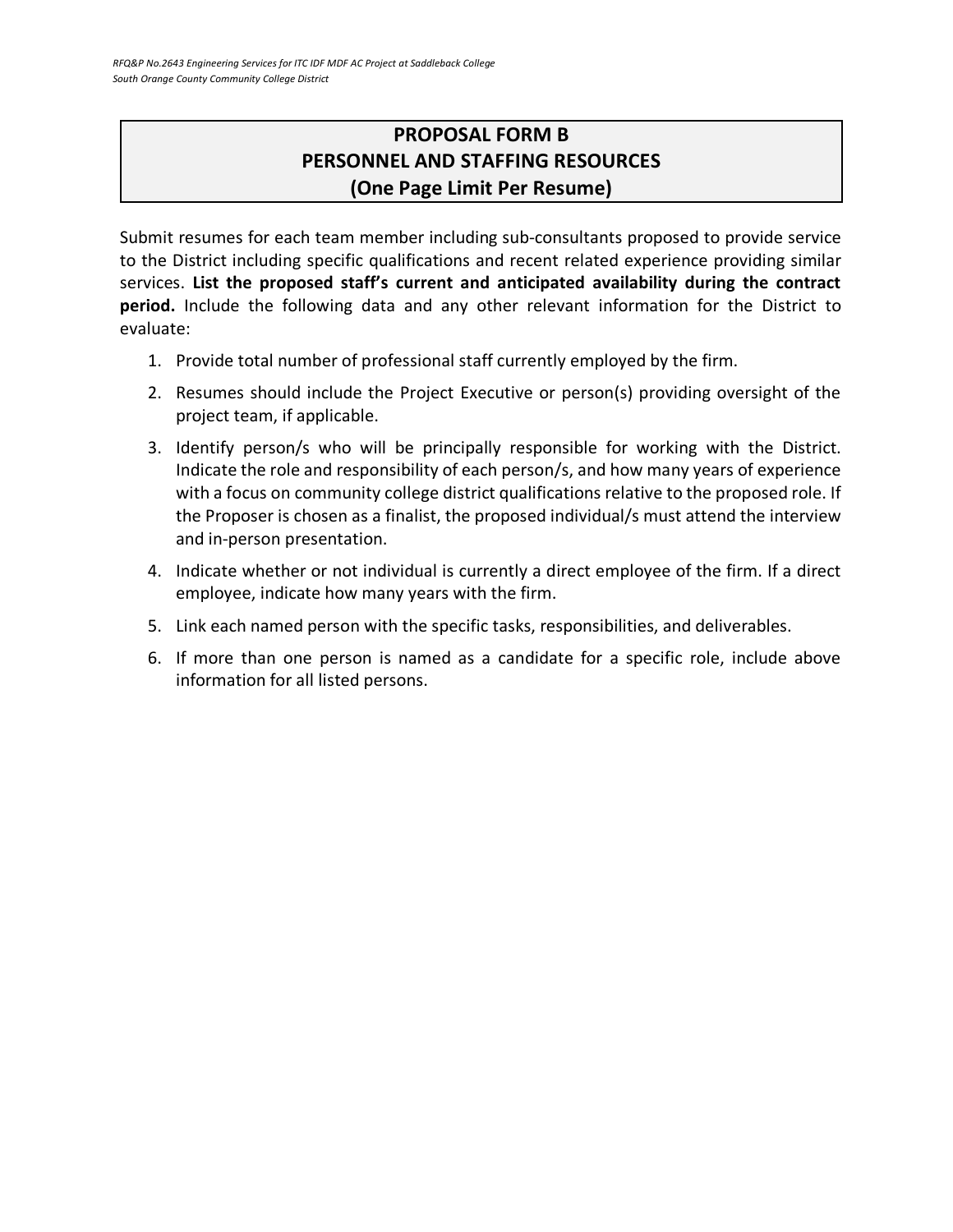# PROPOSAL FORM B
# PERSONNEL AND STAFFING RESOURCES
# (One Page Limit Per Resume)

Submit resumes for each team member including sub-consultants proposed to provide service to the District including specific qualifications and recent related experience providing similar services. **List the proposed staff's current and anticipated availability during the contract period.** Include the following data and any other relevant information for the District to evaluate:

1. Provide total number of professional staff currently employed by the firm.
2. Resumes should include the Project Executive or person(s) providing oversight of the project team, if applicable.
3. Identify person/s who will be principally responsible for working with the District. Indicate the role and responsibility of each person/s, and how many years of experience with a focus on community college district qualifications relative to the proposed role. If the Proposer is chosen as a finalist, the proposed individual/s must attend the interview and in-person presentation.
4. Indicate whether or not individual is currently a direct employee of the firm. If a direct employee, indicate how many years with the firm.
5. Link each named person with the specific tasks, responsibilities, and deliverables.
6. If more than one person is named as a candidate for a specific role, include above information for all listed persons.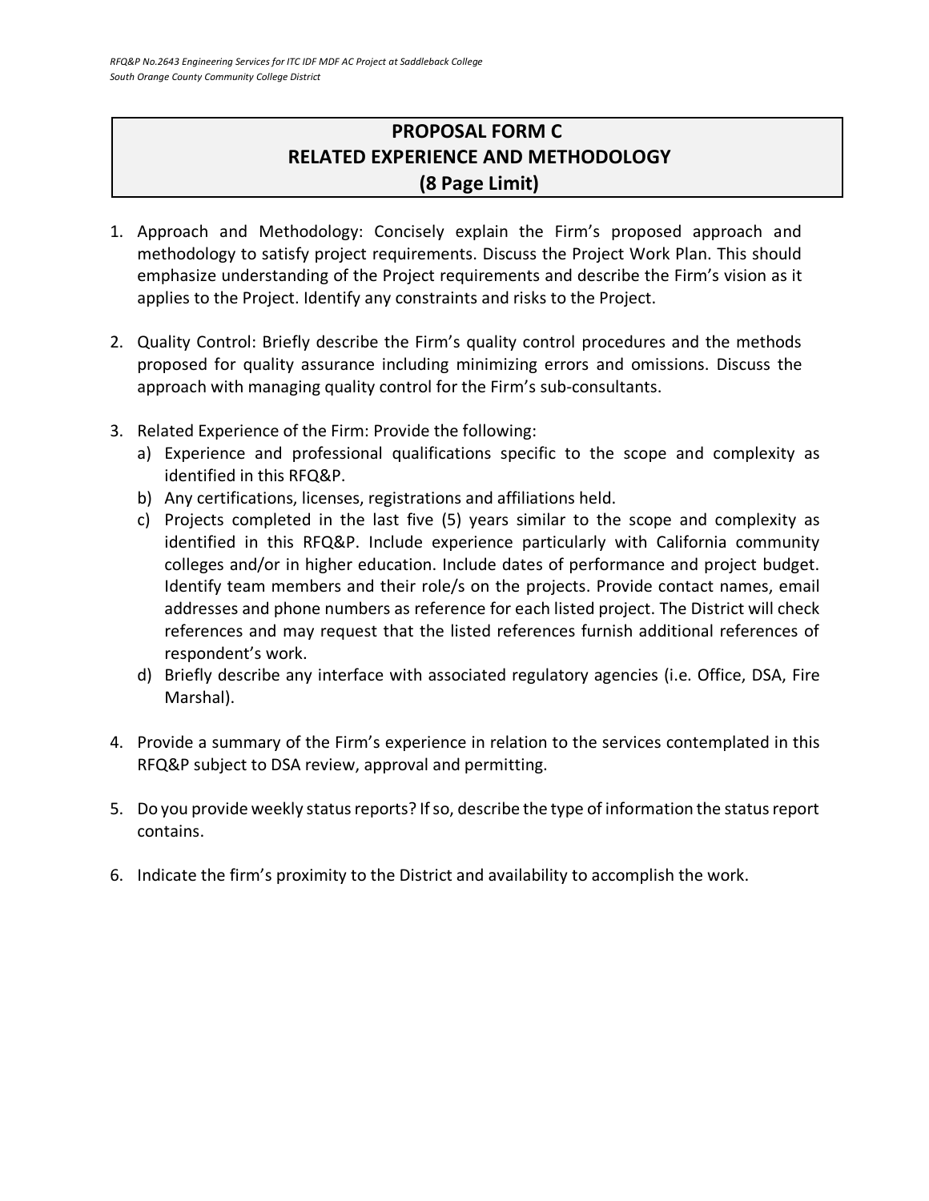# PROPOSAL FORM C
# RELATED EXPERIENCE AND METHODOLOGY
# (8 Page Limit)

1. Approach and Methodology: Concisely explain the Firm's proposed approach and methodology to satisfy project requirements. Discuss the Project Work Plan. This should emphasize understanding of the Project requirements and describe the Firm's vision as it applies to the Project. Identify any constraints and risks to the Project.

2. Quality Control: Briefly describe the Firm's quality control procedures and the methods proposed for quality assurance including minimizing errors and omissions. Discuss the approach with managing quality control for the Firm's sub-consultants.

3. Related Experience of the Firm: Provide the following:
   a) Experience and professional qualifications specific to the scope and complexity as identified in this RFQ&P.
   b) Any certifications, licenses, registrations and affiliations held.
   c) Projects completed in the last five (5) years similar to the scope and complexity as identified in this RFQ&P. Include experience particularly with California community colleges and/or in higher education. Include dates of performance and project budget. Identify team members and their role/s on the projects. Provide contact names, email addresses and phone numbers as reference for each listed project. The District will check references and may request that the listed references furnish additional references of respondent's work.
   d) Briefly describe any interface with associated regulatory agencies (i.e. Office, DSA, Fire Marshal).

4. Provide a summary of the Firm's experience in relation to the services contemplated in this RFQ&P subject to DSA review, approval and permitting.

5. Do you provide weekly status reports? If so, describe the type of information the status report contains.

6. Indicate the firm's proximity to the District and availability to accomplish the work.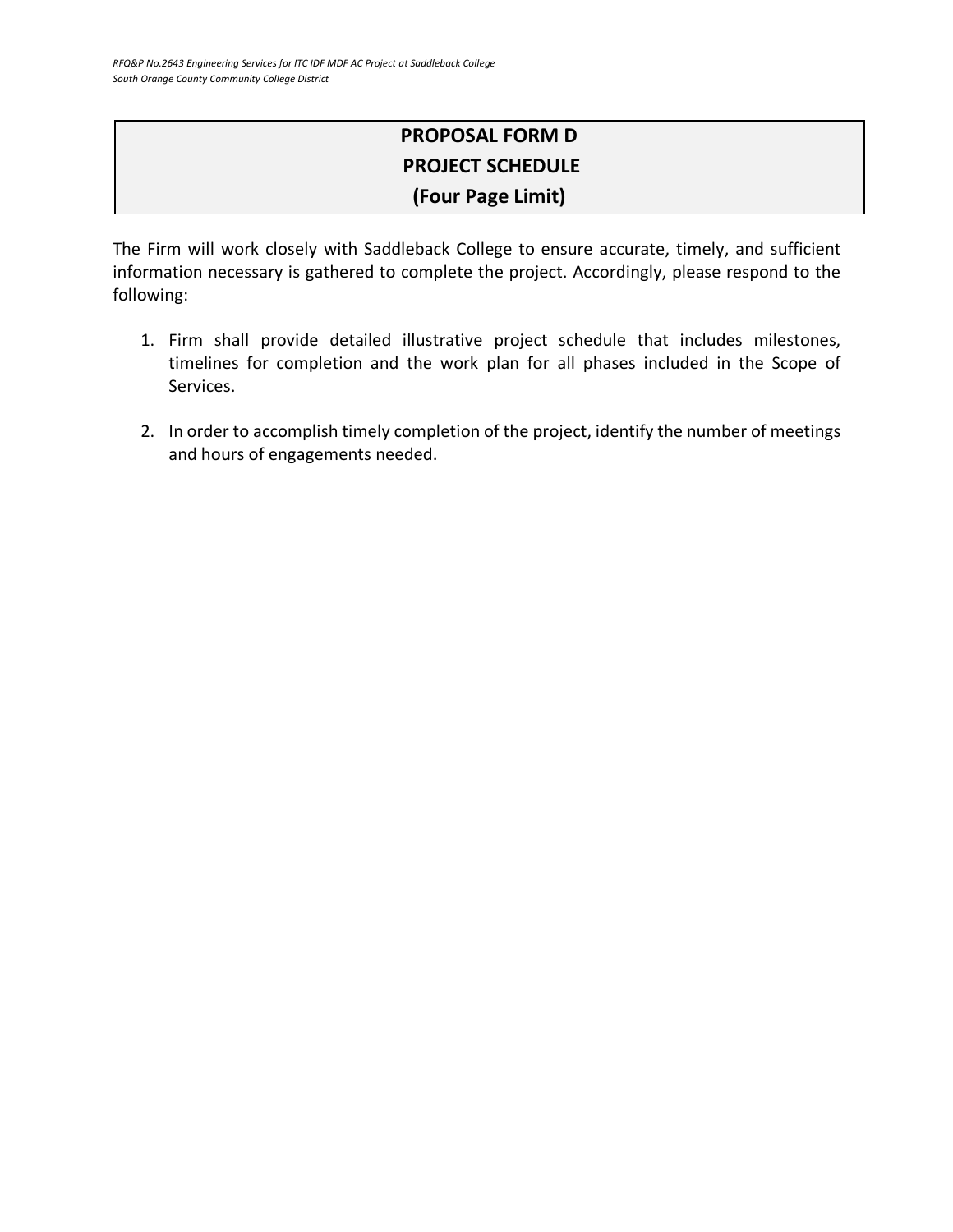# PROPOSAL FORM D
# PROJECT SCHEDULE
# (Four Page Limit)

The Firm will work closely with Saddleback College to ensure accurate, timely, and sufficient information necessary is gathered to complete the project. Accordingly, please respond to the following:

1. Firm shall provide detailed illustrative project schedule that includes milestones, timelines for completion and the work plan for all phases included in the Scope of Services.

2. In order to accomplish timely completion of the project, identify the number of meetings and hours of engagements needed.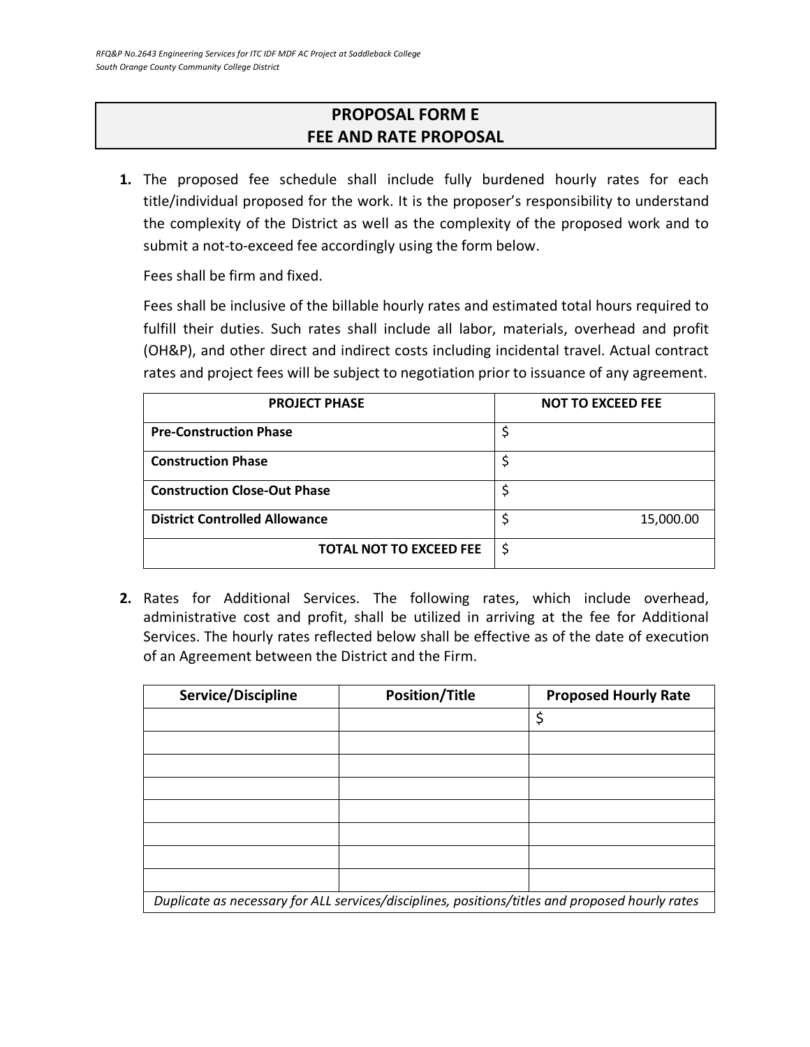## PROPOSAL FORM E
## FEE AND RATE PROPOSAL

1. The proposed fee schedule shall include fully burdened hourly rates for each title/individual proposed for the work. It is the proposer's responsibility to understand the complexity of the District as well as the complexity of the proposed work and to submit a not-to-exceed fee accordingly using the form below.

   Fees shall be firm and fixed.

   Fees shall be inclusive of the billable hourly rates and estimated total hours required to fulfill their duties. Such rates shall include all labor, materials, overhead and profit (OH&P), and other direct and indirect costs including incidental travel. Actual contract rates and project fees will be subject to negotiation prior to issuance of any agreement.

| PROJECT PHASE | NOT TO EXCEED FEE |
|---|---|
| **Pre-Construction Phase** | $ |
| **Construction Phase** | $ |
| **Construction Close-Out Phase** | $ |
| **District Controlled Allowance** | $ 15,000.00 |
| **TOTAL NOT TO EXCEED FEE** | $ |

2. Rates for Additional Services. The following rates, which include overhead, administrative cost and profit, shall be utilized in arriving at the fee for Additional Services. The hourly rates reflected below shall be effective as of the date of execution of an Agreement between the District and the Firm.

| Service/Discipline | Position/Title | Proposed Hourly Rate |
|---|---|---|
| | | $ |
| | | |
| | | |
| | | |
| | | |
| | | |
| | | |
| | | |
| *Duplicate as necessary for ALL services/disciplines, positions/titles and proposed hourly rates* | | |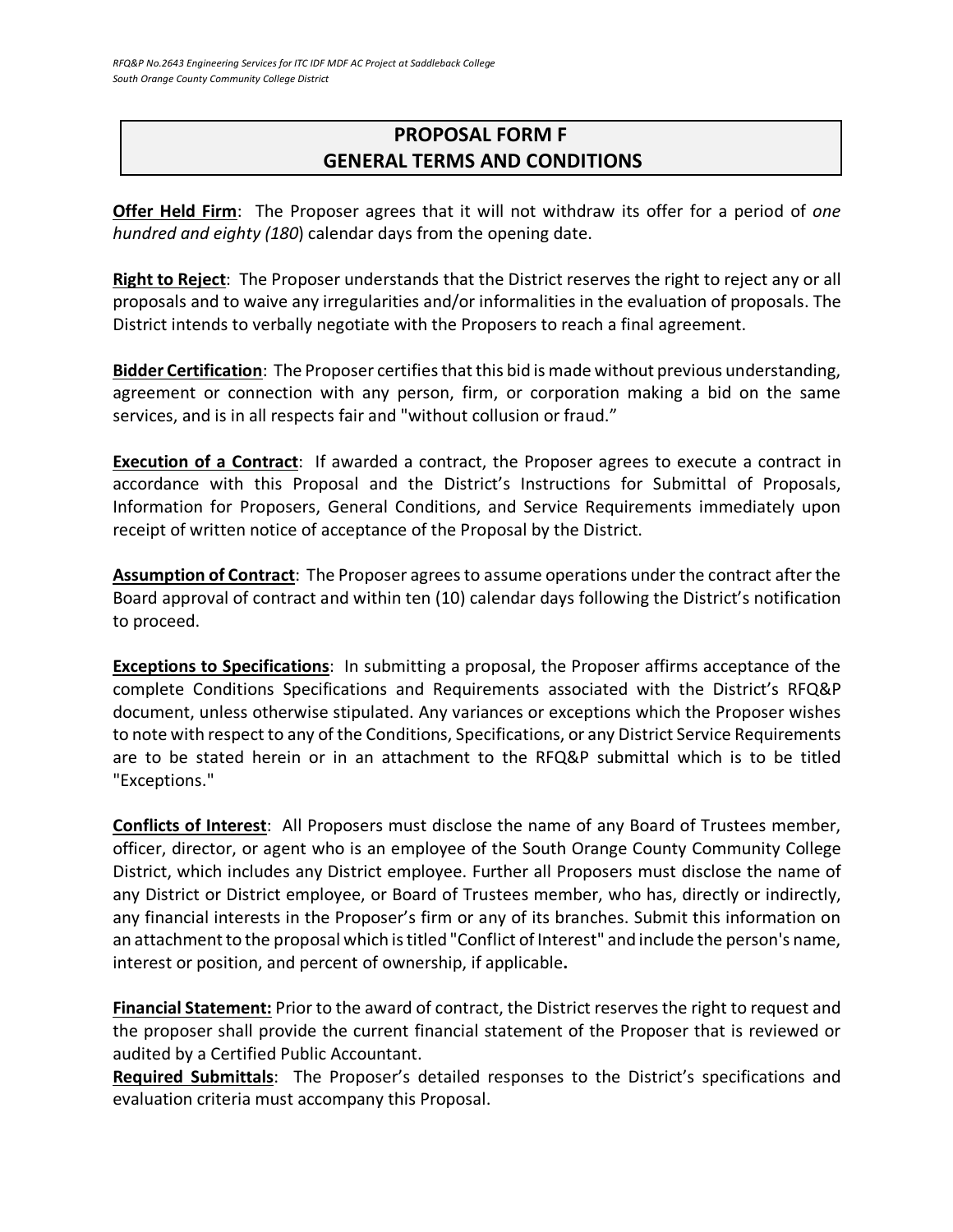# PROPOSAL FORM F
# GENERAL TERMS AND CONDITIONS

**Offer Held Firm**: The Proposer agrees that it will not withdraw its offer for a period of *one hundred and eighty (180*) calendar days from the opening date.

**Right to Reject**: The Proposer understands that the District reserves the right to reject any or all proposals and to waive any irregularities and/or informalities in the evaluation of proposals. The District intends to verbally negotiate with the Proposers to reach a final agreement.

**Bidder Certification**: The Proposer certifies that this bid is made without previous understanding, agreement or connection with any person, firm, or corporation making a bid on the same services, and is in all respects fair and "without collusion or fraud."

**Execution of a Contract**: If awarded a contract, the Proposer agrees to execute a contract in accordance with this Proposal and the District's Instructions for Submittal of Proposals, Information for Proposers, General Conditions, and Service Requirements immediately upon receipt of written notice of acceptance of the Proposal by the District.

**Assumption of Contract**: The Proposer agrees to assume operations under the contract after the Board approval of contract and within ten (10) calendar days following the District's notification to proceed.

**Exceptions to Specifications**: In submitting a proposal, the Proposer affirms acceptance of the complete Conditions Specifications and Requirements associated with the District's RFQ&P document, unless otherwise stipulated. Any variances or exceptions which the Proposer wishes to note with respect to any of the Conditions, Specifications, or any District Service Requirements are to be stated herein or in an attachment to the RFQ&P submittal which is to be titled "Exceptions."

**Conflicts of Interest**: All Proposers must disclose the name of any Board of Trustees member, officer, director, or agent who is an employee of the South Orange County Community College District, which includes any District employee. Further all Proposers must disclose the name of any District or District employee, or Board of Trustees member, who has, directly or indirectly, any financial interests in the Proposer's firm or any of its branches. Submit this information on an attachment to the proposal which is titled "Conflict of Interest" and include the person's name, interest or position, and percent of ownership, if applicable**.**

**Financial Statement:** Prior to the award of contract, the District reserves the right to request and the proposer shall provide the current financial statement of the Proposer that is reviewed or audited by a Certified Public Accountant.

**Required Submittals**: The Proposer's detailed responses to the District's specifications and evaluation criteria must accompany this Proposal.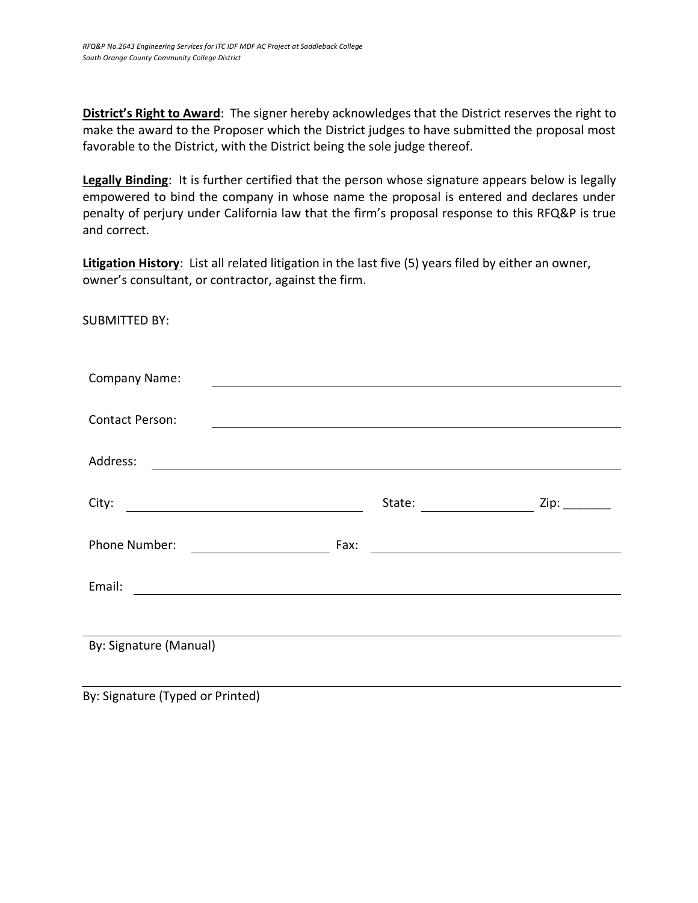**District's Right to Award**: The signer hereby acknowledges that the District reserves the right to make the award to the Proposer which the District judges to have submitted the proposal most favorable to the District, with the District being the sole judge thereof.

**Legally Binding**: It is further certified that the person whose signature appears below is legally empowered to bind the company in whose name the proposal is entered and declares under penalty of perjury under California law that the firm's proposal response to this RFQ&P is true and correct.

**Litigation History**: List all related litigation in the last five (5) years filed by either an owner, owner's consultant, or contractor, against the firm.

SUBMITTED BY:

Company Name: ______________________________________________

Contact Person: ______________________________________________

Address: ______________________________________________

City: ______________________ State: ______________ Zip: _______

Phone Number: ______________ Fax: ______________________

Email: ______________________________________________

______________________________________________
By: Signature (Manual)

______________________________________________
By: Signature (Typed or Printed)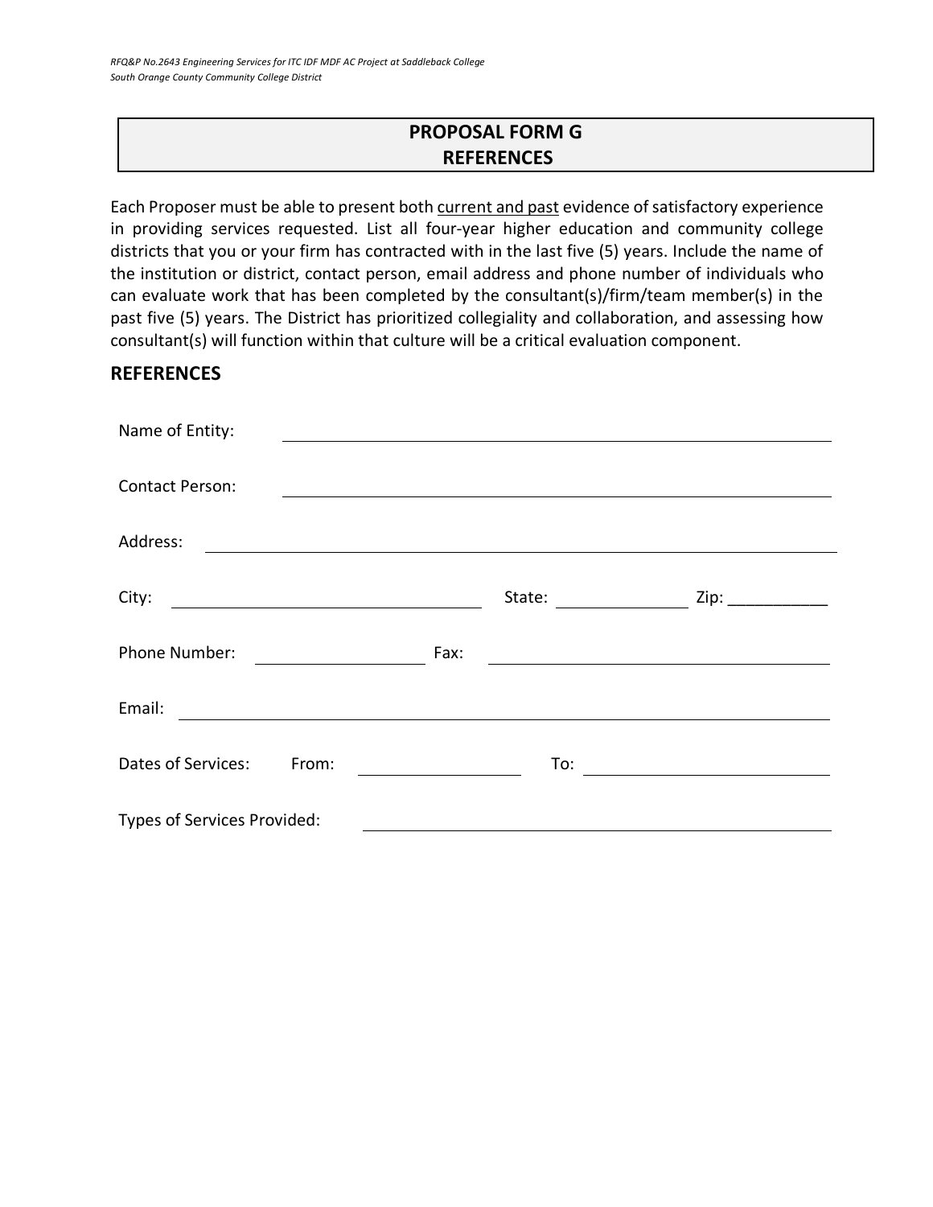## PROPOSAL FORM G
## REFERENCES

Each Proposer must be able to present both current and past evidence of satisfactory experience in providing services requested. List all four-year higher education and community college districts that you or your firm has contracted with in the last five (5) years. Include the name of the institution or district, contact person, email address and phone number of individuals who can evaluate work that has been completed by the consultant(s)/firm/team member(s) in the past five (5) years. The District has prioritized collegiality and collaboration, and assessing how consultant(s) will function within that culture will be a critical evaluation component.

### REFERENCES

Name of Entity: ______________________________________________

Contact Person: ______________________________________________

Address: ______________________________________________

City: ______________________ State: ____________ Zip: ___________

Phone Number: ______________ Fax: ______________________

Email: ______________________________________________

Dates of Services: From: ______________ To: ______________

Types of Services Provided: ______________________________________________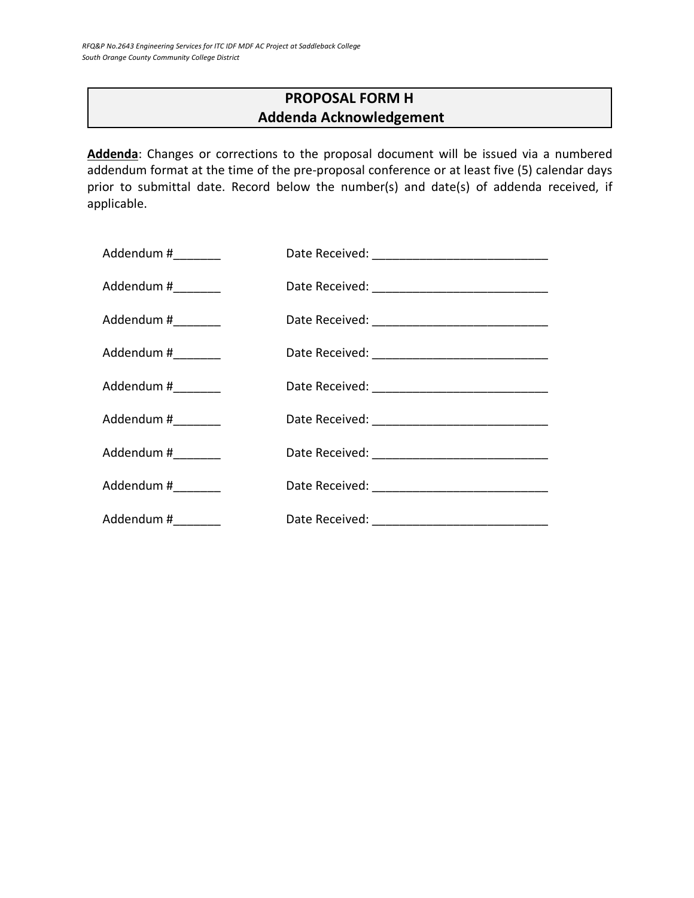## PROPOSAL FORM H
## Addenda Acknowledgement

**Addenda**: Changes or corrections to the proposal document will be issued via a numbered addendum format at the time of the pre-proposal conference or at least five (5) calendar days prior to submittal date. Record below the number(s) and date(s) of addenda received, if applicable.

Addendum #_______ Date Received: ___________________________

Addendum #_______ Date Received: ___________________________

Addendum #_______ Date Received: ___________________________

Addendum #_______ Date Received: ___________________________

Addendum #_______ Date Received: ___________________________

Addendum #_______ Date Received: ___________________________

Addendum #_______ Date Received: ___________________________

Addendum #_______ Date Received: ___________________________

Addendum #_______ Date Received: ___________________________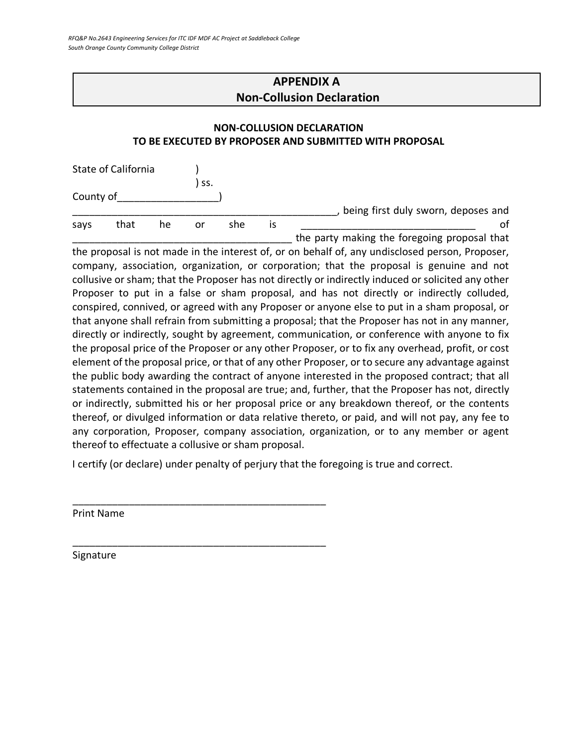# APPENDIX A
# Non-Collusion Declaration

**NON-COLLUSION DECLARATION**
**TO BE EXECUTED BY PROPOSER AND SUBMITTED WITH PROPOSAL**

State of California )
) ss.
County of__________________)

______________________________________________, being first duly sworn, deposes and says that he or she is ______________________________ of ______________________________________ the party making the foregoing proposal that the proposal is not made in the interest of, or on behalf of, any undisclosed person, Proposer, company, association, organization, or corporation; that the proposal is genuine and not collusive or sham; that the Proposer has not directly or indirectly induced or solicited any other Proposer to put in a false or sham proposal, and has not directly or indirectly colluded, conspired, connived, or agreed with any Proposer or anyone else to put in a sham proposal, or that anyone shall refrain from submitting a proposal; that the Proposer has not in any manner, directly or indirectly, sought by agreement, communication, or conference with anyone to fix the proposal price of the Proposer or any other Proposer, or to fix any overhead, profit, or cost element of the proposal price, or that of any other Proposer, or to secure any advantage against the public body awarding the contract of anyone interested in the proposed contract; that all statements contained in the proposal are true; and, further, that the Proposer has not, directly or indirectly, submitted his or her proposal price or any breakdown thereof, or the contents thereof, or divulged information or data relative thereto, or paid, and will not pay, any fee to any corporation, Proposer, company association, organization, or to any member or agent thereof to effectuate a collusive or sham proposal.

I certify (or declare) under penalty of perjury that the foregoing is true and correct.

_____________________________________________
Print Name

_____________________________________________
Signature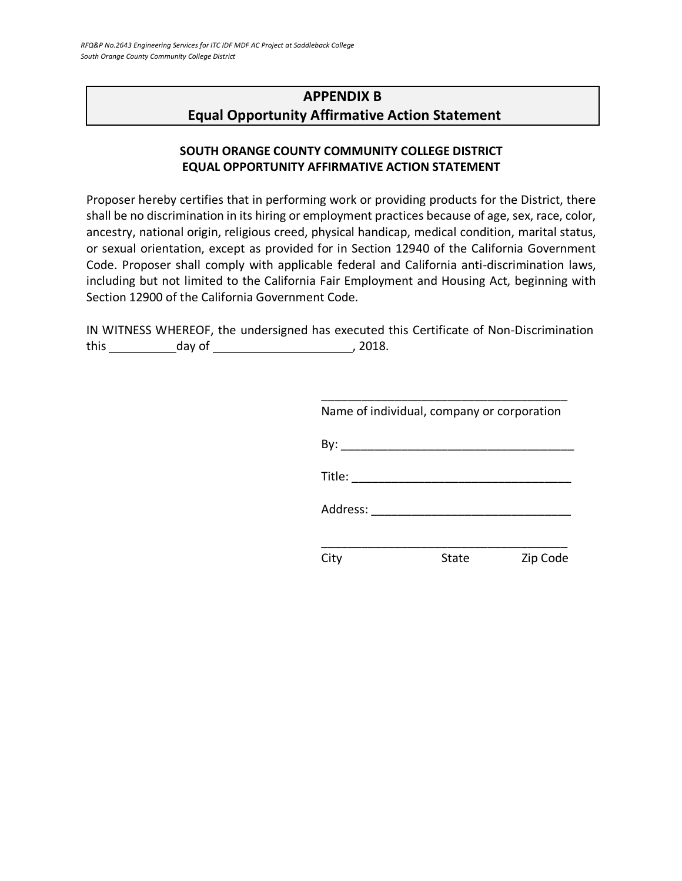# APPENDIX B
# Equal Opportunity Affirmative Action Statement

**SOUTH ORANGE COUNTY COMMUNITY COLLEGE DISTRICT**
**EQUAL OPPORTUNITY AFFIRMATIVE ACTION STATEMENT**

Proposer hereby certifies that in performing work or providing products for the District, there shall be no discrimination in its hiring or employment practices because of age, sex, race, color, ancestry, national origin, religious creed, physical handicap, medical condition, marital status, or sexual orientation, except as provided for in Section 12940 of the California Government Code. Proposer shall comply with applicable federal and California anti-discrimination laws, including but not limited to the California Fair Employment and Housing Act, beginning with Section 12900 of the California Government Code.

IN WITNESS WHEREOF, the undersigned has executed this Certificate of Non-Discrimination this __________ day of ____________________, 2018.

______________________________________
Name of individual, company or corporation

By: ___________________________________

Title: _________________________________

Address: ______________________________

______________________________________
City State Zip Code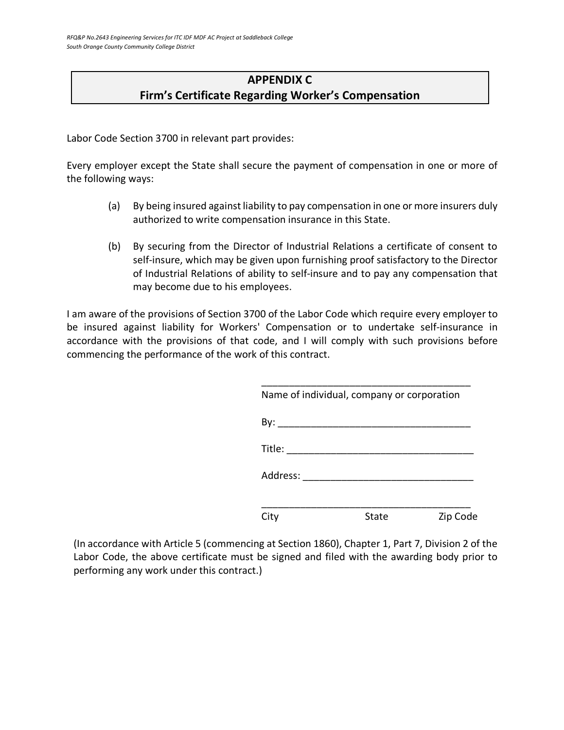## APPENDIX C
## Firm's Certificate Regarding Worker's Compensation

Labor Code Section 3700 in relevant part provides:

Every employer except the State shall secure the payment of compensation in one or more of the following ways:

(a) By being insured against liability to pay compensation in one or more insurers duly authorized to write compensation insurance in this State.

(b) By securing from the Director of Industrial Relations a certificate of consent to self-insure, which may be given upon furnishing proof satisfactory to the Director of Industrial Relations of ability to self-insure and to pay any compensation that may become due to his employees.

I am aware of the provisions of Section 3700 of the Labor Code which require every employer to be insured against liability for Workers' Compensation or to undertake self-insurance in accordance with the provisions of that code, and I will comply with such provisions before commencing the performance of the work of this contract.

_______________________________________
Name of individual, company or corporation

By: ___________________________________

Title: _________________________________

Address: ______________________________

_______________________________________
City State Zip Code

(In accordance with Article 5 (commencing at Section 1860), Chapter 1, Part 7, Division 2 of the Labor Code, the above certificate must be signed and filed with the awarding body prior to performing any work under this contract.)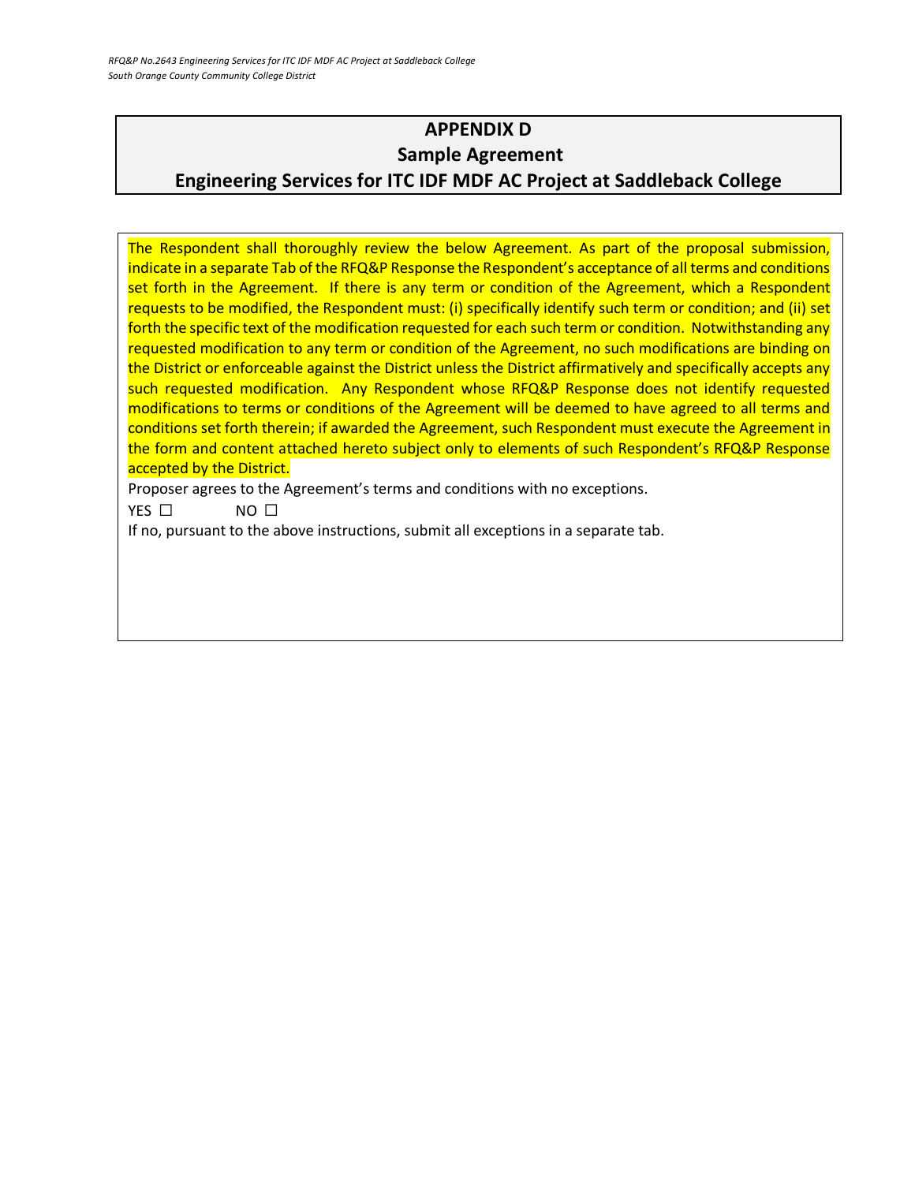# APPENDIX D

## Sample Agreement

## Engineering Services for ITC IDF MDF AC Project at Saddleback College

The Respondent shall thoroughly review the below Agreement. As part of the proposal submission, indicate in a separate Tab of the RFQ&P Response the Respondent's acceptance of all terms and conditions set forth in the Agreement. If there is any term or condition of the Agreement, which a Respondent requests to be modified, the Respondent must: (i) specifically identify such term or condition; and (ii) set forth the specific text of the modification requested for each such term or condition. Notwithstanding any requested modification to any term or condition of the Agreement, no such modifications are binding on the District or enforceable against the District unless the District affirmatively and specifically accepts any such requested modification. Any Respondent whose RFQ&P Response does not identify requested modifications to terms or conditions of the Agreement will be deemed to have agreed to all terms and conditions set forth therein; if awarded the Agreement, such Respondent must execute the Agreement in the form and content attached hereto subject only to elements of such Respondent's RFQ&P Response accepted by the District.

Proposer agrees to the Agreement's terms and conditions with no exceptions.

YES ☐ NO ☐

If no, pursuant to the above instructions, submit all exceptions in a separate tab.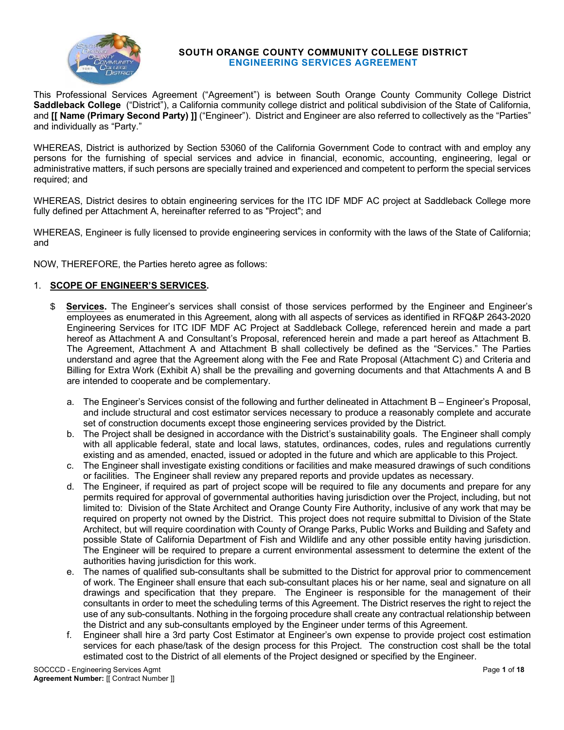# SOUTH ORANGE COUNTY COMMUNITY COLLEGE DISTRICT

## ENGINEERING SERVICES AGREEMENT

This Professional Services Agreement ("Agreement") is between South Orange County Community College District **Saddleback College** ("District"), a California community college district and political subdivision of the State of California, and **[[ Name (Primary Second Party) ]]** ("Engineer"). District and Engineer are also referred to collectively as the "Parties" and individually as "Party."

WHEREAS, District is authorized by Section 53060 of the California Government Code to contract with and employ any persons for the furnishing of special services and advice in financial, economic, accounting, engineering, legal or administrative matters, if such persons are specially trained and experienced and competent to perform the special services required; and

WHEREAS, District desires to obtain engineering services for the ITC IDF MDF AC project at Saddleback College more fully defined per Attachment A, hereinafter referred to as "Project"; and

WHEREAS, Engineer is fully licensed to provide engineering services in conformity with the laws of the State of California; and

NOW, THEREFORE, the Parties hereto agree as follows:

1. **SCOPE OF ENGINEER'S SERVICES.**

   $ **Services.** The Engineer's services shall consist of those services performed by the Engineer and Engineer's employees as enumerated in this Agreement, along with all aspects of services as identified in RFQ&P 2643-2020 Engineering Services for ITC IDF MDF AC Project at Saddleback College, referenced herein and made a part hereof as Attachment A and Consultant's Proposal, referenced herein and made a part hereof as Attachment B. The Agreement, Attachment A and Attachment B shall collectively be defined as the "Services." The Parties understand and agree that the Agreement along with the Fee and Rate Proposal (Attachment C) and Criteria and Billing for Extra Work (Exhibit A) shall be the prevailing and governing documents and that Attachments A and B are intended to cooperate and be complementary.

   a. The Engineer's Services consist of the following and further delineated in Attachment B – Engineer's Proposal, and include structural and cost estimator services necessary to produce a reasonably complete and accurate set of construction documents except those engineering services provided by the District.

   b. The Project shall be designed in accordance with the District's sustainability goals. The Engineer shall comply with all applicable federal, state and local laws, statutes, ordinances, codes, rules and regulations currently existing and as amended, enacted, issued or adopted in the future and which are applicable to this Project.

   c. The Engineer shall investigate existing conditions or facilities and make measured drawings of such conditions or facilities. The Engineer shall review any prepared reports and provide updates as necessary.

   d. The Engineer, if required as part of project scope will be required to file any documents and prepare for any permits required for approval of governmental authorities having jurisdiction over the Project, including, but not limited to: Division of the State Architect and Orange County Fire Authority, inclusive of any work that may be required on property not owned by the District. This project does not require submittal to Division of the State Architect, but will require coordination with County of Orange Parks, Public Works and Building and Safety and possible State of California Department of Fish and Wildlife and any other possible entity having jurisdiction. The Engineer will be required to prepare a current environmental assessment to determine the extent of the authorities having jurisdiction for this work.

   e. The names of qualified sub-consultants shall be submitted to the District for approval prior to commencement of work. The Engineer shall ensure that each sub-consultant places his or her name, seal and signature on all drawings and specification that they prepare. The Engineer is responsible for the management of their consultants in order to meet the scheduling terms of this Agreement. The District reserves the right to reject the use of any sub-consultants. Nothing in the forgoing procedure shall create any contractual relationship between the District and any sub-consultants employed by the Engineer under terms of this Agreement.

   f. Engineer shall hire a 3rd party Cost Estimator at Engineer's own expense to provide project cost estimation services for each phase/task of the design process for this Project. The construction cost shall be the total estimated cost to the District of all elements of the Project designed or specified by the Engineer.

SOCCCD - Engineering Services Agmt
**Agreement Number:** [[ Contract Number ]]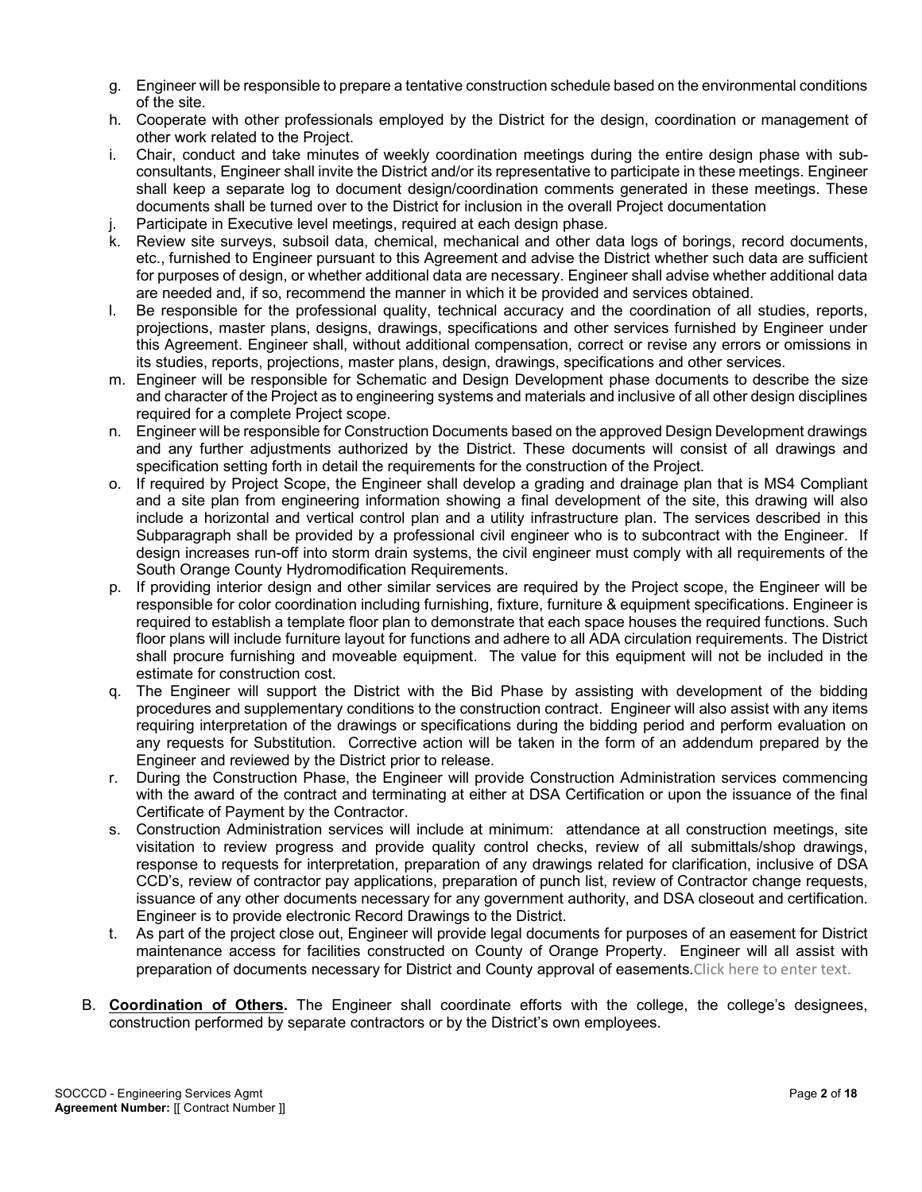g. Engineer will be responsible to prepare a tentative construction schedule based on the environmental conditions of the site.
h. Cooperate with other professionals employed by the District for the design, coordination or management of other work related to the Project.
i. Chair, conduct and take minutes of weekly coordination meetings during the entire design phase with sub-consultants, Engineer shall invite the District and/or its representative to participate in these meetings. Engineer shall keep a separate log to document design/coordination comments generated in these meetings. These documents shall be turned over to the District for inclusion in the overall Project documentation
j. Participate in Executive level meetings, required at each design phase.
k. Review site surveys, subsoil data, chemical, mechanical and other data logs of borings, record documents, etc., furnished to Engineer pursuant to this Agreement and advise the District whether such data are sufficient for purposes of design, or whether additional data are necessary. Engineer shall advise whether additional data are needed and, if so, recommend the manner in which it be provided and services obtained.
l. Be responsible for the professional quality, technical accuracy and the coordination of all studies, reports, projections, master plans, designs, drawings, specifications and other services furnished by Engineer under this Agreement. Engineer shall, without additional compensation, correct or revise any errors or omissions in its studies, reports, projections, master plans, design, drawings, specifications and other services.
m. Engineer will be responsible for Schematic and Design Development phase documents to describe the size and character of the Project as to engineering systems and materials and inclusive of all other design disciplines required for a complete Project scope.
n. Engineer will be responsible for Construction Documents based on the approved Design Development drawings and any further adjustments authorized by the District. These documents will consist of all drawings and specification setting forth in detail the requirements for the construction of the Project.
o. If required by Project Scope, the Engineer shall develop a grading and drainage plan that is MS4 Compliant and a site plan from engineering information showing a final development of the site, this drawing will also include a horizontal and vertical control plan and a utility infrastructure plan. The services described in this Subparagraph shall be provided by a professional civil engineer who is to subcontract with the Engineer. If design increases run-off into storm drain systems, the civil engineer must comply with all requirements of the South Orange County Hydromodification Requirements.
p. If providing interior design and other similar services are required by the Project scope, the Engineer will be responsible for color coordination including furnishing, fixture, furniture & equipment specifications. Engineer is required to establish a template floor plan to demonstrate that each space houses the required functions. Such floor plans will include furniture layout for functions and adhere to all ADA circulation requirements. The District shall procure furnishing and moveable equipment. The value for this equipment will not be included in the estimate for construction cost.
q. The Engineer will support the District with the Bid Phase by assisting with development of the bidding procedures and supplementary conditions to the construction contract. Engineer will also assist with any items requiring interpretation of the drawings or specifications during the bidding period and perform evaluation on any requests for Substitution. Corrective action will be taken in the form of an addendum prepared by the Engineer and reviewed by the District prior to release.
r. During the Construction Phase, the Engineer will provide Construction Administration services commencing with the award of the contract and terminating at either at DSA Certification or upon the issuance of the final Certificate of Payment by the Contractor.
s. Construction Administration services will include at minimum: attendance at all construction meetings, site visitation to review progress and provide quality control checks, review of all submittals/shop drawings, response to requests for interpretation, preparation of any drawings related for clarification, inclusive of DSA CCD's, review of contractor pay applications, preparation of punch list, review of Contractor change requests, issuance of any other documents necessary for any government authority, and DSA closeout and certification. Engineer is to provide electronic Record Drawings to the District.
t. As part of the project close out, Engineer will provide legal documents for purposes of an easement for District maintenance access for facilities constructed on County of Orange Property. Engineer will all assist with preparation of documents necessary for District and County approval of easements.Click here to enter text.

B. **Coordination of Others.** The Engineer shall coordinate efforts with the college, the college's designees, construction performed by separate contractors or by the District's own employees.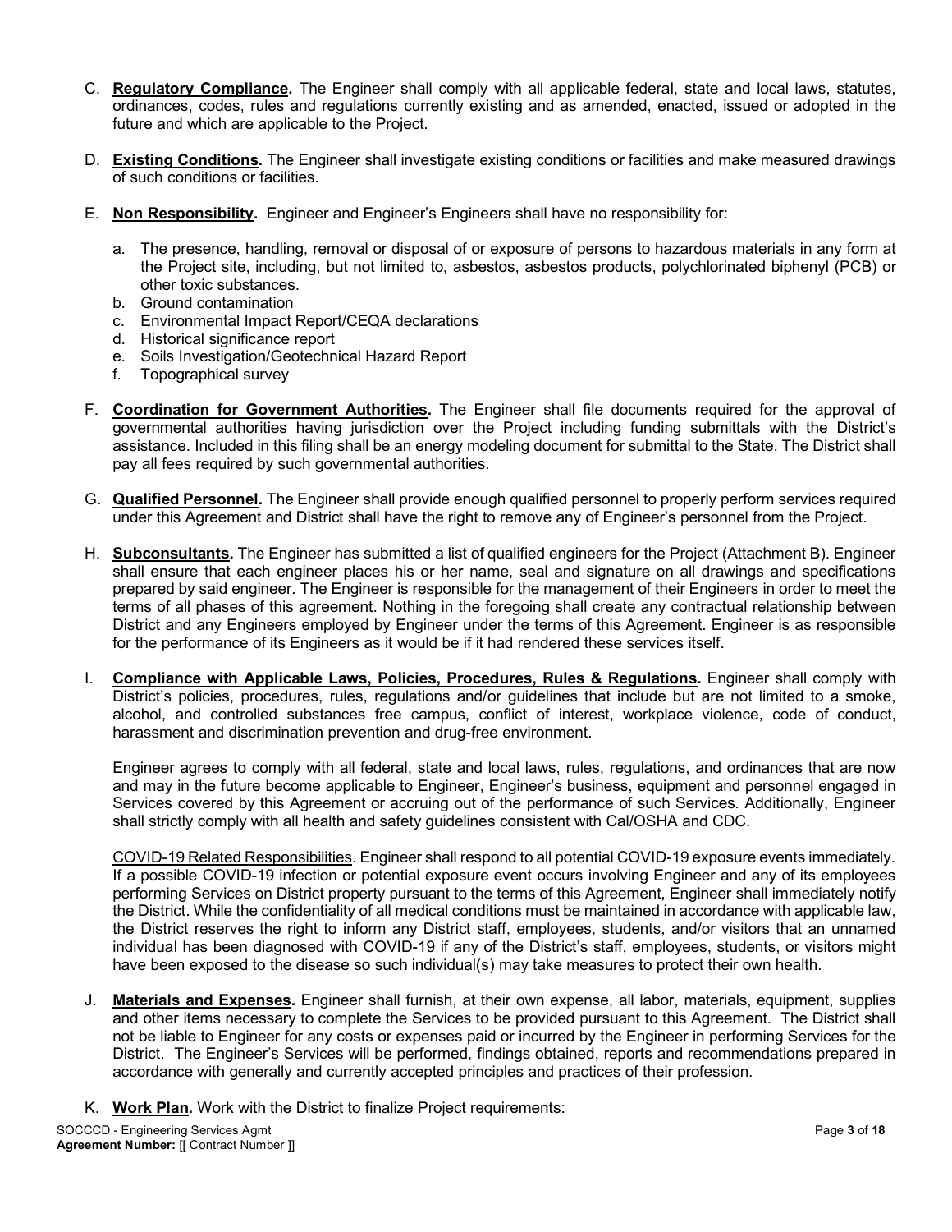C. **Regulatory Compliance.** The Engineer shall comply with all applicable federal, state and local laws, statutes, ordinances, codes, rules and regulations currently existing and as amended, enacted, issued or adopted in the future and which are applicable to the Project.

D. **Existing Conditions.** The Engineer shall investigate existing conditions or facilities and make measured drawings of such conditions or facilities.

E. **Non Responsibility.** Engineer and Engineer's Engineers shall have no responsibility for:

   a. The presence, handling, removal or disposal of or exposure of persons to hazardous materials in any form at the Project site, including, but not limited to, asbestos, asbestos products, polychlorinated biphenyl (PCB) or other toxic substances.
   b. Ground contamination
   c. Environmental Impact Report/CEQA declarations
   d. Historical significance report
   e. Soils Investigation/Geotechnical Hazard Report
   f. Topographical survey

F. **Coordination for Government Authorities.** The Engineer shall file documents required for the approval of governmental authorities having jurisdiction over the Project including funding submittals with the District's assistance. Included in this filing shall be an energy modeling document for submittal to the State. The District shall pay all fees required by such governmental authorities.

G. **Qualified Personnel.** The Engineer shall provide enough qualified personnel to properly perform services required under this Agreement and District shall have the right to remove any of Engineer's personnel from the Project.

H. **Subconsultants.** The Engineer has submitted a list of qualified engineers for the Project (Attachment B). Engineer shall ensure that each engineer places his or her name, seal and signature on all drawings and specifications prepared by said engineer. The Engineer is responsible for the management of their Engineers in order to meet the terms of all phases of this agreement. Nothing in the foregoing shall create any contractual relationship between District and any Engineers employed by Engineer under the terms of this Agreement. Engineer is as responsible for the performance of its Engineers as it would be if it had rendered these services itself.

I. **Compliance with Applicable Laws, Policies, Procedures, Rules & Regulations.** Engineer shall comply with District's policies, procedures, rules, regulations and/or guidelines that include but are not limited to a smoke, alcohol, and controlled substances free campus, conflict of interest, workplace violence, code of conduct, harassment and discrimination prevention and drug-free environment.

   Engineer agrees to comply with all federal, state and local laws, rules, regulations, and ordinances that are now and may in the future become applicable to Engineer, Engineer's business, equipment and personnel engaged in Services covered by this Agreement or accruing out of the performance of such Services. Additionally, Engineer shall strictly comply with all health and safety guidelines consistent with Cal/OSHA and CDC.

   COVID-19 Related Responsibilities. Engineer shall respond to all potential COVID-19 exposure events immediately. If a possible COVID-19 infection or potential exposure event occurs involving Engineer and any of its employees performing Services on District property pursuant to the terms of this Agreement, Engineer shall immediately notify the District. While the confidentiality of all medical conditions must be maintained in accordance with applicable law, the District reserves the right to inform any District staff, employees, students, and/or visitors that an unnamed individual has been diagnosed with COVID-19 if any of the District's staff, employees, students, or visitors might have been exposed to the disease so such individual(s) may take measures to protect their own health.

J. **Materials and Expenses.** Engineer shall furnish, at their own expense, all labor, materials, equipment, supplies and other items necessary to complete the Services to be provided pursuant to this Agreement. The District shall not be liable to Engineer for any costs or expenses paid or incurred by the Engineer in performing Services for the District. The Engineer's Services will be performed, findings obtained, reports and recommendations prepared in accordance with generally and currently accepted principles and practices of their profession.

K. **Work Plan.** Work with the District to finalize Project requirements: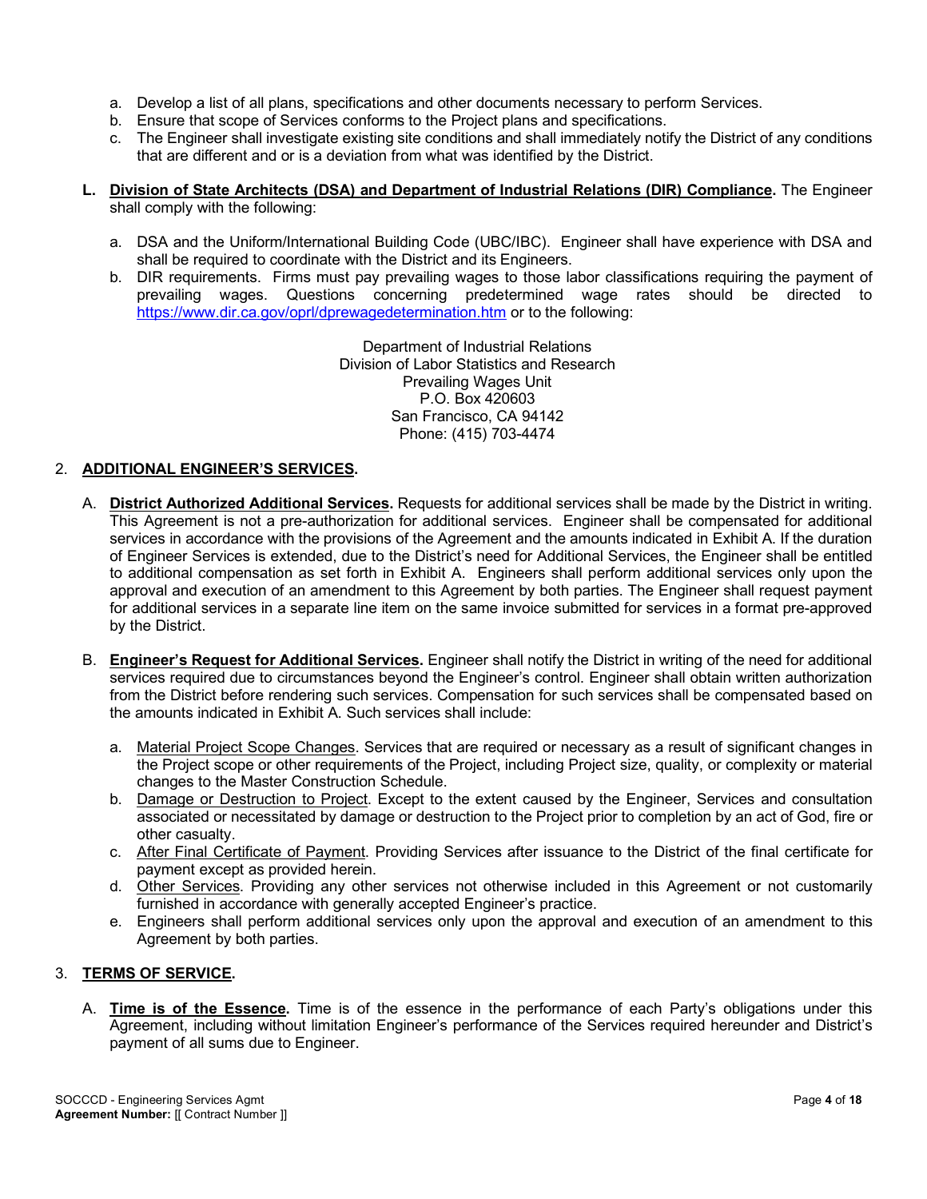a. Develop a list of all plans, specifications and other documents necessary to perform Services.
b. Ensure that scope of Services conforms to the Project plans and specifications.
c. The Engineer shall investigate existing site conditions and shall immediately notify the District of any conditions that are different and or is a deviation from what was identified by the District.

**L. <u>Division of State Architects (DSA) and Department of Industrial Relations (DIR) Compliance</u>.** The Engineer shall comply with the following:

a. DSA and the Uniform/International Building Code (UBC/IBC). Engineer shall have experience with DSA and shall be required to coordinate with the District and its Engineers.
b. DIR requirements. Firms must pay prevailing wages to those labor classifications requiring the payment of prevailing wages. Questions concerning predetermined wage rates should be directed to https://www.dir.ca.gov/oprl/dprewagedetermination.htm or to the following:

Department of Industrial Relations
Division of Labor Statistics and Research
Prevailing Wages Unit
P.O. Box 420603
San Francisco, CA 94142
Phone: (415) 703-4474

## 2. <u>ADDITIONAL ENGINEER'S SERVICES</u>.

A. **<u>District Authorized Additional Services</u>.** Requests for additional services shall be made by the District in writing. This Agreement is not a pre-authorization for additional services. Engineer shall be compensated for additional services in accordance with the provisions of the Agreement and the amounts indicated in Exhibit A. If the duration of Engineer Services is extended, due to the District's need for Additional Services, the Engineer shall be entitled to additional compensation as set forth in Exhibit A. Engineers shall perform additional services only upon the approval and execution of an amendment to this Agreement by both parties. The Engineer shall request payment for additional services in a separate line item on the same invoice submitted for services in a format pre-approved by the District.

B. **<u>Engineer's Request for Additional Services</u>.** Engineer shall notify the District in writing of the need for additional services required due to circumstances beyond the Engineer's control. Engineer shall obtain written authorization from the District before rendering such services. Compensation for such services shall be compensated based on the amounts indicated in Exhibit A. Such services shall include:

a. <u>Material Project Scope Changes</u>. Services that are required or necessary as a result of significant changes in the Project scope or other requirements of the Project, including Project size, quality, or complexity or material changes to the Master Construction Schedule.
b. <u>Damage or Destruction to Project</u>. Except to the extent caused by the Engineer, Services and consultation associated or necessitated by damage or destruction to the Project prior to completion by an act of God, fire or other casualty.
c. <u>After Final Certificate of Payment</u>. Providing Services after issuance to the District of the final certificate for payment except as provided herein.
d. <u>Other Services</u>. Providing any other services not otherwise included in this Agreement or not customarily furnished in accordance with generally accepted Engineer's practice.
e. Engineers shall perform additional services only upon the approval and execution of an amendment to this Agreement by both parties.

## 3. <u>TERMS OF SERVICE</u>.

A. **<u>Time is of the Essence</u>.** Time is of the essence in the performance of each Party's obligations under this Agreement, including without limitation Engineer's performance of the Services required hereunder and District's payment of all sums due to Engineer.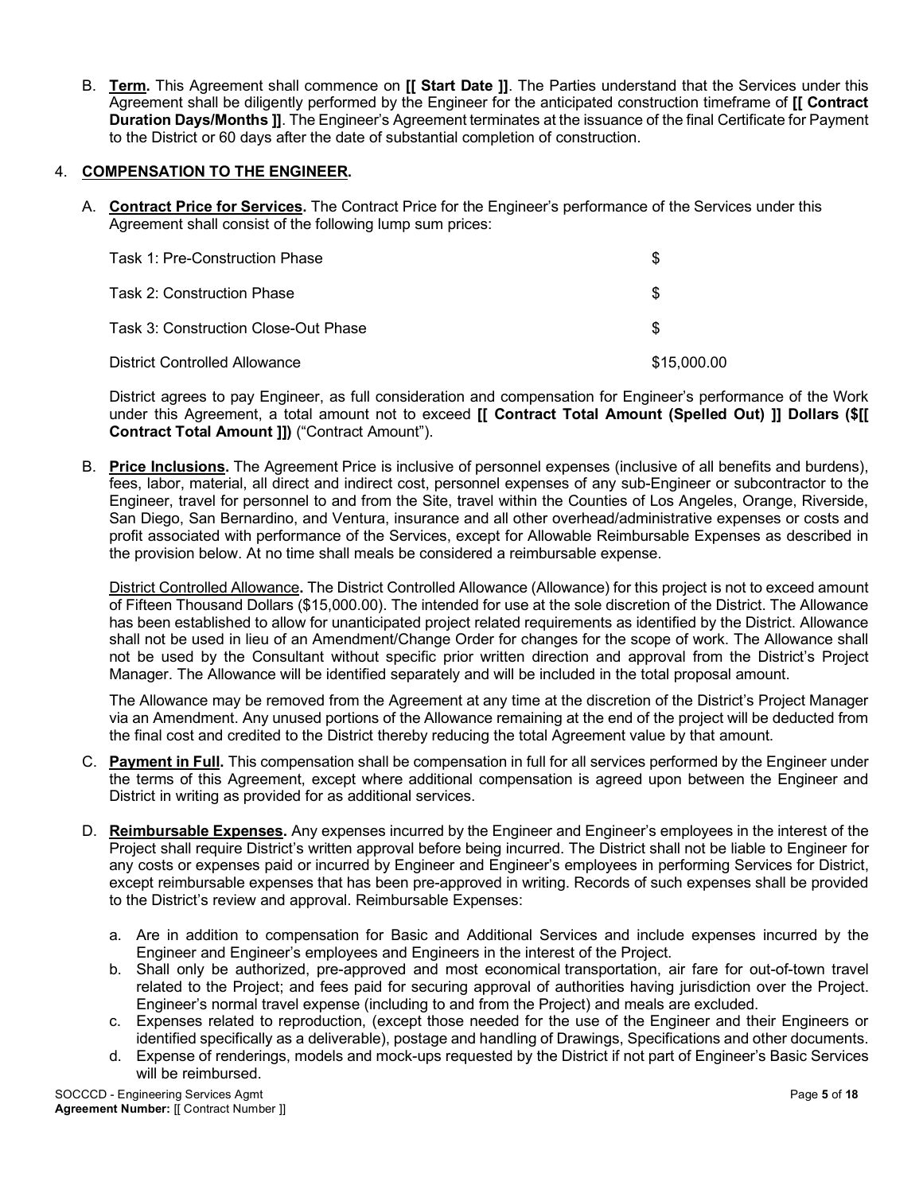B. **Term.** This Agreement shall commence on **[[ Start Date ]]**. The Parties understand that the Services under this Agreement shall be diligently performed by the Engineer for the anticipated construction timeframe of **[[ Contract Duration Days/Months ]]**. The Engineer's Agreement terminates at the issuance of the final Certificate for Payment to the District or 60 days after the date of substantial completion of construction.

4. **COMPENSATION TO THE ENGINEER.**

A. **Contract Price for Services.** The Contract Price for the Engineer's performance of the Services under this Agreement shall consist of the following lump sum prices:

| | |
|---|---|
| Task 1: Pre-Construction Phase | $ |
| Task 2: Construction Phase | $ |
| Task 3: Construction Close-Out Phase | $ |
| District Controlled Allowance | $15,000.00 |

District agrees to pay Engineer, as full consideration and compensation for Engineer's performance of the Work under this Agreement, a total amount not to exceed **[[ Contract Total Amount (Spelled Out) ]] Dollars ($[[ Contract Total Amount ]])** ("Contract Amount").

B. **Price Inclusions.** The Agreement Price is inclusive of personnel expenses (inclusive of all benefits and burdens), fees, labor, material, all direct and indirect cost, personnel expenses of any sub-Engineer or subcontractor to the Engineer, travel for personnel to and from the Site, travel within the Counties of Los Angeles, Orange, Riverside, San Diego, San Bernardino, and Ventura, insurance and all other overhead/administrative expenses or costs and profit associated with performance of the Services, except for Allowable Reimbursable Expenses as described in the provision below. At no time shall meals be considered a reimbursable expense.

District Controlled Allowance**.** The District Controlled Allowance (Allowance) for this project is not to exceed amount of Fifteen Thousand Dollars ($15,000.00). The intended for use at the sole discretion of the District. The Allowance has been established to allow for unanticipated project related requirements as identified by the District. Allowance shall not be used in lieu of an Amendment/Change Order for changes for the scope of work. The Allowance shall not be used by the Consultant without specific prior written direction and approval from the District's Project Manager. The Allowance will be identified separately and will be included in the total proposal amount.

The Allowance may be removed from the Agreement at any time at the discretion of the District's Project Manager via an Amendment. Any unused portions of the Allowance remaining at the end of the project will be deducted from the final cost and credited to the District thereby reducing the total Agreement value by that amount.

C. **Payment in Full.** This compensation shall be compensation in full for all services performed by the Engineer under the terms of this Agreement, except where additional compensation is agreed upon between the Engineer and District in writing as provided for as additional services.

D. **Reimbursable Expenses.** Any expenses incurred by the Engineer and Engineer's employees in the interest of the Project shall require District's written approval before being incurred. The District shall not be liable to Engineer for any costs or expenses paid or incurred by Engineer and Engineer's employees in performing Services for District, except reimbursable expenses that has been pre-approved in writing. Records of such expenses shall be provided to the District's review and approval. Reimbursable Expenses:

a. Are in addition to compensation for Basic and Additional Services and include expenses incurred by the Engineer and Engineer's employees and Engineers in the interest of the Project.
b. Shall only be authorized, pre-approved and most economical transportation, air fare for out-of-town travel related to the Project; and fees paid for securing approval of authorities having jurisdiction over the Project. Engineer's normal travel expense (including to and from the Project) and meals are excluded.
c. Expenses related to reproduction, (except those needed for the use of the Engineer and their Engineers or identified specifically as a deliverable), postage and handling of Drawings, Specifications and other documents.
d. Expense of renderings, models and mock-ups requested by the District if not part of Engineer's Basic Services will be reimbursed.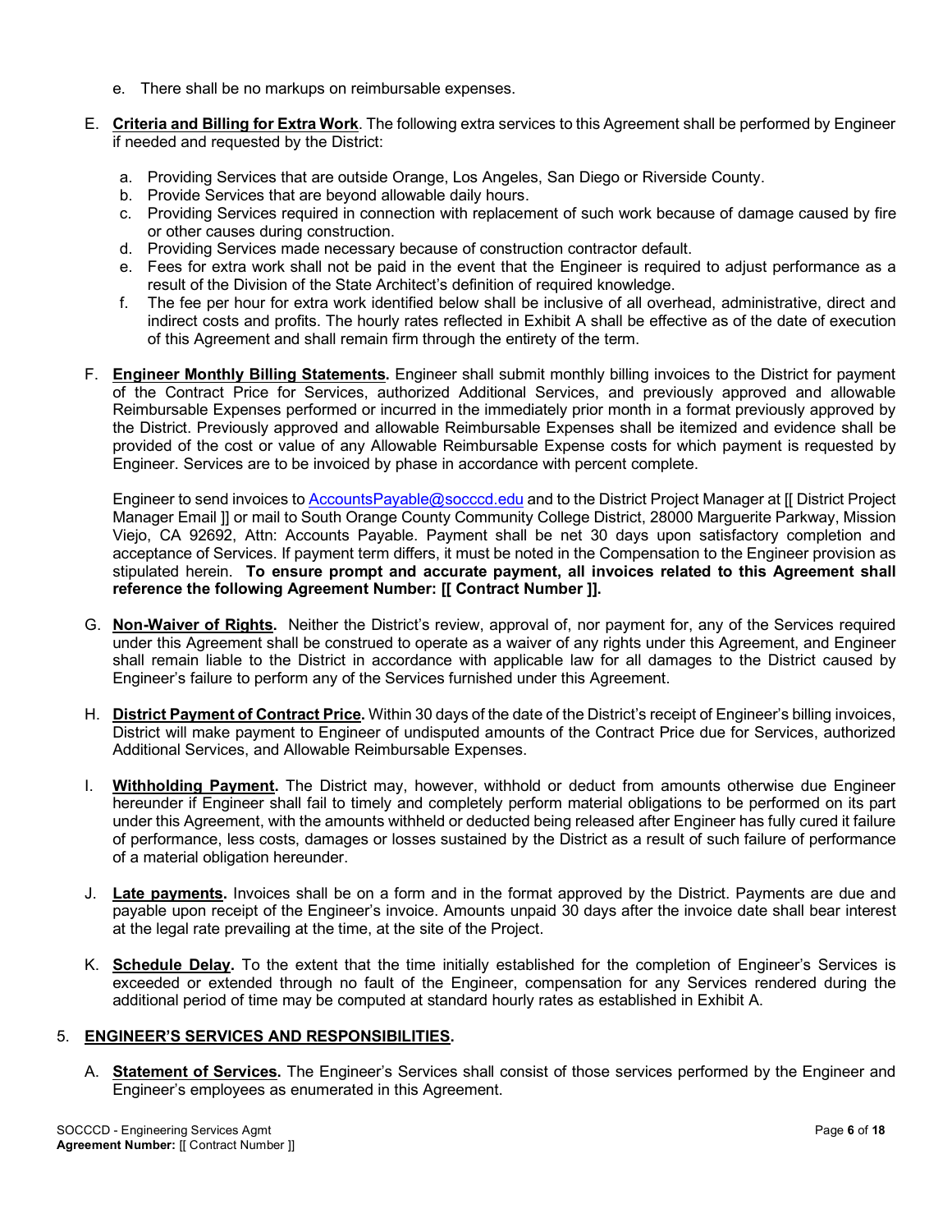e. There shall be no markups on reimbursable expenses.

E. **Criteria and Billing for Extra Work**. The following extra services to this Agreement shall be performed by Engineer if needed and requested by the District:

a. Providing Services that are outside Orange, Los Angeles, San Diego or Riverside County.
b. Provide Services that are beyond allowable daily hours.
c. Providing Services required in connection with replacement of such work because of damage caused by fire or other causes during construction.
d. Providing Services made necessary because of construction contractor default.
e. Fees for extra work shall not be paid in the event that the Engineer is required to adjust performance as a result of the Division of the State Architect's definition of required knowledge.
f. The fee per hour for extra work identified below shall be inclusive of all overhead, administrative, direct and indirect costs and profits. The hourly rates reflected in Exhibit A shall be effective as of the date of execution of this Agreement and shall remain firm through the entirety of the term.

F. **Engineer Monthly Billing Statements.** Engineer shall submit monthly billing invoices to the District for payment of the Contract Price for Services, authorized Additional Services, and previously approved and allowable Reimbursable Expenses performed or incurred in the immediately prior month in a format previously approved by the District. Previously approved and allowable Reimbursable Expenses shall be itemized and evidence shall be provided of the cost or value of any Allowable Reimbursable Expense costs for which payment is requested by Engineer. Services are to be invoiced by phase in accordance with percent complete.

Engineer to send invoices to AccountsPayable@socccd.edu and to the District Project Manager at [[ District Project Manager Email ]] or mail to South Orange County Community College District, 28000 Marguerite Parkway, Mission Viejo, CA 92692, Attn: Accounts Payable. Payment shall be net 30 days upon satisfactory completion and acceptance of Services. If payment term differs, it must be noted in the Compensation to the Engineer provision as stipulated herein. **To ensure prompt and accurate payment, all invoices related to this Agreement shall reference the following Agreement Number: [[ Contract Number ]].**

G. **Non-Waiver of Rights.** Neither the District's review, approval of, nor payment for, any of the Services required under this Agreement shall be construed to operate as a waiver of any rights under this Agreement, and Engineer shall remain liable to the District in accordance with applicable law for all damages to the District caused by Engineer's failure to perform any of the Services furnished under this Agreement.

H. **District Payment of Contract Price.** Within 30 days of the date of the District's receipt of Engineer's billing invoices, District will make payment to Engineer of undisputed amounts of the Contract Price due for Services, authorized Additional Services, and Allowable Reimbursable Expenses.

I. **Withholding Payment.** The District may, however, withhold or deduct from amounts otherwise due Engineer hereunder if Engineer shall fail to timely and completely perform material obligations to be performed on its part under this Agreement, with the amounts withheld or deducted being released after Engineer has fully cured it failure of performance, less costs, damages or losses sustained by the District as a result of such failure of performance of a material obligation hereunder.

J. **Late payments.** Invoices shall be on a form and in the format approved by the District. Payments are due and payable upon receipt of the Engineer's invoice. Amounts unpaid 30 days after the invoice date shall bear interest at the legal rate prevailing at the time, at the site of the Project.

K. **Schedule Delay.** To the extent that the time initially established for the completion of Engineer's Services is exceeded or extended through no fault of the Engineer, compensation for any Services rendered during the additional period of time may be computed at standard hourly rates as established in Exhibit A.

## 5. ENGINEER'S SERVICES AND RESPONSIBILITIES.

A. **Statement of Services.** The Engineer's Services shall consist of those services performed by the Engineer and Engineer's employees as enumerated in this Agreement.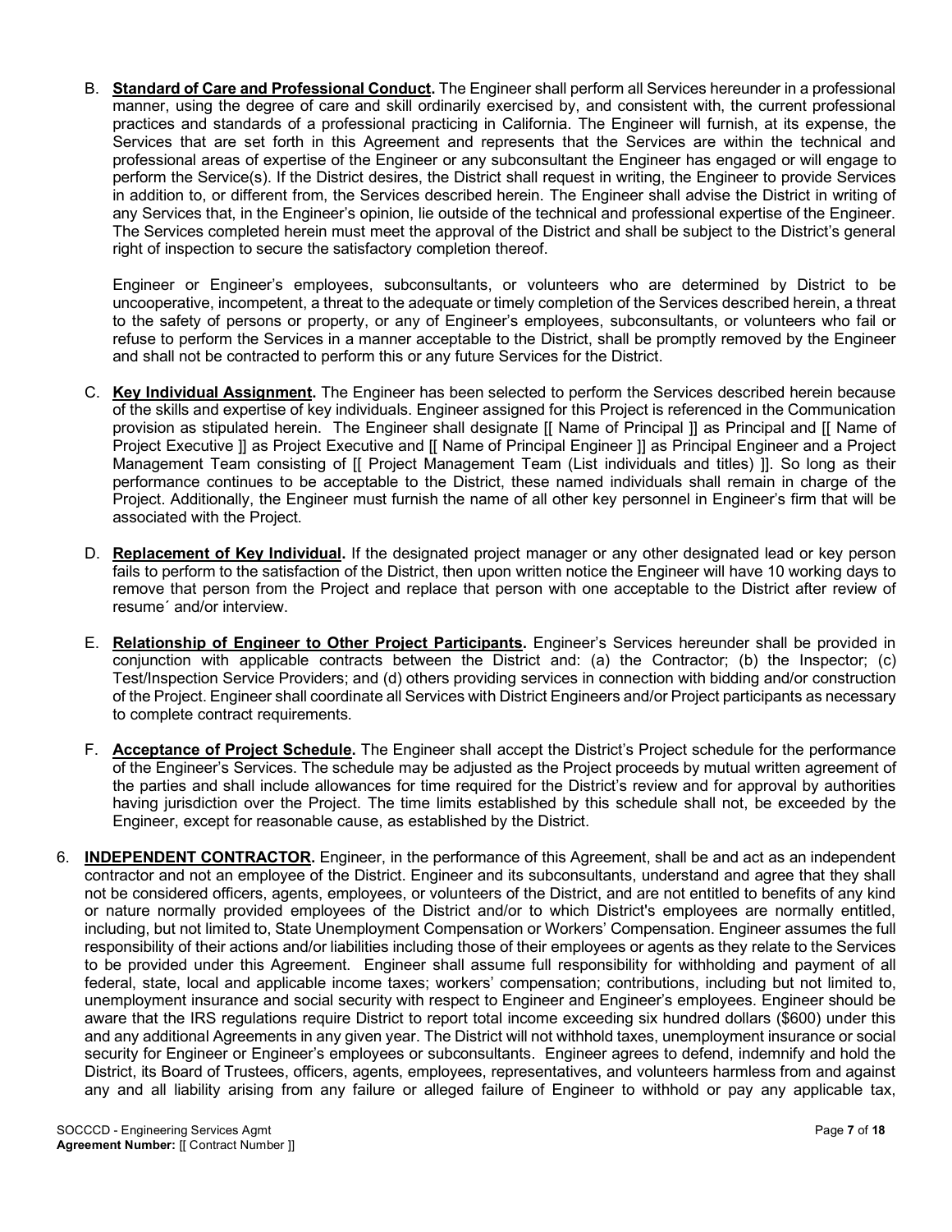B. **Standard of Care and Professional Conduct.** The Engineer shall perform all Services hereunder in a professional manner, using the degree of care and skill ordinarily exercised by, and consistent with, the current professional practices and standards of a professional practicing in California. The Engineer will furnish, at its expense, the Services that are set forth in this Agreement and represents that the Services are within the technical and professional areas of expertise of the Engineer or any subconsultant the Engineer has engaged or will engage to perform the Service(s). If the District desires, the District shall request in writing, the Engineer to provide Services in addition to, or different from, the Services described herein. The Engineer shall advise the District in writing of any Services that, in the Engineer's opinion, lie outside of the technical and professional expertise of the Engineer. The Services completed herein must meet the approval of the District and shall be subject to the District's general right of inspection to secure the satisfactory completion thereof.

   Engineer or Engineer's employees, subconsultants, or volunteers who are determined by District to be uncooperative, incompetent, a threat to the adequate or timely completion of the Services described herein, a threat to the safety of persons or property, or any of Engineer's employees, subconsultants, or volunteers who fail or refuse to perform the Services in a manner acceptable to the District, shall be promptly removed by the Engineer and shall not be contracted to perform this or any future Services for the District.

C. **Key Individual Assignment.** The Engineer has been selected to perform the Services described herein because of the skills and expertise of key individuals. Engineer assigned for this Project is referenced in the Communication provision as stipulated herein. The Engineer shall designate [[ Name of Principal ]] as Principal and [[ Name of Project Executive ]] as Project Executive and [[ Name of Principal Engineer ]] as Principal Engineer and a Project Management Team consisting of [[ Project Management Team (List individuals and titles) ]]. So long as their performance continues to be acceptable to the District, these named individuals shall remain in charge of the Project. Additionally, the Engineer must furnish the name of all other key personnel in Engineer's firm that will be associated with the Project.

D. **Replacement of Key Individual.** If the designated project manager or any other designated lead or key person fails to perform to the satisfaction of the District, then upon written notice the Engineer will have 10 working days to remove that person from the Project and replace that person with one acceptable to the District after review of resume´ and/or interview.

E. **Relationship of Engineer to Other Project Participants.** Engineer's Services hereunder shall be provided in conjunction with applicable contracts between the District and: (a) the Contractor; (b) the Inspector; (c) Test/Inspection Service Providers; and (d) others providing services in connection with bidding and/or construction of the Project. Engineer shall coordinate all Services with District Engineers and/or Project participants as necessary to complete contract requirements.

F. **Acceptance of Project Schedule.** The Engineer shall accept the District's Project schedule for the performance of the Engineer's Services. The schedule may be adjusted as the Project proceeds by mutual written agreement of the parties and shall include allowances for time required for the District's review and for approval by authorities having jurisdiction over the Project. The time limits established by this schedule shall not, be exceeded by the Engineer, except for reasonable cause, as established by the District.

6. **INDEPENDENT CONTRACTOR.** Engineer, in the performance of this Agreement, shall be and act as an independent contractor and not an employee of the District. Engineer and its subconsultants, understand and agree that they shall not be considered officers, agents, employees, or volunteers of the District, and are not entitled to benefits of any kind or nature normally provided employees of the District and/or to which District's employees are normally entitled, including, but not limited to, State Unemployment Compensation or Workers' Compensation. Engineer assumes the full responsibility of their actions and/or liabilities including those of their employees or agents as they relate to the Services to be provided under this Agreement. Engineer shall assume full responsibility for withholding and payment of all federal, state, local and applicable income taxes; workers' compensation; contributions, including but not limited to, unemployment insurance and social security with respect to Engineer and Engineer's employees. Engineer should be aware that the IRS regulations require District to report total income exceeding six hundred dollars ($600) under this and any additional Agreements in any given year. The District will not withhold taxes, unemployment insurance or social security for Engineer or Engineer's employees or subconsultants. Engineer agrees to defend, indemnify and hold the District, its Board of Trustees, officers, agents, employees, representatives, and volunteers harmless from and against any and all liability arising from any failure or alleged failure of Engineer to withhold or pay any applicable tax,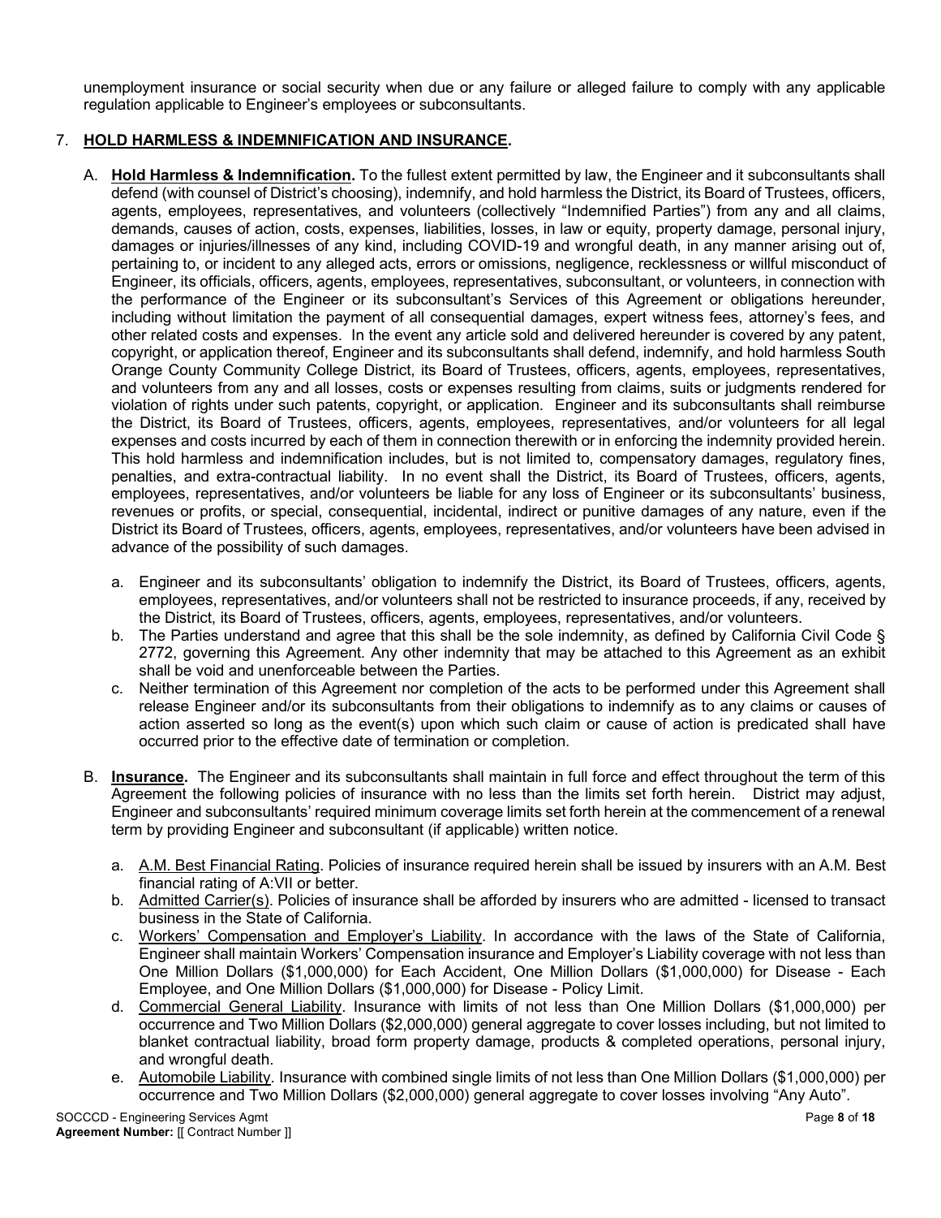unemployment insurance or social security when due or any failure or alleged failure to comply with any applicable regulation applicable to Engineer's employees or subconsultants.

7. **HOLD HARMLESS & INDEMNIFICATION AND INSURANCE.**

   A. **Hold Harmless & Indemnification.** To the fullest extent permitted by law, the Engineer and it subconsultants shall defend (with counsel of District's choosing), indemnify, and hold harmless the District, its Board of Trustees, officers, agents, employees, representatives, and volunteers (collectively "Indemnified Parties") from any and all claims, demands, causes of action, costs, expenses, liabilities, losses, in law or equity, property damage, personal injury, damages or injuries/illnesses of any kind, including COVID-19 and wrongful death, in any manner arising out of, pertaining to, or incident to any alleged acts, errors or omissions, negligence, recklessness or willful misconduct of Engineer, its officials, officers, agents, employees, representatives, subconsultant, or volunteers, in connection with the performance of the Engineer or its subconsultant's Services of this Agreement or obligations hereunder, including without limitation the payment of all consequential damages, expert witness fees, attorney's fees, and other related costs and expenses. In the event any article sold and delivered hereunder is covered by any patent, copyright, or application thereof, Engineer and its subconsultants shall defend, indemnify, and hold harmless South Orange County Community College District, its Board of Trustees, officers, agents, employees, representatives, and volunteers from any and all losses, costs or expenses resulting from claims, suits or judgments rendered for violation of rights under such patents, copyright, or application. Engineer and its subconsultants shall reimburse the District, its Board of Trustees, officers, agents, employees, representatives, and/or volunteers for all legal expenses and costs incurred by each of them in connection therewith or in enforcing the indemnity provided herein. This hold harmless and indemnification includes, but is not limited to, compensatory damages, regulatory fines, penalties, and extra-contractual liability. In no event shall the District, its Board of Trustees, officers, agents, employees, representatives, and/or volunteers be liable for any loss of Engineer or its subconsultants' business, revenues or profits, or special, consequential, incidental, indirect or punitive damages of any nature, even if the District its Board of Trustees, officers, agents, employees, representatives, and/or volunteers have been advised in advance of the possibility of such damages.

      a. Engineer and its subconsultants' obligation to indemnify the District, its Board of Trustees, officers, agents, employees, representatives, and/or volunteers shall not be restricted to insurance proceeds, if any, received by the District, its Board of Trustees, officers, agents, employees, representatives, and/or volunteers.
      b. The Parties understand and agree that this shall be the sole indemnity, as defined by California Civil Code § 2772, governing this Agreement. Any other indemnity that may be attached to this Agreement as an exhibit shall be void and unenforceable between the Parties.
      c. Neither termination of this Agreement nor completion of the acts to be performed under this Agreement shall release Engineer and/or its subconsultants from their obligations to indemnify as to any claims or causes of action asserted so long as the event(s) upon which such claim or cause of action is predicated shall have occurred prior to the effective date of termination or completion.

   B. **Insurance.** The Engineer and its subconsultants shall maintain in full force and effect throughout the term of this Agreement the following policies of insurance with no less than the limits set forth herein. District may adjust, Engineer and subconsultants' required minimum coverage limits set forth herein at the commencement of a renewal term by providing Engineer and subconsultant (if applicable) written notice.

      a. A.M. Best Financial Rating. Policies of insurance required herein shall be issued by insurers with an A.M. Best financial rating of A:VII or better.
      b. Admitted Carrier(s). Policies of insurance shall be afforded by insurers who are admitted - licensed to transact business in the State of California.
      c. Workers' Compensation and Employer's Liability. In accordance with the laws of the State of California, Engineer shall maintain Workers' Compensation insurance and Employer's Liability coverage with not less than One Million Dollars ($1,000,000) for Each Accident, One Million Dollars ($1,000,000) for Disease - Each Employee, and One Million Dollars ($1,000,000) for Disease - Policy Limit.
      d. Commercial General Liability. Insurance with limits of not less than One Million Dollars ($1,000,000) per occurrence and Two Million Dollars ($2,000,000) general aggregate to cover losses including, but not limited to blanket contractual liability, broad form property damage, products & completed operations, personal injury, and wrongful death.
      e. Automobile Liability. Insurance with combined single limits of not less than One Million Dollars ($1,000,000) per occurrence and Two Million Dollars ($2,000,000) general aggregate to cover losses involving "Any Auto".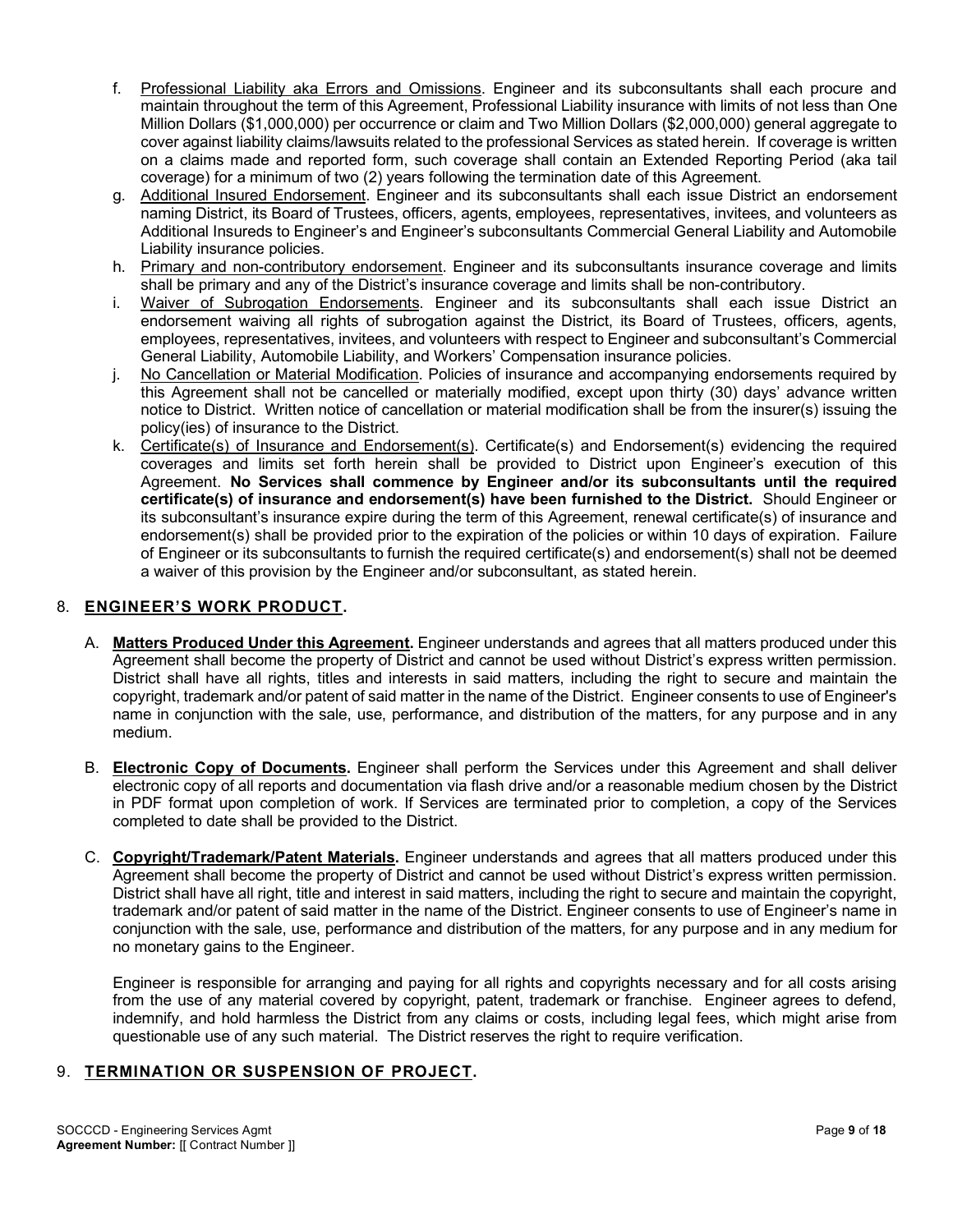f. Professional Liability aka Errors and Omissions. Engineer and its subconsultants shall each procure and maintain throughout the term of this Agreement, Professional Liability insurance with limits of not less than One Million Dollars ($1,000,000) per occurrence or claim and Two Million Dollars ($2,000,000) general aggregate to cover against liability claims/lawsuits related to the professional Services as stated herein. If coverage is written on a claims made and reported form, such coverage shall contain an Extended Reporting Period (aka tail coverage) for a minimum of two (2) years following the termination date of this Agreement.

g. Additional Insured Endorsement. Engineer and its subconsultants shall each issue District an endorsement naming District, its Board of Trustees, officers, agents, employees, representatives, invitees, and volunteers as Additional Insureds to Engineer's and Engineer's subconsultants Commercial General Liability and Automobile Liability insurance policies.

h. Primary and non-contributory endorsement. Engineer and its subconsultants insurance coverage and limits shall be primary and any of the District's insurance coverage and limits shall be non-contributory.

i. Waiver of Subrogation Endorsements. Engineer and its subconsultants shall each issue District an endorsement waiving all rights of subrogation against the District, its Board of Trustees, officers, agents, employees, representatives, invitees, and volunteers with respect to Engineer and subconsultant's Commercial General Liability, Automobile Liability, and Workers' Compensation insurance policies.

j. No Cancellation or Material Modification. Policies of insurance and accompanying endorsements required by this Agreement shall not be cancelled or materially modified, except upon thirty (30) days' advance written notice to District. Written notice of cancellation or material modification shall be from the insurer(s) issuing the policy(ies) of insurance to the District.

k. Certificate(s) of Insurance and Endorsement(s). Certificate(s) and Endorsement(s) evidencing the required coverages and limits set forth herein shall be provided to District upon Engineer's execution of this Agreement. **No Services shall commence by Engineer and/or its subconsultants until the required certificate(s) of insurance and endorsement(s) have been furnished to the District.** Should Engineer or its subconsultant's insurance expire during the term of this Agreement, renewal certificate(s) of insurance and endorsement(s) shall be provided prior to the expiration of the policies or within 10 days of expiration. Failure of Engineer or its subconsultants to furnish the required certificate(s) and endorsement(s) shall not be deemed a waiver of this provision by the Engineer and/or subconsultant, as stated herein.

## 8. ENGINEER'S WORK PRODUCT.

A. **Matters Produced Under this Agreement.** Engineer understands and agrees that all matters produced under this Agreement shall become the property of District and cannot be used without District's express written permission. District shall have all rights, titles and interests in said matters, including the right to secure and maintain the copyright, trademark and/or patent of said matter in the name of the District. Engineer consents to use of Engineer's name in conjunction with the sale, use, performance, and distribution of the matters, for any purpose and in any medium.

B. **Electronic Copy of Documents.** Engineer shall perform the Services under this Agreement and shall deliver electronic copy of all reports and documentation via flash drive and/or a reasonable medium chosen by the District in PDF format upon completion of work. If Services are terminated prior to completion, a copy of the Services completed to date shall be provided to the District.

C. **Copyright/Trademark/Patent Materials.** Engineer understands and agrees that all matters produced under this Agreement shall become the property of District and cannot be used without District's express written permission. District shall have all right, title and interest in said matters, including the right to secure and maintain the copyright, trademark and/or patent of said matter in the name of the District. Engineer consents to use of Engineer's name in conjunction with the sale, use, performance and distribution of the matters, for any purpose and in any medium for no monetary gains to the Engineer.

Engineer is responsible for arranging and paying for all rights and copyrights necessary and for all costs arising from the use of any material covered by copyright, patent, trademark or franchise. Engineer agrees to defend, indemnify, and hold harmless the District from any claims or costs, including legal fees, which might arise from questionable use of any such material. The District reserves the right to require verification.

## 9. TERMINATION OR SUSPENSION OF PROJECT.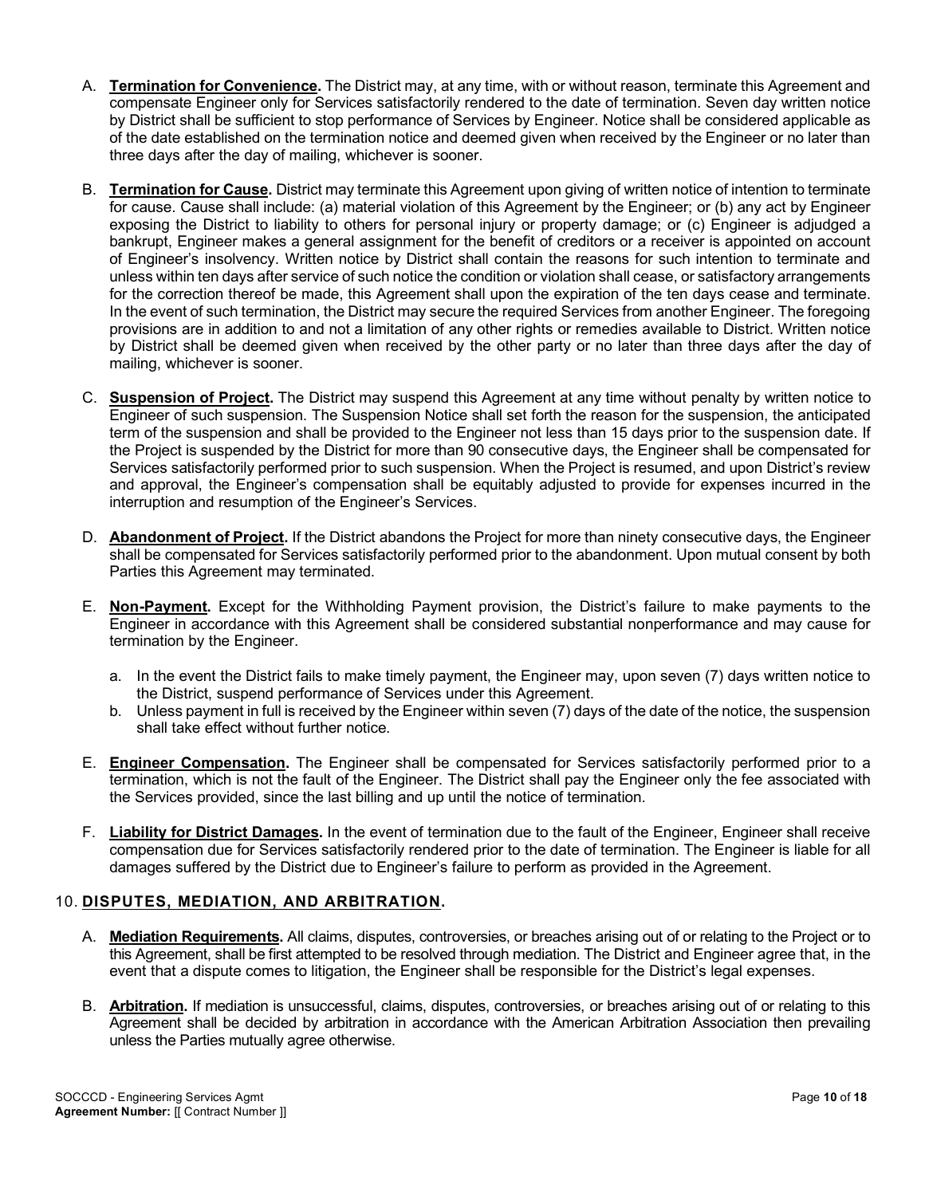A. **Termination for Convenience.** The District may, at any time, with or without reason, terminate this Agreement and compensate Engineer only for Services satisfactorily rendered to the date of termination. Seven day written notice by District shall be sufficient to stop performance of Services by Engineer. Notice shall be considered applicable as of the date established on the termination notice and deemed given when received by the Engineer or no later than three days after the day of mailing, whichever is sooner.

B. **Termination for Cause.** District may terminate this Agreement upon giving of written notice of intention to terminate for cause. Cause shall include: (a) material violation of this Agreement by the Engineer; or (b) any act by Engineer exposing the District to liability to others for personal injury or property damage; or (c) Engineer is adjudged a bankrupt, Engineer makes a general assignment for the benefit of creditors or a receiver is appointed on account of Engineer's insolvency. Written notice by District shall contain the reasons for such intention to terminate and unless within ten days after service of such notice the condition or violation shall cease, or satisfactory arrangements for the correction thereof be made, this Agreement shall upon the expiration of the ten days cease and terminate. In the event of such termination, the District may secure the required Services from another Engineer. The foregoing provisions are in addition to and not a limitation of any other rights or remedies available to District. Written notice by District shall be deemed given when received by the other party or no later than three days after the day of mailing, whichever is sooner.

C. **Suspension of Project.** The District may suspend this Agreement at any time without penalty by written notice to Engineer of such suspension. The Suspension Notice shall set forth the reason for the suspension, the anticipated term of the suspension and shall be provided to the Engineer not less than 15 days prior to the suspension date. If the Project is suspended by the District for more than 90 consecutive days, the Engineer shall be compensated for Services satisfactorily performed prior to such suspension. When the Project is resumed, and upon District's review and approval, the Engineer's compensation shall be equitably adjusted to provide for expenses incurred in the interruption and resumption of the Engineer's Services.

D. **Abandonment of Project.** If the District abandons the Project for more than ninety consecutive days, the Engineer shall be compensated for Services satisfactorily performed prior to the abandonment. Upon mutual consent by both Parties this Agreement may terminated.

E. **Non-Payment.** Except for the Withholding Payment provision, the District's failure to make payments to the Engineer in accordance with this Agreement shall be considered substantial nonperformance and may cause for termination by the Engineer.

   a. In the event the District fails to make timely payment, the Engineer may, upon seven (7) days written notice to the District, suspend performance of Services under this Agreement.
   b. Unless payment in full is received by the Engineer within seven (7) days of the date of the notice, the suspension shall take effect without further notice.

E. **Engineer Compensation.** The Engineer shall be compensated for Services satisfactorily performed prior to a termination, which is not the fault of the Engineer. The District shall pay the Engineer only the fee associated with the Services provided, since the last billing and up until the notice of termination.

F. **Liability for District Damages.** In the event of termination due to the fault of the Engineer, Engineer shall receive compensation due for Services satisfactorily rendered prior to the date of termination. The Engineer is liable for all damages suffered by the District due to Engineer's failure to perform as provided in the Agreement.

## 10. DISPUTES, MEDIATION, AND ARBITRATION.

A. **Mediation Requirements.** All claims, disputes, controversies, or breaches arising out of or relating to the Project or to this Agreement, shall be first attempted to be resolved through mediation. The District and Engineer agree that, in the event that a dispute comes to litigation, the Engineer shall be responsible for the District's legal expenses.

B. **Arbitration.** If mediation is unsuccessful, claims, disputes, controversies, or breaches arising out of or relating to this Agreement shall be decided by arbitration in accordance with the American Arbitration Association then prevailing unless the Parties mutually agree otherwise.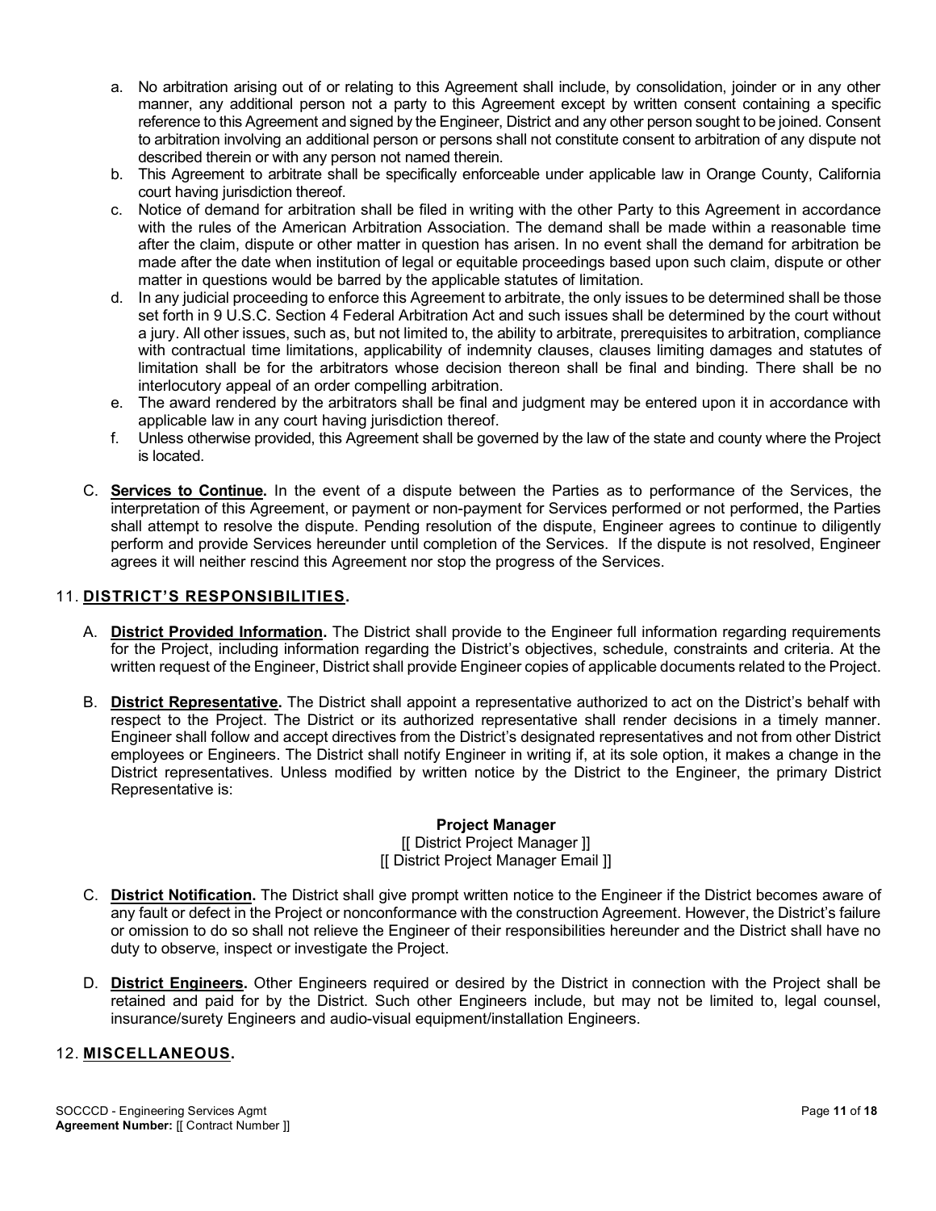a. No arbitration arising out of or relating to this Agreement shall include, by consolidation, joinder or in any other manner, any additional person not a party to this Agreement except by written consent containing a specific reference to this Agreement and signed by the Engineer, District and any other person sought to be joined. Consent to arbitration involving an additional person or persons shall not constitute consent to arbitration of any dispute not described therein or with any person not named therein.
b. This Agreement to arbitrate shall be specifically enforceable under applicable law in Orange County, California court having jurisdiction thereof.
c. Notice of demand for arbitration shall be filed in writing with the other Party to this Agreement in accordance with the rules of the American Arbitration Association. The demand shall be made within a reasonable time after the claim, dispute or other matter in question has arisen. In no event shall the demand for arbitration be made after the date when institution of legal or equitable proceedings based upon such claim, dispute or other matter in questions would be barred by the applicable statutes of limitation.
d. In any judicial proceeding to enforce this Agreement to arbitrate, the only issues to be determined shall be those set forth in 9 U.S.C. Section 4 Federal Arbitration Act and such issues shall be determined by the court without a jury. All other issues, such as, but not limited to, the ability to arbitrate, prerequisites to arbitration, compliance with contractual time limitations, applicability of indemnity clauses, clauses limiting damages and statutes of limitation shall be for the arbitrators whose decision thereon shall be final and binding. There shall be no interlocutory appeal of an order compelling arbitration.
e. The award rendered by the arbitrators shall be final and judgment may be entered upon it in accordance with applicable law in any court having jurisdiction thereof.
f. Unless otherwise provided, this Agreement shall be governed by the law of the state and county where the Project is located.

C. **Services to Continue.** In the event of a dispute between the Parties as to performance of the Services, the interpretation of this Agreement, or payment or non-payment for Services performed or not performed, the Parties shall attempt to resolve the dispute. Pending resolution of the dispute, Engineer agrees to continue to diligently perform and provide Services hereunder until completion of the Services. If the dispute is not resolved, Engineer agrees it will neither rescind this Agreement nor stop the progress of the Services.

## 11. DISTRICT'S RESPONSIBILITIES.

A. **District Provided Information.** The District shall provide to the Engineer full information regarding requirements for the Project, including information regarding the District's objectives, schedule, constraints and criteria. At the written request of the Engineer, District shall provide Engineer copies of applicable documents related to the Project.

B. **District Representative.** The District shall appoint a representative authorized to act on the District's behalf with respect to the Project. The District or its authorized representative shall render decisions in a timely manner. Engineer shall follow and accept directives from the District's designated representatives and not from other District employees or Engineers. The District shall notify Engineer in writing if, at its sole option, it makes a change in the District representatives. Unless modified by written notice by the District to the Engineer, the primary District Representative is:

**Project Manager**
[[ District Project Manager ]]
[[ District Project Manager Email ]]

C. **District Notification.** The District shall give prompt written notice to the Engineer if the District becomes aware of any fault or defect in the Project or nonconformance with the construction Agreement. However, the District's failure or omission to do so shall not relieve the Engineer of their responsibilities hereunder and the District shall have no duty to observe, inspect or investigate the Project.

D. **District Engineers.** Other Engineers required or desired by the District in connection with the Project shall be retained and paid for by the District. Such other Engineers include, but may not be limited to, legal counsel, insurance/surety Engineers and audio-visual equipment/installation Engineers.

## 12. MISCELLANEOUS.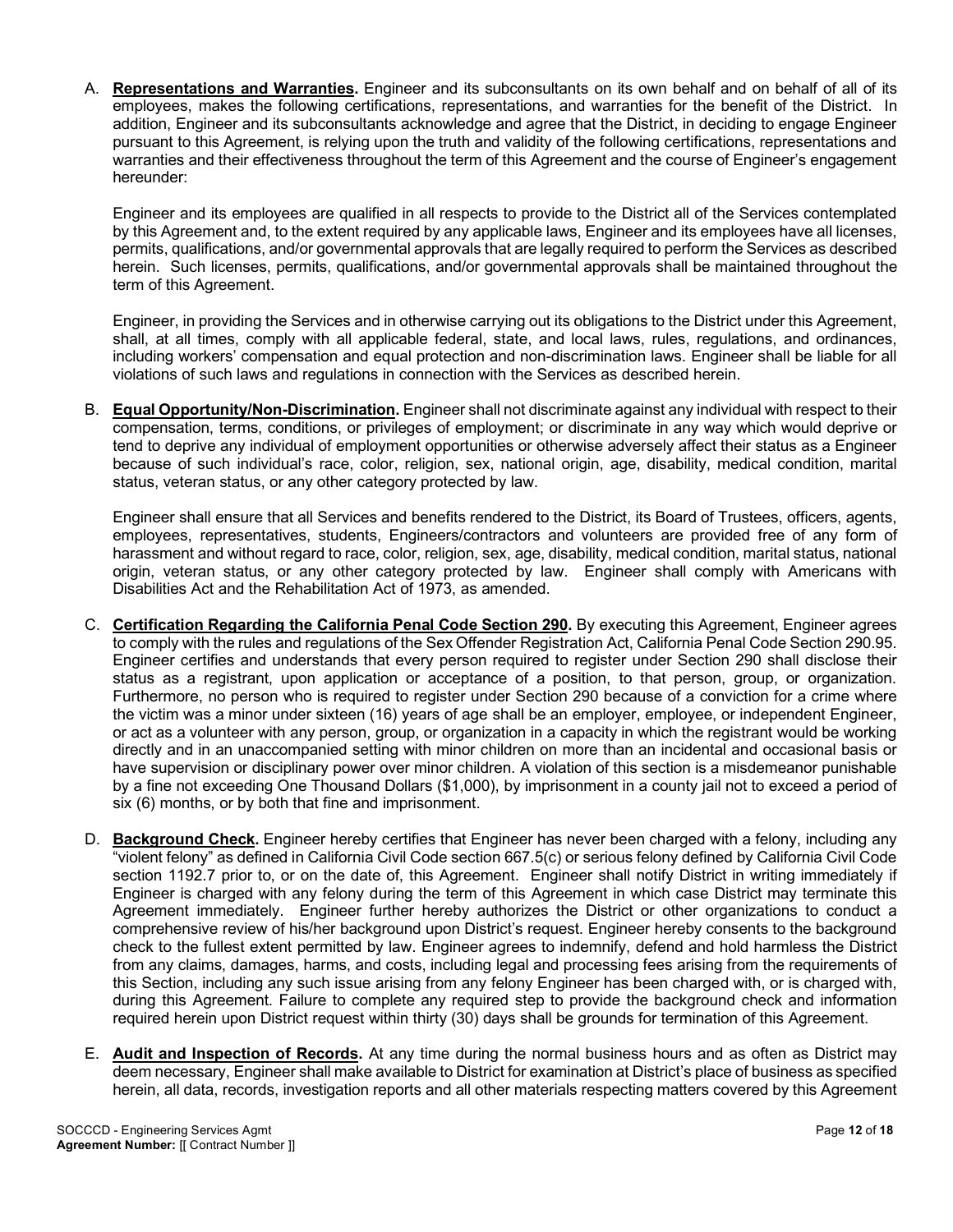A. **Representations and Warranties.** Engineer and its subconsultants on its own behalf and on behalf of all of its employees, makes the following certifications, representations, and warranties for the benefit of the District. In addition, Engineer and its subconsultants acknowledge and agree that the District, in deciding to engage Engineer pursuant to this Agreement, is relying upon the truth and validity of the following certifications, representations and warranties and their effectiveness throughout the term of this Agreement and the course of Engineer's engagement hereunder:

   Engineer and its employees are qualified in all respects to provide to the District all of the Services contemplated by this Agreement and, to the extent required by any applicable laws, Engineer and its employees have all licenses, permits, qualifications, and/or governmental approvals that are legally required to perform the Services as described herein. Such licenses, permits, qualifications, and/or governmental approvals shall be maintained throughout the term of this Agreement.

   Engineer, in providing the Services and in otherwise carrying out its obligations to the District under this Agreement, shall, at all times, comply with all applicable federal, state, and local laws, rules, regulations, and ordinances, including workers' compensation and equal protection and non-discrimination laws. Engineer shall be liable for all violations of such laws and regulations in connection with the Services as described herein.

B. **Equal Opportunity/Non-Discrimination.** Engineer shall not discriminate against any individual with respect to their compensation, terms, conditions, or privileges of employment; or discriminate in any way which would deprive or tend to deprive any individual of employment opportunities or otherwise adversely affect their status as a Engineer because of such individual's race, color, religion, sex, national origin, age, disability, medical condition, marital status, veteran status, or any other category protected by law.

   Engineer shall ensure that all Services and benefits rendered to the District, its Board of Trustees, officers, agents, employees, representatives, students, Engineers/contractors and volunteers are provided free of any form of harassment and without regard to race, color, religion, sex, age, disability, medical condition, marital status, national origin, veteran status, or any other category protected by law. Engineer shall comply with Americans with Disabilities Act and the Rehabilitation Act of 1973, as amended.

C. **Certification Regarding the California Penal Code Section 290.** By executing this Agreement, Engineer agrees to comply with the rules and regulations of the Sex Offender Registration Act, California Penal Code Section 290.95. Engineer certifies and understands that every person required to register under Section 290 shall disclose their status as a registrant, upon application or acceptance of a position, to that person, group, or organization. Furthermore, no person who is required to register under Section 290 because of a conviction for a crime where the victim was a minor under sixteen (16) years of age shall be an employer, employee, or independent Engineer, or act as a volunteer with any person, group, or organization in a capacity in which the registrant would be working directly and in an unaccompanied setting with minor children on more than an incidental and occasional basis or have supervision or disciplinary power over minor children. A violation of this section is a misdemeanor punishable by a fine not exceeding One Thousand Dollars ($1,000), by imprisonment in a county jail not to exceed a period of six (6) months, or by both that fine and imprisonment.

D. **Background Check.** Engineer hereby certifies that Engineer has never been charged with a felony, including any "violent felony" as defined in California Civil Code section 667.5(c) or serious felony defined by California Civil Code section 1192.7 prior to, or on the date of, this Agreement. Engineer shall notify District in writing immediately if Engineer is charged with any felony during the term of this Agreement in which case District may terminate this Agreement immediately. Engineer further hereby authorizes the District or other organizations to conduct a comprehensive review of his/her background upon District's request. Engineer hereby consents to the background check to the fullest extent permitted by law. Engineer agrees to indemnify, defend and hold harmless the District from any claims, damages, harms, and costs, including legal and processing fees arising from the requirements of this Section, including any such issue arising from any felony Engineer has been charged with, or is charged with, during this Agreement. Failure to complete any required step to provide the background check and information required herein upon District request within thirty (30) days shall be grounds for termination of this Agreement.

E. **Audit and Inspection of Records.** At any time during the normal business hours and as often as District may deem necessary, Engineer shall make available to District for examination at District's place of business as specified herein, all data, records, investigation reports and all other materials respecting matters covered by this Agreement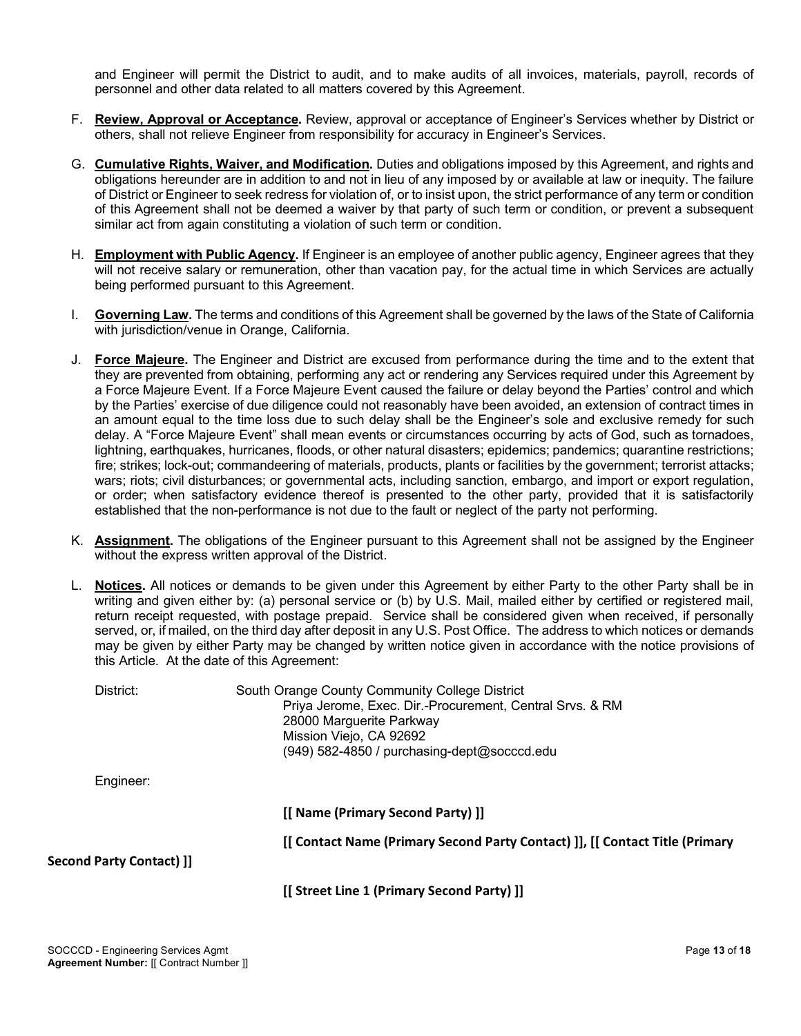and Engineer will permit the District to audit, and to make audits of all invoices, materials, payroll, records of personnel and other data related to all matters covered by this Agreement.

F. **Review, Approval or Acceptance.** Review, approval or acceptance of Engineer's Services whether by District or others, shall not relieve Engineer from responsibility for accuracy in Engineer's Services.

G. **Cumulative Rights, Waiver, and Modification.** Duties and obligations imposed by this Agreement, and rights and obligations hereunder are in addition to and not in lieu of any imposed by or available at law or inequity. The failure of District or Engineer to seek redress for violation of, or to insist upon, the strict performance of any term or condition of this Agreement shall not be deemed a waiver by that party of such term or condition, or prevent a subsequent similar act from again constituting a violation of such term or condition.

H. **Employment with Public Agency.** If Engineer is an employee of another public agency, Engineer agrees that they will not receive salary or remuneration, other than vacation pay, for the actual time in which Services are actually being performed pursuant to this Agreement.

I. **Governing Law.** The terms and conditions of this Agreement shall be governed by the laws of the State of California with jurisdiction/venue in Orange, California.

J. **Force Majeure.** The Engineer and District are excused from performance during the time and to the extent that they are prevented from obtaining, performing any act or rendering any Services required under this Agreement by a Force Majeure Event. If a Force Majeure Event caused the failure or delay beyond the Parties' control and which by the Parties' exercise of due diligence could not reasonably have been avoided, an extension of contract times in an amount equal to the time loss due to such delay shall be the Engineer's sole and exclusive remedy for such delay. A "Force Majeure Event" shall mean events or circumstances occurring by acts of God, such as tornadoes, lightning, earthquakes, hurricanes, floods, or other natural disasters; epidemics; pandemics; quarantine restrictions; fire; strikes; lock-out; commandeering of materials, products, plants or facilities by the government; terrorist attacks; wars; riots; civil disturbances; or governmental acts, including sanction, embargo, and import or export regulation, or order; when satisfactory evidence thereof is presented to the other party, provided that it is satisfactorily established that the non-performance is not due to the fault or neglect of the party not performing.

K. **Assignment.** The obligations of the Engineer pursuant to this Agreement shall not be assigned by the Engineer without the express written approval of the District.

L. **Notices.** All notices or demands to be given under this Agreement by either Party to the other Party shall be in writing and given either by: (a) personal service or (b) by U.S. Mail, mailed either by certified or registered mail, return receipt requested, with postage prepaid. Service shall be considered given when received, if personally served, or, if mailed, on the third day after deposit in any U.S. Post Office. The address to which notices or demands may be given by either Party may be changed by written notice given in accordance with the notice provisions of this Article. At the date of this Agreement:

District: South Orange County Community College District
Priya Jerome, Exec. Dir.-Procurement, Central Srvs. & RM
28000 Marguerite Parkway
Mission Viejo, CA 92692
(949) 582-4850 / purchasing-dept@socccd.edu

Engineer:

**[[ Name (Primary Second Party) ]]**

**[[ Contact Name (Primary Second Party Contact) ]], [[ Contact Title (Primary Second Party Contact) ]]**

**[[ Street Line 1 (Primary Second Party) ]]**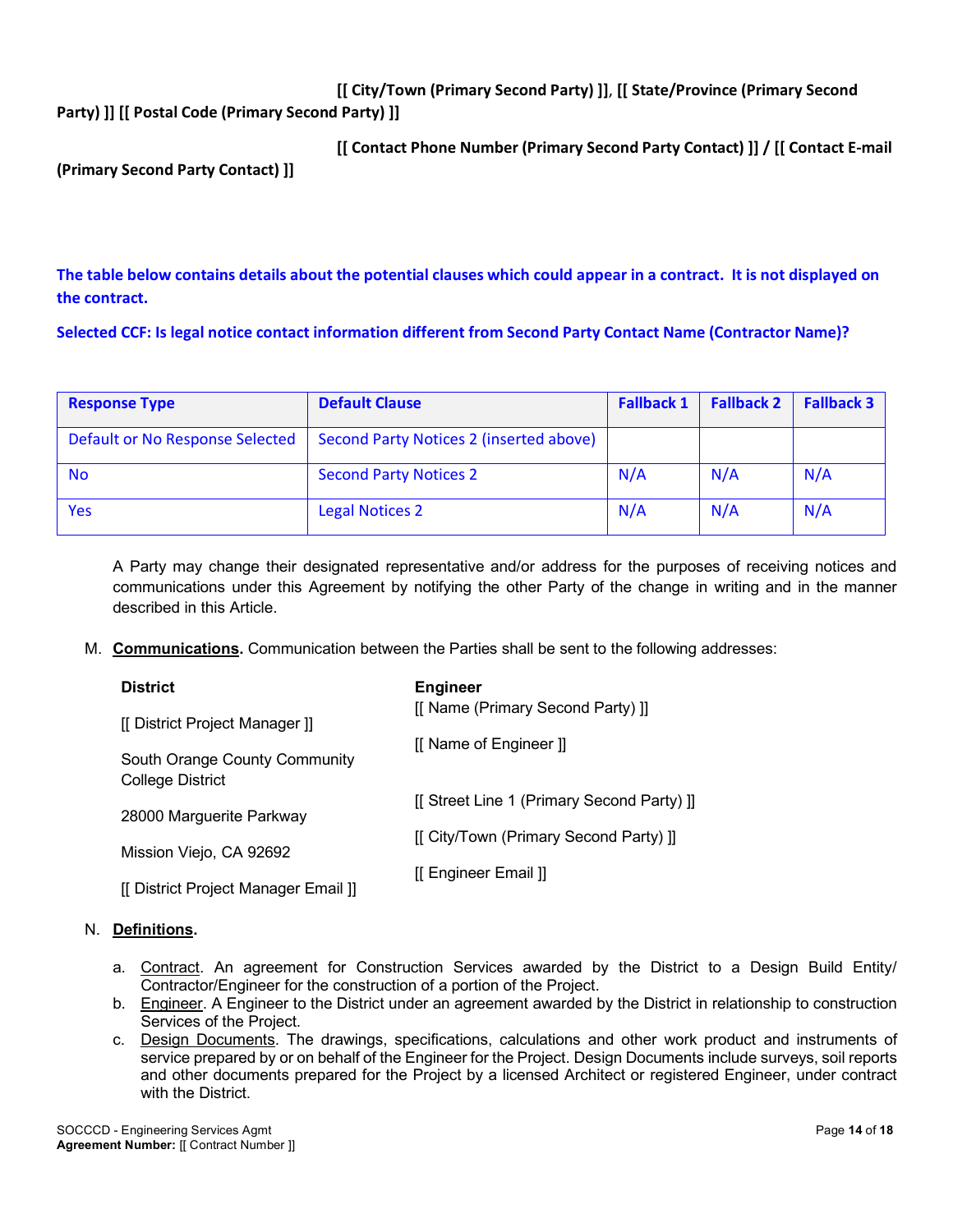**[[ City/Town (Primary Second Party) ]], [[ State/Province (Primary Second Party) ]] [[ Postal Code (Primary Second Party) ]]**

**[[ Contact Phone Number (Primary Second Party Contact) ]] / [[ Contact E-mail (Primary Second Party Contact) ]]**

**The table below contains details about the potential clauses which could appear in a contract. It is not displayed on the contract.**

**Selected CCF: Is legal notice contact information different from Second Party Contact Name (Contractor Name)?**

| Response Type | Default Clause | Fallback 1 | Fallback 2 | Fallback 3 |
|---|---|---|---|---|
| Default or No Response Selected | Second Party Notices 2 (inserted above) | | | |
| No | Second Party Notices 2 | N/A | N/A | N/A |
| Yes | Legal Notices 2 | N/A | N/A | N/A |

A Party may change their designated representative and/or address for the purposes of receiving notices and communications under this Agreement by notifying the other Party of the change in writing and in the manner described in this Article.

M. **Communications.** Communication between the Parties shall be sent to the following addresses:

**District**

[[ District Project Manager ]]

South Orange County Community College District

28000 Marguerite Parkway

Mission Viejo, CA 92692

[[ District Project Manager Email ]]

**Engineer**

[[ Name (Primary Second Party) ]]

[[ Name of Engineer ]]

[[ Street Line 1 (Primary Second Party) ]]

[[ City/Town (Primary Second Party) ]]

[[ Engineer Email ]]

N. **Definitions.**

a. Contract. An agreement for Construction Services awarded by the District to a Design Build Entity/ Contractor/Engineer for the construction of a portion of the Project.
b. Engineer. A Engineer to the District under an agreement awarded by the District in relationship to construction Services of the Project.
c. Design Documents. The drawings, specifications, calculations and other work product and instruments of service prepared by or on behalf of the Engineer for the Project. Design Documents include surveys, soil reports and other documents prepared for the Project by a licensed Architect or registered Engineer, under contract with the District.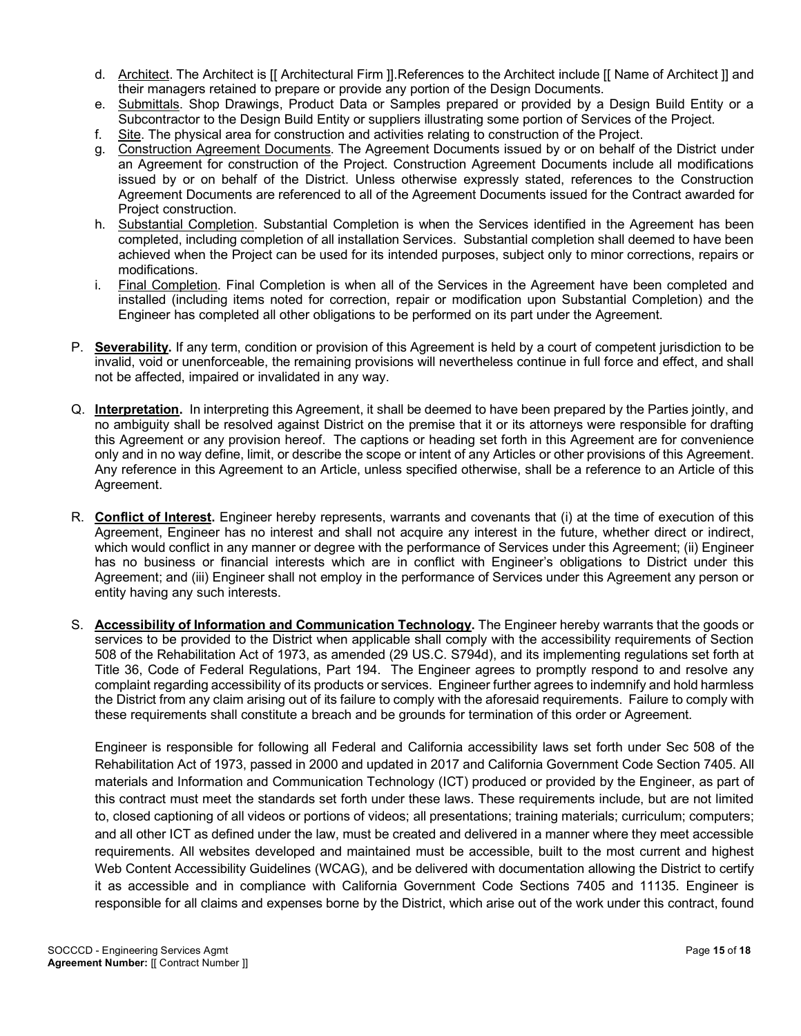d. <u>Architect</u>. The Architect is [[ Architectural Firm ]].References to the Architect include [[ Name of Architect ]] and their managers retained to prepare or provide any portion of the Design Documents.

e. <u>Submittals</u>. Shop Drawings, Product Data or Samples prepared or provided by a Design Build Entity or a Subcontractor to the Design Build Entity or suppliers illustrating some portion of Services of the Project.

f. <u>Site</u>. The physical area for construction and activities relating to construction of the Project.

g. <u>Construction Agreement Documents</u>. The Agreement Documents issued by or on behalf of the District under an Agreement for construction of the Project. Construction Agreement Documents include all modifications issued by or on behalf of the District. Unless otherwise expressly stated, references to the Construction Agreement Documents are referenced to all of the Agreement Documents issued for the Contract awarded for Project construction.

h. <u>Substantial Completion</u>. Substantial Completion is when the Services identified in the Agreement has been completed, including completion of all installation Services. Substantial completion shall deemed to have been achieved when the Project can be used for its intended purposes, subject only to minor corrections, repairs or modifications.

i. <u>Final Completion</u>. Final Completion is when all of the Services in the Agreement have been completed and installed (including items noted for correction, repair or modification upon Substantial Completion) and the Engineer has completed all other obligations to be performed on its part under the Agreement.

P. **<u>Severability</u>.** If any term, condition or provision of this Agreement is held by a court of competent jurisdiction to be invalid, void or unenforceable, the remaining provisions will nevertheless continue in full force and effect, and shall not be affected, impaired or invalidated in any way.

Q. **<u>Interpretation</u>.** In interpreting this Agreement, it shall be deemed to have been prepared by the Parties jointly, and no ambiguity shall be resolved against District on the premise that it or its attorneys were responsible for drafting this Agreement or any provision hereof. The captions or heading set forth in this Agreement are for convenience only and in no way define, limit, or describe the scope or intent of any Articles or other provisions of this Agreement. Any reference in this Agreement to an Article, unless specified otherwise, shall be a reference to an Article of this Agreement.

R. **<u>Conflict of Interest</u>.** Engineer hereby represents, warrants and covenants that (i) at the time of execution of this Agreement, Engineer has no interest and shall not acquire any interest in the future, whether direct or indirect, which would conflict in any manner or degree with the performance of Services under this Agreement; (ii) Engineer has no business or financial interests which are in conflict with Engineer's obligations to District under this Agreement; and (iii) Engineer shall not employ in the performance of Services under this Agreement any person or entity having any such interests.

S. **<u>Accessibility of Information and Communication Technology</u>.** The Engineer hereby warrants that the goods or services to be provided to the District when applicable shall comply with the accessibility requirements of Section 508 of the Rehabilitation Act of 1973, as amended (29 US.C. S794d), and its implementing regulations set forth at Title 36, Code of Federal Regulations, Part 194. The Engineer agrees to promptly respond to and resolve any complaint regarding accessibility of its products or services. Engineer further agrees to indemnify and hold harmless the District from any claim arising out of its failure to comply with the aforesaid requirements. Failure to comply with these requirements shall constitute a breach and be grounds for termination of this order or Agreement.

Engineer is responsible for following all Federal and California accessibility laws set forth under Sec 508 of the Rehabilitation Act of 1973, passed in 2000 and updated in 2017 and California Government Code Section 7405. All materials and Information and Communication Technology (ICT) produced or provided by the Engineer, as part of this contract must meet the standards set forth under these laws. These requirements include, but are not limited to, closed captioning of all videos or portions of videos; all presentations; training materials; curriculum; computers; and all other ICT as defined under the law, must be created and delivered in a manner where they meet accessible requirements. All websites developed and maintained must be accessible, built to the most current and highest Web Content Accessibility Guidelines (WCAG), and be delivered with documentation allowing the District to certify it as accessible and in compliance with California Government Code Sections 7405 and 11135. Engineer is responsible for all claims and expenses borne by the District, which arise out of the work under this contract, found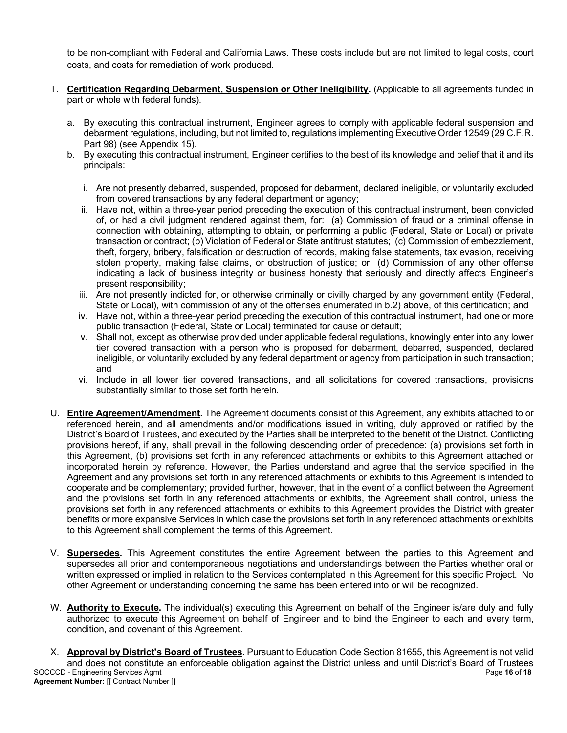to be non-compliant with Federal and California Laws. These costs include but are not limited to legal costs, court costs, and costs for remediation of work produced.

T. **Certification Regarding Debarment, Suspension or Other Ineligibility.** (Applicable to all agreements funded in part or whole with federal funds).

   a. By executing this contractual instrument, Engineer agrees to comply with applicable federal suspension and debarment regulations, including, but not limited to, regulations implementing Executive Order 12549 (29 C.F.R. Part 98) (see Appendix 15).

   b. By executing this contractual instrument, Engineer certifies to the best of its knowledge and belief that it and its principals:

      i. Are not presently debarred, suspended, proposed for debarment, declared ineligible, or voluntarily excluded from covered transactions by any federal department or agency;

      ii. Have not, within a three-year period preceding the execution of this contractual instrument, been convicted of, or had a civil judgment rendered against them, for: (a) Commission of fraud or a criminal offense in connection with obtaining, attempting to obtain, or performing a public (Federal, State or Local) or private transaction or contract; (b) Violation of Federal or State antitrust statutes; (c) Commission of embezzlement, theft, forgery, bribery, falsification or destruction of records, making false statements, tax evasion, receiving stolen property, making false claims, or obstruction of justice; or (d) Commission of any other offense indicating a lack of business integrity or business honesty that seriously and directly affects Engineer's present responsibility;

      iii. Are not presently indicted for, or otherwise criminally or civilly charged by any government entity (Federal, State or Local), with commission of any of the offenses enumerated in b.2) above, of this certification; and

      iv. Have not, within a three-year period preceding the execution of this contractual instrument, had one or more public transaction (Federal, State or Local) terminated for cause or default;

      v. Shall not, except as otherwise provided under applicable federal regulations, knowingly enter into any lower tier covered transaction with a person who is proposed for debarment, debarred, suspended, declared ineligible, or voluntarily excluded by any federal department or agency from participation in such transaction; and

      vi. Include in all lower tier covered transactions, and all solicitations for covered transactions, provisions substantially similar to those set forth herein.

U. **Entire Agreement/Amendment.** The Agreement documents consist of this Agreement, any exhibits attached to or referenced herein, and all amendments and/or modifications issued in writing, duly approved or ratified by the District's Board of Trustees, and executed by the Parties shall be interpreted to the benefit of the District. Conflicting provisions hereof, if any, shall prevail in the following descending order of precedence: (a) provisions set forth in this Agreement, (b) provisions set forth in any referenced attachments or exhibits to this Agreement attached or incorporated herein by reference. However, the Parties understand and agree that the service specified in the Agreement and any provisions set forth in any referenced attachments or exhibits to this Agreement is intended to cooperate and be complementary; provided further, however, that in the event of a conflict between the Agreement and the provisions set forth in any referenced attachments or exhibits, the Agreement shall control, unless the provisions set forth in any referenced attachments or exhibits to this Agreement provides the District with greater benefits or more expansive Services in which case the provisions set forth in any referenced attachments or exhibits to this Agreement shall complement the terms of this Agreement.

V. **Supersedes.** This Agreement constitutes the entire Agreement between the parties to this Agreement and supersedes all prior and contemporaneous negotiations and understandings between the Parties whether oral or written expressed or implied in relation to the Services contemplated in this Agreement for this specific Project. No other Agreement or understanding concerning the same has been entered into or will be recognized.

W. **Authority to Execute.** The individual(s) executing this Agreement on behalf of the Engineer is/are duly and fully authorized to execute this Agreement on behalf of Engineer and to bind the Engineer to each and every term, condition, and covenant of this Agreement.

X. **Approval by District's Board of Trustees.** Pursuant to Education Code Section 81655, this Agreement is not valid and does not constitute an enforceable obligation against the District unless and until District's Board of Trustees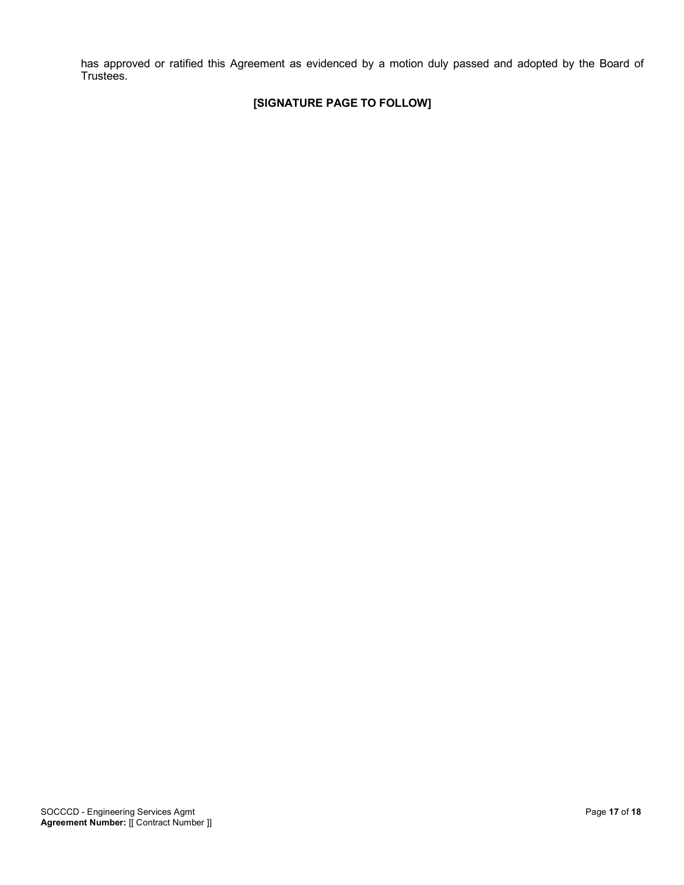has approved or ratified this Agreement as evidenced by a motion duly passed and adopted by the Board of Trustees.

**[SIGNATURE PAGE TO FOLLOW]**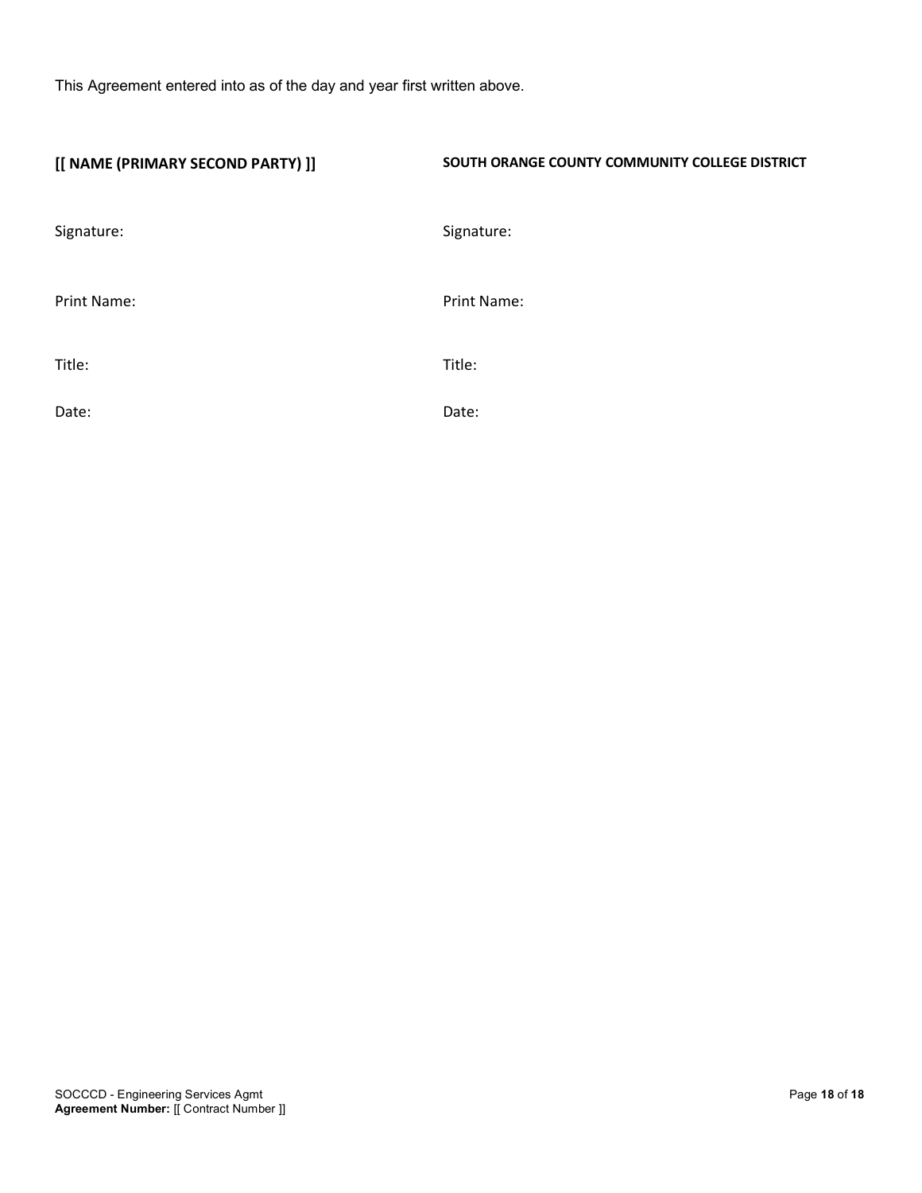This Agreement entered into as of the day and year first written above.

| **[[ NAME (PRIMARY SECOND PARTY) ]]** | **SOUTH ORANGE COUNTY COMMUNITY COLLEGE DISTRICT** |
|---|---|
| Signature: | Signature: |
| Print Name: | Print Name: |
| Title: | Title: |
| Date: | Date: |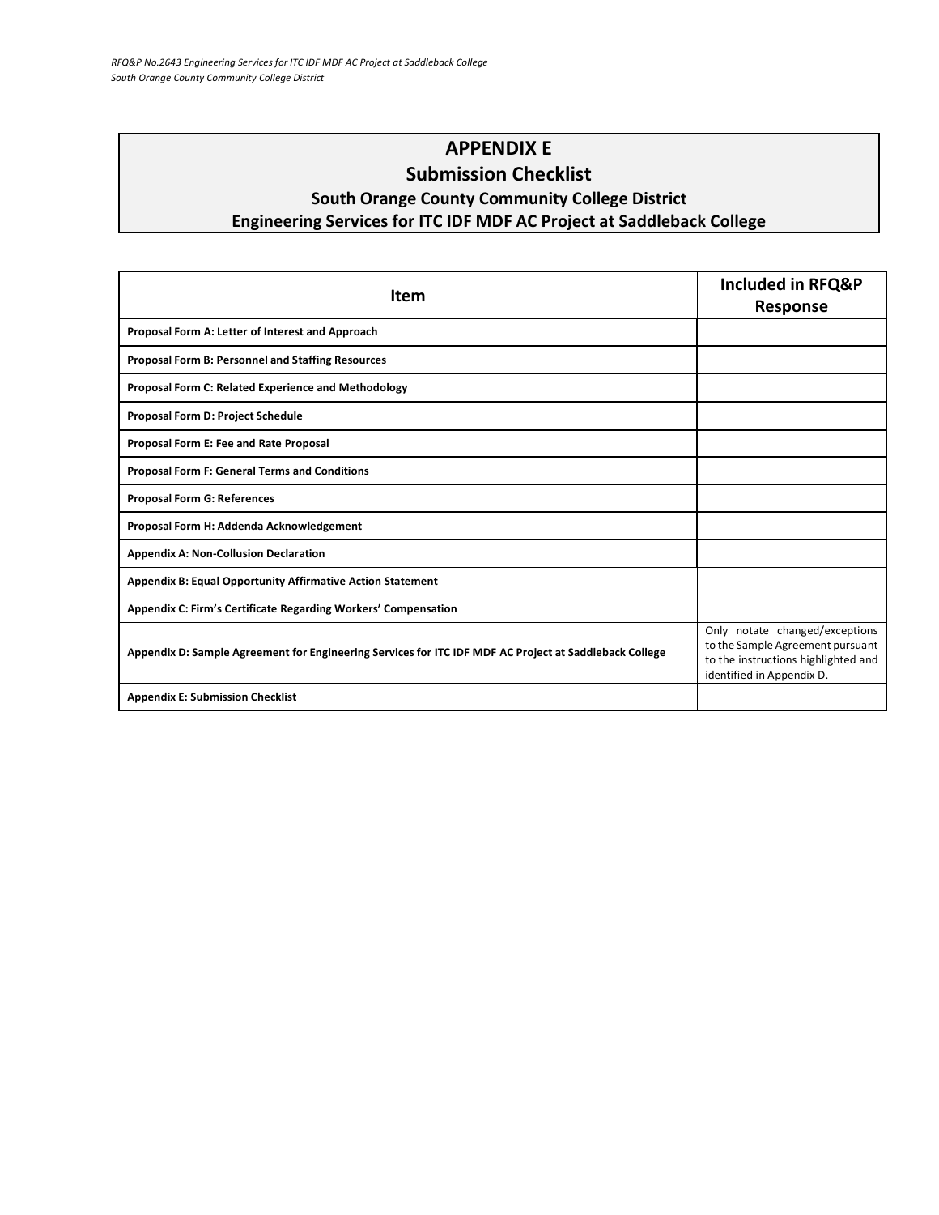# APPENDIX E

## Submission Checklist

### South Orange County Community College District

### Engineering Services for ITC IDF MDF AC Project at Saddleback College

| Item | Included in RFQ&P Response |
|---|---|
| **Proposal Form A: Letter of Interest and Approach** | |
| **Proposal Form B: Personnel and Staffing Resources** | |
| **Proposal Form C: Related Experience and Methodology** | |
| **Proposal Form D: Project Schedule** | |
| **Proposal Form E: Fee and Rate Proposal** | |
| **Proposal Form F: General Terms and Conditions** | |
| **Proposal Form G: References** | |
| **Proposal Form H: Addenda Acknowledgement** | |
| **Appendix A: Non-Collusion Declaration** | |
| **Appendix B: Equal Opportunity Affirmative Action Statement** | |
| **Appendix C: Firm's Certificate Regarding Workers' Compensation** | |
| **Appendix D: Sample Agreement for Engineering Services for ITC IDF MDF AC Project at Saddleback College** | Only notate changed/exceptions to the Sample Agreement pursuant to the instructions highlighted and identified in Appendix D. |
| **Appendix E: Submission Checklist** | |